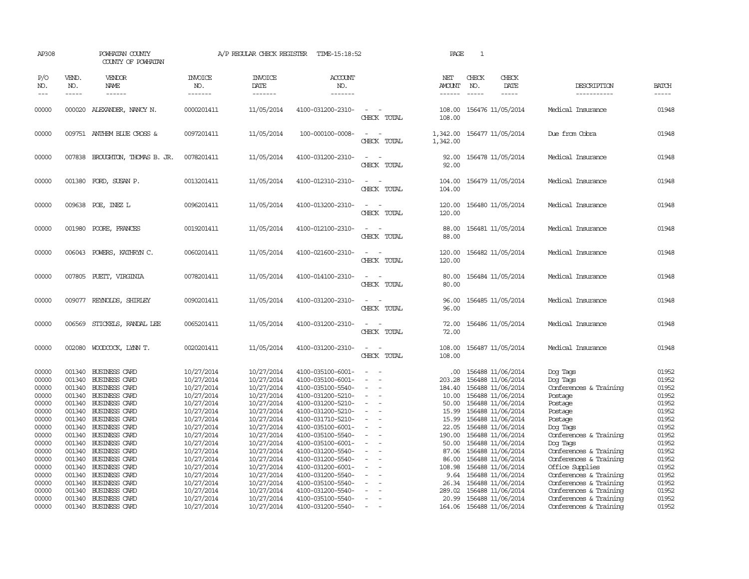AP308 POWHATAN COUNTY A/P REGULAR CHECK REGISTER TIME-15:18:52 PAGE 1
COUNTY OF POWHATAN

| P/O NO. | VEND. NO. | VENDOR NAME | INVOICE NO. | INVOICE DATE | ACCOUNT NO. | | NET AMOUNT | CHECK NO. | CHECK DATE | DESCRIPTION | BATCH |
|---|---|---|---|---|---|---|---|---|---|---|---|
| 00000 | 000020 | ALEXANDER, NANCY N. | 0000201411 | 11/05/2014 | 4100-031200-2310- | - - | 108.00 | 156476 | 11/05/2014 | Medical Insurance | 01948 |
| | | | | | | CHECK TOTAL | 108.00 | | | | |
| 00000 | 009751 | ANTHEM BLUE CROSS & | 0097201411 | 11/05/2014 | 100-000100-0008- | - - | 1,342.00 | 156477 | 11/05/2014 | Due from Cobra | 01948 |
| | | | | | | CHECK TOTAL | 1,342.00 | | | | |
| 00000 | 007838 | BROUGHTON, THOMAS B. JR. | 0078201411 | 11/05/2014 | 4100-031200-2310- | - - | 92.00 | 156478 | 11/05/2014 | Medical Insurance | 01948 |
| | | | | | | CHECK TOTAL | 92.00 | | | | |
| 00000 | 001380 | FORD, SUSAN P. | 0013201411 | 11/05/2014 | 4100-012310-2310- | - - | 104.00 | 156479 | 11/05/2014 | Medical Insurance | 01948 |
| | | | | | | CHECK TOTAL | 104.00 | | | | |
| 00000 | 009638 | POE, INEZ L | 0096201411 | 11/05/2014 | 4100-013200-2310- | - - | 120.00 | 156480 | 11/05/2014 | Medical Insurance | 01948 |
| | | | | | | CHECK TOTAL | 120.00 | | | | |
| 00000 | 001980 | POORE, FRANCES | 0019201411 | 11/05/2014 | 4100-012100-2310- | - - | 88.00 | 156481 | 11/05/2014 | Medical Insurance | 01948 |
| | | | | | | CHECK TOTAL | 88.00 | | | | |
| 00000 | 006043 | POWERS, KATHRYN C. | 0060201411 | 11/05/2014 | 4100-021600-2310- | - - | 120.00 | 156482 | 11/05/2014 | Medical Insurance | 01948 |
| | | | | | | CHECK TOTAL | 120.00 | | | | |
| 00000 | 007805 | PUETT, VIRGINIA | 0078201411 | 11/05/2014 | 4100-014100-2310- | - - | 80.00 | 156484 | 11/05/2014 | Medical Insurance | 01948 |
| | | | | | | CHECK TOTAL | 80.00 | | | | |
| 00000 | 009077 | REYNOLDS, SHIRLEY | 0090201411 | 11/05/2014 | 4100-031200-2310- | - - | 96.00 | 156485 | 11/05/2014 | Medical Insurance | 01948 |
| | | | | | | CHECK TOTAL | 96.00 | | | | |
| 00000 | 006569 | STICKELS, RANDAL LEE | 0065201411 | 11/05/2014 | 4100-031200-2310- | - - | 72.00 | 156486 | 11/05/2014 | Medical Insurance | 01948 |
| | | | | | | CHECK TOTAL | 72.00 | | | | |
| 00000 | 002080 | WOODCOCK, LYNN T. | 0020201411 | 11/05/2014 | 4100-031200-2310- | - - | 108.00 | 156487 | 11/05/2014 | Medical Insurance | 01948 |
| | | | | | | CHECK TOTAL | 108.00 | | | | |
| 00000 | 001340 | BUSINESS CARD | 10/27/2014 | 10/27/2014 | 4100-035100-6001- | - - | .00 | 156488 | 11/06/2014 | Dog Tags | 01952 |
| 00000 | 001340 | BUSINESS CARD | 10/27/2014 | 10/27/2014 | 4100-035100-6001- | - - | 203.28 | 156488 | 11/06/2014 | Dog Tags | 01952 |
| 00000 | 001340 | BUSINESS CARD | 10/27/2014 | 10/27/2014 | 4100-035100-5540- | - - | 184.40 | 156488 | 11/06/2014 | Conferences & Training | 01952 |
| 00000 | 001340 | BUSINESS CARD | 10/27/2014 | 10/27/2014 | 4100-031200-5210- | - - | 10.00 | 156488 | 11/06/2014 | Postage | 01952 |
| 00000 | 001340 | BUSINESS CARD | 10/27/2014 | 10/27/2014 | 4100-031200-5210- | - - | 50.00 | 156488 | 11/06/2014 | Postage | 01952 |
| 00000 | 001340 | BUSINESS CARD | 10/27/2014 | 10/27/2014 | 4100-031200-5210- | - - | 15.99 | 156488 | 11/06/2014 | Postage | 01952 |
| 00000 | 001340 | BUSINESS CARD | 10/27/2014 | 10/27/2014 | 4100-031710-5210- | - - | 15.99 | 156488 | 11/06/2014 | Postage | 01952 |
| 00000 | 001340 | BUSINESS CARD | 10/27/2014 | 10/27/2014 | 4100-035100-6001- | - - | 22.05 | 156488 | 11/06/2014 | Dog Tags | 01952 |
| 00000 | 001340 | BUSINESS CARD | 10/27/2014 | 10/27/2014 | 4100-035100-5540- | - - | 190.00 | 156488 | 11/06/2014 | Conferences & Training | 01952 |
| 00000 | 001340 | BUSINESS CARD | 10/27/2014 | 10/27/2014 | 4100-035100-6001- | - - | 50.00 | 156488 | 11/06/2014 | Dog Tags | 01952 |
| 00000 | 001340 | BUSINESS CARD | 10/27/2014 | 10/27/2014 | 4100-031200-5540- | - - | 87.06 | 156488 | 11/06/2014 | Conferences & Training | 01952 |
| 00000 | 001340 | BUSINESS CARD | 10/27/2014 | 10/27/2014 | 4100-031200-5540- | - - | 86.00 | 156488 | 11/06/2014 | Conferences & Training | 01952 |
| 00000 | 001340 | BUSINESS CARD | 10/27/2014 | 10/27/2014 | 4100-031200-6001- | - - | 108.98 | 156488 | 11/06/2014 | Office Supplies | 01952 |
| 00000 | 001340 | BUSINESS CARD | 10/27/2014 | 10/27/2014 | 4100-031200-5540- | - - | 9.64 | 156488 | 11/06/2014 | Conferences & Training | 01952 |
| 00000 | 001340 | BUSINESS CARD | 10/27/2014 | 10/27/2014 | 4100-035100-5540- | - - | 26.34 | 156488 | 11/06/2014 | Conferences & Training | 01952 |
| 00000 | 001340 | BUSINESS CARD | 10/27/2014 | 10/27/2014 | 4100-031200-5540- | - - | 289.02 | 156488 | 11/06/2014 | Conferences & Training | 01952 |
| 00000 | 001340 | BUSINESS CARD | 10/27/2014 | 10/27/2014 | 4100-035100-5540- | - - | 20.99 | 156488 | 11/06/2014 | Conferences & Training | 01952 |
| 00000 | 001340 | BUSINESS CARD | 10/27/2014 | 10/27/2014 | 4100-031200-5540- | - - | 164.06 | 156488 | 11/06/2014 | Conferences & Training | 01952 |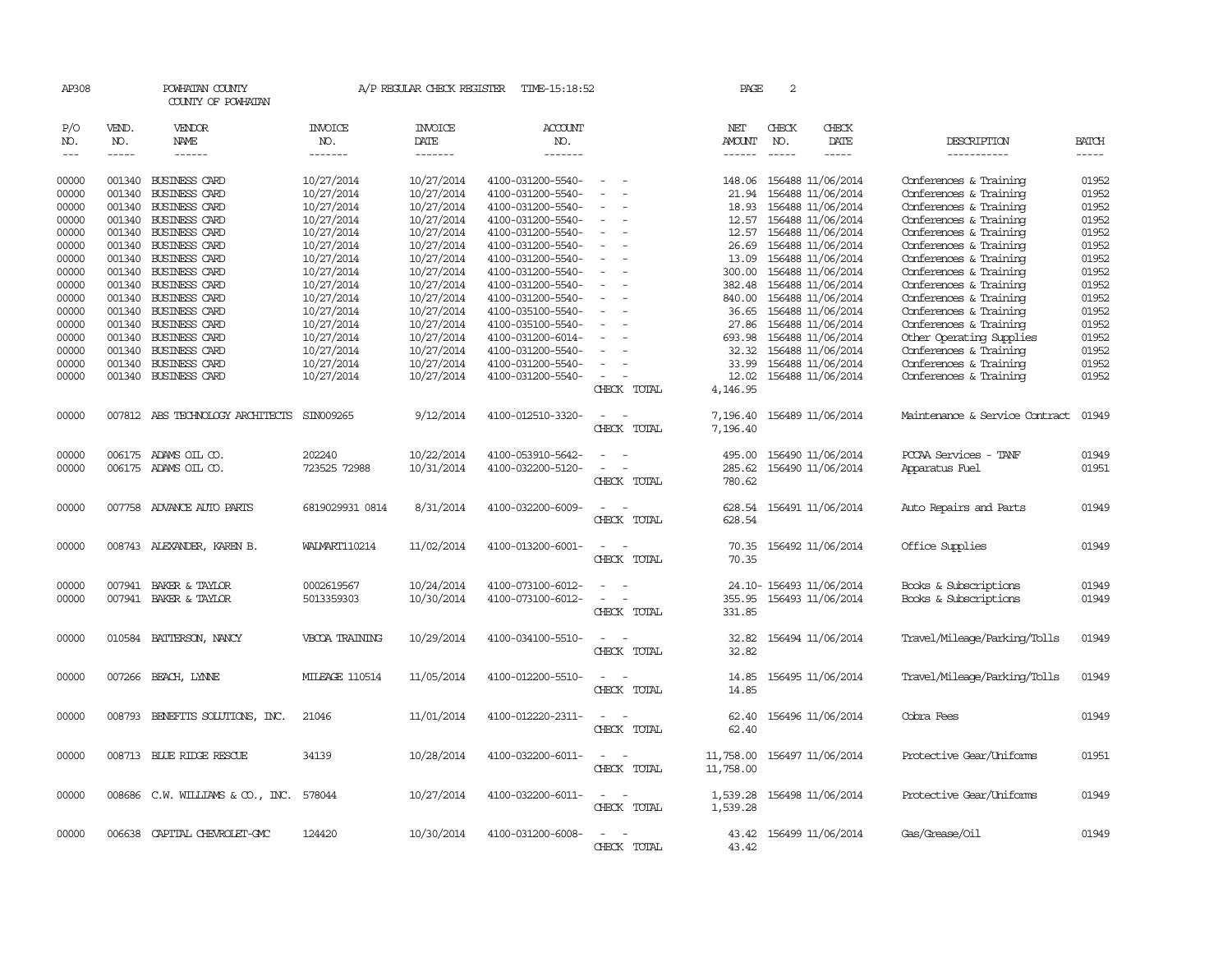AP308 POWHATAN COUNTY A/P REGULAR CHECK REGISTER TIME-15:18:52

COUNTY OF POWHATAN

| P/O NO. | VEND. NO. | VENDOR NAME | INVOICE NO. | INVOICE DATE | ACCOUNT NO. | | NET AMOUNT | CHECK NO. | CHECK DATE | DESCRIPTION | BATCH |
|---|---|---|---|---|---|---|---|---|---|---|---|
| 00000 | 001340 | BUSINESS CARD | 10/27/2014 | 10/27/2014 | 4100-031200-5540- | - - | 148.06 | 156488 | 11/06/2014 | Conferences & Training | 01952 |
| 00000 | 001340 | BUSINESS CARD | 10/27/2014 | 10/27/2014 | 4100-031200-5540- | - - | 21.94 | 156488 | 11/06/2014 | Conferences & Training | 01952 |
| 00000 | 001340 | BUSINESS CARD | 10/27/2014 | 10/27/2014 | 4100-031200-5540- | - - | 18.93 | 156488 | 11/06/2014 | Conferences & Training | 01952 |
| 00000 | 001340 | BUSINESS CARD | 10/27/2014 | 10/27/2014 | 4100-031200-5540- | - - | 12.57 | 156488 | 11/06/2014 | Conferences & Training | 01952 |
| 00000 | 001340 | BUSINESS CARD | 10/27/2014 | 10/27/2014 | 4100-031200-5540- | - - | 12.57 | 156488 | 11/06/2014 | Conferences & Training | 01952 |
| 00000 | 001340 | BUSINESS CARD | 10/27/2014 | 10/27/2014 | 4100-031200-5540- | - - | 26.69 | 156488 | 11/06/2014 | Conferences & Training | 01952 |
| 00000 | 001340 | BUSINESS CARD | 10/27/2014 | 10/27/2014 | 4100-031200-5540- | - - | 13.09 | 156488 | 11/06/2014 | Conferences & Training | 01952 |
| 00000 | 001340 | BUSINESS CARD | 10/27/2014 | 10/27/2014 | 4100-031200-5540- | - - | 300.00 | 156488 | 11/06/2014 | Conferences & Training | 01952 |
| 00000 | 001340 | BUSINESS CARD | 10/27/2014 | 10/27/2014 | 4100-031200-5540- | - - | 382.48 | 156488 | 11/06/2014 | Conferences & Training | 01952 |
| 00000 | 001340 | BUSINESS CARD | 10/27/2014 | 10/27/2014 | 4100-031200-5540- | - - | 840.00 | 156488 | 11/06/2014 | Conferences & Training | 01952 |
| 00000 | 001340 | BUSINESS CARD | 10/27/2014 | 10/27/2014 | 4100-035100-5540- | - - | 36.65 | 156488 | 11/06/2014 | Conferences & Training | 01952 |
| 00000 | 001340 | BUSINESS CARD | 10/27/2014 | 10/27/2014 | 4100-035100-5540- | - - | 27.86 | 156488 | 11/06/2014 | Conferences & Training | 01952 |
| 00000 | 001340 | BUSINESS CARD | 10/27/2014 | 10/27/2014 | 4100-031200-6014- | - - | 693.98 | 156488 | 11/06/2014 | Other Operating Supplies | 01952 |
| 00000 | 001340 | BUSINESS CARD | 10/27/2014 | 10/27/2014 | 4100-031200-5540- | - - | 32.32 | 156488 | 11/06/2014 | Conferences & Training | 01952 |
| 00000 | 001340 | BUSINESS CARD | 10/27/2014 | 10/27/2014 | 4100-031200-5540- | - - | 33.99 | 156488 | 11/06/2014 | Conferences & Training | 01952 |
| 00000 | 001340 | BUSINESS CARD | 10/27/2014 | 10/27/2014 | 4100-031200-5540- | - - | 12.02 | 156488 | 11/06/2014 | Conferences & Training | 01952 |
| | | | | | | CHECK TOTAL | 4,146.95 | | | | |
| 00000 | 007812 | ABS TECHNOLOGY ARCHITECTS | SIN009265 | 9/12/2014 | 4100-012510-3320- | - - | 7,196.40 | 156489 | 11/06/2014 | Maintenance & Service Contract | 01949 |
| | | | | | | CHECK TOTAL | 7,196.40 | | | | |
| 00000 | 006175 | ADAMS OIL CO. | 202240 | 10/22/2014 | 4100-053910-5642- | - - | 495.00 | 156490 | 11/06/2014 | PCCAA Services - TANF | 01949 |
| 00000 | 006175 | ADAMS OIL CO. | 723525 72988 | 10/31/2014 | 4100-032200-5120- | - - | 285.62 | 156490 | 11/06/2014 | Apparatus Fuel | 01951 |
| | | | | | | CHECK TOTAL | 780.62 | | | | |
| 00000 | 007758 | ADVANCE AUTO PARTS | 6819029931 0814 | 8/31/2014 | 4100-032200-6009- | - - | 628.54 | 156491 | 11/06/2014 | Auto Repairs and Parts | 01949 |
| | | | | | | CHECK TOTAL | 628.54 | | | | |
| 00000 | 008743 | ALEXANDER, KAREN B. | WALMART110214 | 11/02/2014 | 4100-013200-6001- | - - | 70.35 | 156492 | 11/06/2014 | Office Supplies | 01949 |
| | | | | | | CHECK TOTAL | 70.35 | | | | |
| 00000 | 007941 | BAKER & TAYLOR | 0002619567 | 10/24/2014 | 4100-073100-6012- | - - | 24.10- | 156493 | 11/06/2014 | Books & Subscriptions | 01949 |
| 00000 | 007941 | BAKER & TAYLOR | 5013359303 | 10/30/2014 | 4100-073100-6012- | - - | 355.95 | 156493 | 11/06/2014 | Books & Subscriptions | 01949 |
| | | | | | | CHECK TOTAL | 331.85 | | | | |
| 00000 | 010584 | BATTERSON, NANCY | VBCOA TRAINING | 10/29/2014 | 4100-034100-5510- | - - | 32.82 | 156494 | 11/06/2014 | Travel/Mileage/Parking/Tolls | 01949 |
| | | | | | | CHECK TOTAL | 32.82 | | | | |
| 00000 | 007266 | BEACH, LYNNE | MILEAGE 110514 | 11/05/2014 | 4100-012200-5510- | - - | 14.85 | 156495 | 11/06/2014 | Travel/Mileage/Parking/Tolls | 01949 |
| | | | | | | CHECK TOTAL | 14.85 | | | | |
| 00000 | 008793 | BENEFITS SOLUTIONS, INC. | 21046 | 11/01/2014 | 4100-012220-2311- | - - | 62.40 | 156496 | 11/06/2014 | Cobra Fees | 01949 |
| | | | | | | CHECK TOTAL | 62.40 | | | | |
| 00000 | 008713 | BLUE RIDGE RESCUE | 34139 | 10/28/2014 | 4100-032200-6011- | - - | 11,758.00 | 156497 | 11/06/2014 | Protective Gear/Uniforms | 01951 |
| | | | | | | CHECK TOTAL | 11,758.00 | | | | |
| 00000 | 008686 | C.W. WILLIAMS & CO., INC. | 578044 | 10/27/2014 | 4100-032200-6011- | - - | 1,539.28 | 156498 | 11/06/2014 | Protective Gear/Uniforms | 01949 |
| | | | | | | CHECK TOTAL | 1,539.28 | | | | |
| 00000 | 006638 | CAPITAL CHEVROLET-GMC | 124420 | 10/30/2014 | 4100-031200-6008- | - - | 43.42 | 156499 | 11/06/2014 | Gas/Grease/Oil | 01949 |
| | | | | | | CHECK TOTAL | 43.42 | | | | |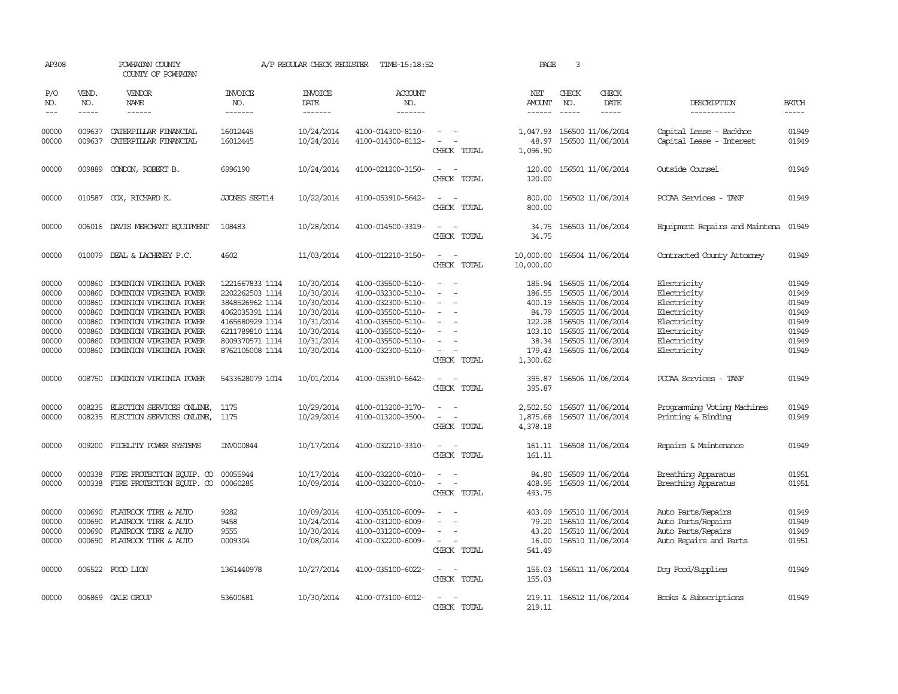AP308 POWHATAN COUNTY A/P REGULAR CHECK REGISTER TIME-15:18:52 PAGE 3

COUNTY OF POWHATAN

| P/O NO. | VEND. NO. | VENDOR NAME | INVOICE NO. | INVOICE DATE | ACCOUNT NO. | | NET AMOUNT | CHECK NO. | CHECK DATE | DESCRIPTION | BATCH |
|---|---|---|---|---|---|---|---|---|---|---|---|
| 00000 | 009637 | CATERPILLAR FINANCIAL | 16012445 | 10/24/2014 | 4100-014300-8110- | - - | 1,047.93 | 156500 | 11/06/2014 | Capital Lease - Backhoe | 01949 |
| 00000 | 009637 | CATERPILLAR FINANCIAL | 16012445 | 10/24/2014 | 4100-014300-8112- | - - | 48.97 | 156500 | 11/06/2014 | Capital Lease - Interest | 01949 |
| | | | | | | CHECK TOTAL | 1,096.90 | | | | |
| 00000 | 009889 | CONDON, ROBERT B. | 6996190 | 10/24/2014 | 4100-021200-3150- | - - | 120.00 | 156501 | 11/06/2014 | Outside Counsel | 01949 |
| | | | | | | CHECK TOTAL | 120.00 | | | | |
| 00000 | 010587 | COX, RICHARD K. | JJONES SEPT14 | 10/22/2014 | 4100-053910-5642- | - - | 800.00 | 156502 | 11/06/2014 | PCCAA Services - TANF | 01949 |
| | | | | | | CHECK TOTAL | 800.00 | | | | |
| 00000 | 006016 | DAVIS MERCHANT EQUIPMENT | 108483 | 10/28/2014 | 4100-014500-3319- | - - | 34.75 | 156503 | 11/06/2014 | Equipment Repairs and Maintena | 01949 |
| | | | | | | CHECK TOTAL | 34.75 | | | | |
| 00000 | 010079 | DEAL & LACHENEY P.C. | 4602 | 11/03/2014 | 4100-012210-3150- | - - | 10,000.00 | 156504 | 11/06/2014 | Contracted County Attorney | 01949 |
| | | | | | | CHECK TOTAL | 10,000.00 | | | | |
| 00000 | 000860 | DOMINION VIRGINIA POWER | 1221667833 1114 | 10/30/2014 | 4100-035500-5110- | - - | 185.94 | 156505 | 11/06/2014 | Electricity | 01949 |
| 00000 | 000860 | DOMINION VIRGINIA POWER | 2202262503 1114 | 10/30/2014 | 4100-032300-5110- | - - | 186.55 | 156505 | 11/06/2014 | Electricity | 01949 |
| 00000 | 000860 | DOMINION VIRGINIA POWER | 3848526962 1114 | 10/30/2014 | 4100-032300-5110- | - - | 400.19 | 156505 | 11/06/2014 | Electricity | 01949 |
| 00000 | 000860 | DOMINION VIRGINIA POWER | 4062035391 1114 | 10/30/2014 | 4100-035500-5110- | - - | 84.79 | 156505 | 11/06/2014 | Electricity | 01949 |
| 00000 | 000860 | DOMINION VIRGINIA POWER | 4165680929 1114 | 10/31/2014 | 4100-035500-5110- | - - | 122.28 | 156505 | 11/06/2014 | Electricity | 01949 |
| 00000 | 000860 | DOMINION VIRGINIA POWER | 6211789810 1114 | 10/30/2014 | 4100-035500-5110- | - - | 103.10 | 156505 | 11/06/2014 | Electricity | 01949 |
| 00000 | 000860 | DOMINION VIRGINIA POWER | 8009370571 1114 | 10/31/2014 | 4100-035500-5110- | - - | 38.34 | 156505 | 11/06/2014 | Electricity | 01949 |
| 00000 | 000860 | DOMINION VIRGINIA POWER | 8762105008 1114 | 10/30/2014 | 4100-032300-5110- | - - | 179.43 | 156505 | 11/06/2014 | Electricity | 01949 |
| | | | | | | CHECK TOTAL | 1,300.62 | | | | |
| 00000 | 008750 | DOMINION VIRGINIA POWER | 5433628079 1014 | 10/01/2014 | 4100-053910-5642- | - - | 395.87 | 156506 | 11/06/2014 | PCCAA Services - TANF | 01949 |
| | | | | | | CHECK TOTAL | 395.87 | | | | |
| 00000 | 008235 | ELECTION SERVICES ONLINE, | 1175 | 10/29/2014 | 4100-013200-3170- | - - | 2,502.50 | 156507 | 11/06/2014 | Programming Voting Machines | 01949 |
| 00000 | 008235 | ELECTION SERVICES ONLINE, | 1175 | 10/29/2014 | 4100-013200-3500- | - - | 1,875.68 | 156507 | 11/06/2014 | Printing & Binding | 01949 |
| | | | | | | CHECK TOTAL | 4,378.18 | | | | |
| 00000 | 009200 | FIDELITY POWER SYSTEMS | INV000844 | 10/17/2014 | 4100-032210-3310- | - - | 161.11 | 156508 | 11/06/2014 | Repairs & Maintenance | 01949 |
| | | | | | | CHECK TOTAL | 161.11 | | | | |
| 00000 | 000338 | FIRE PROTECTION EQUIP. CO | 00055944 | 10/17/2014 | 4100-032200-6010- | - - | 84.80 | 156509 | 11/06/2014 | Breathing Apparatus | 01951 |
| 00000 | 000338 | FIRE PROTECTION EQUIP. CO | 00060285 | 10/09/2014 | 4100-032200-6010- | - - | 408.95 | 156509 | 11/06/2014 | Breathing Apparatus | 01951 |
| | | | | | | CHECK TOTAL | 493.75 | | | | |
| 00000 | 000690 | FLATROCK TIRE & AUTO | 9282 | 10/09/2014 | 4100-035100-6009- | - - | 403.09 | 156510 | 11/06/2014 | Auto Parts/Repairs | 01949 |
| 00000 | 000690 | FLATROCK TIRE & AUTO | 9458 | 10/24/2014 | 4100-031200-6009- | - - | 79.20 | 156510 | 11/06/2014 | Auto Parts/Repairs | 01949 |
| 00000 | 000690 | FLATROCK TIRE & AUTO | 9555 | 10/30/2014 | 4100-031200-6009- | - - | 43.20 | 156510 | 11/06/2014 | Auto Parts/Repairs | 01949 |
| 00000 | 000690 | FLATROCK TIRE & AUTO | 0009304 | 10/08/2014 | 4100-032200-6009- | - - | 16.00 | 156510 | 11/06/2014 | Auto Repairs and Parts | 01951 |
| | | | | | | CHECK TOTAL | 541.49 | | | | |
| 00000 | 006522 | FOOD LION | 1361440978 | 10/27/2014 | 4100-035100-6022- | - - | 155.03 | 156511 | 11/06/2014 | Dog Food/Supplies | 01949 |
| | | | | | | CHECK TOTAL | 155.03 | | | | |
| 00000 | 006869 | GALE GROUP | 53600681 | 10/30/2014 | 4100-073100-6012- | - - | 219.11 | 156512 | 11/06/2014 | Books & Subscriptions | 01949 |
| | | | | | | CHECK TOTAL | 219.11 | | | | |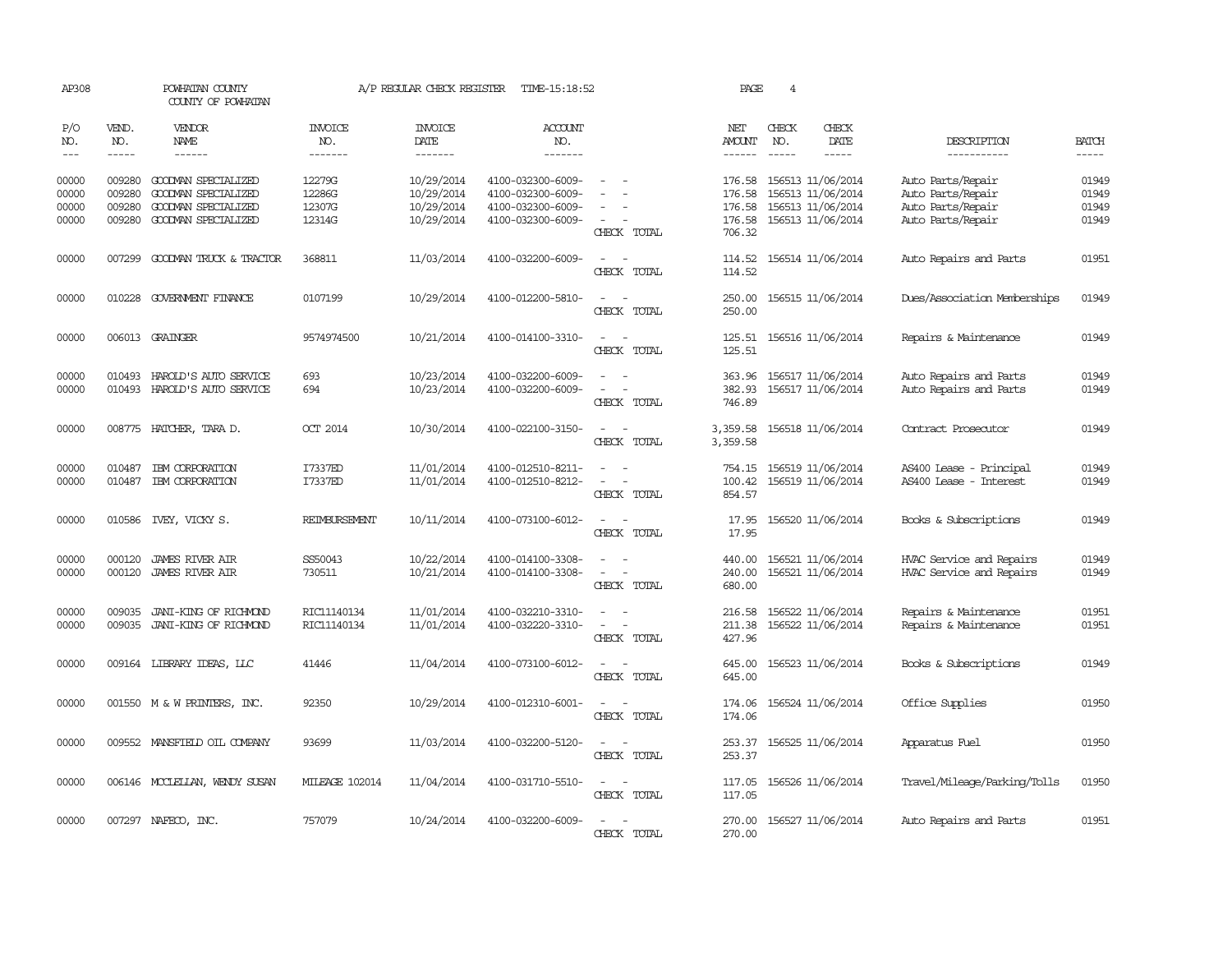AP308 POWHATAN COUNTY A/P REGULAR CHECK REGISTER TIME-15:18:52 PAGE 4

COUNTY OF POWHATAN

| P/O NO. | VEND. NO. | VENDOR NAME | INVOICE NO. | INVOICE DATE | ACCOUNT NO. | | NET AMOUNT | CHECK NO. | CHECK DATE | DESCRIPTION | BATCH |
|---|---|---|---|---|---|---|---|---|---|---|---|
| 00000 | 009280 | GOODMAN SPECIALIZED | 12279G | 10/29/2014 | 4100-032300-6009- | - - | 176.58 | 156513 | 11/06/2014 | Auto Parts/Repair | 01949 |
| 00000 | 009280 | GOODMAN SPECIALIZED | 12286G | 10/29/2014 | 4100-032300-6009- | - - | 176.58 | 156513 | 11/06/2014 | Auto Parts/Repair | 01949 |
| 00000 | 009280 | GOODMAN SPECIALIZED | 12307G | 10/29/2014 | 4100-032300-6009- | - - | 176.58 | 156513 | 11/06/2014 | Auto Parts/Repair | 01949 |
| 00000 | 009280 | GOODMAN SPECIALIZED | 12314G | 10/29/2014 | 4100-032300-6009- | - - | 176.58 | 156513 | 11/06/2014 | Auto Parts/Repair | 01949 |
| | | | | | | CHECK TOTAL | 706.32 | | | | |
| 00000 | 007299 | GOODMAN TRUCK & TRACTOR | 368811 | 11/03/2014 | 4100-032200-6009- | - - | 114.52 | 156514 | 11/06/2014 | Auto Repairs and Parts | 01951 |
| | | | | | | CHECK TOTAL | 114.52 | | | | |
| 00000 | 010228 | GOVERNMENT FINANCE | 0107199 | 10/29/2014 | 4100-012200-5810- | - - | 250.00 | 156515 | 11/06/2014 | Dues/Association Memberships | 01949 |
| | | | | | | CHECK TOTAL | 250.00 | | | | |
| 00000 | 006013 | GRAINGER | 9574974500 | 10/21/2014 | 4100-014100-3310- | - - | 125.51 | 156516 | 11/06/2014 | Repairs & Maintenance | 01949 |
| | | | | | | CHECK TOTAL | 125.51 | | | | |
| 00000 | 010493 | HAROLD'S AUTO SERVICE | 693 | 10/23/2014 | 4100-032200-6009- | - - | 363.96 | 156517 | 11/06/2014 | Auto Repairs and Parts | 01949 |
| 00000 | 010493 | HAROLD'S AUTO SERVICE | 694 | 10/23/2014 | 4100-032200-6009- | - - | 382.93 | 156517 | 11/06/2014 | Auto Repairs and Parts | 01949 |
| | | | | | | CHECK TOTAL | 746.89 | | | | |
| 00000 | 008775 | HATCHER, TARA D. | OCT 2014 | 10/30/2014 | 4100-022100-3150- | - - | 3,359.58 | 156518 | 11/06/2014 | Contract Prosecutor | 01949 |
| | | | | | | CHECK TOTAL | 3,359.58 | | | | |
| 00000 | 010487 | IBM CORPORATION | I7337ED | 11/01/2014 | 4100-012510-8211- | - - | 754.15 | 156519 | 11/06/2014 | AS400 Lease - Principal | 01949 |
| 00000 | 010487 | IBM CORPORATION | I7337ED | 11/01/2014 | 4100-012510-8212- | - - | 100.42 | 156519 | 11/06/2014 | AS400 Lease - Interest | 01949 |
| | | | | | | CHECK TOTAL | 854.57 | | | | |
| 00000 | 010586 | IVEY, VICKY S. | REIMBURSEMENT | 10/11/2014 | 4100-073100-6012- | - - | 17.95 | 156520 | 11/06/2014 | Books & Subscriptions | 01949 |
| | | | | | | CHECK TOTAL | 17.95 | | | | |
| 00000 | 000120 | JAMES RIVER AIR | SS50043 | 10/22/2014 | 4100-014100-3308- | - - | 440.00 | 156521 | 11/06/2014 | HVAC Service and Repairs | 01949 |
| 00000 | 000120 | JAMES RIVER AIR | 730511 | 10/21/2014 | 4100-014100-3308- | - - | 240.00 | 156521 | 11/06/2014 | HVAC Service and Repairs | 01949 |
| | | | | | | CHECK TOTAL | 680.00 | | | | |
| 00000 | 009035 | JANI-KING OF RICHMOND | RIC11140134 | 11/01/2014 | 4100-032210-3310- | - - | 216.58 | 156522 | 11/06/2014 | Repairs & Maintenance | 01951 |
| 00000 | 009035 | JANI-KING OF RICHMOND | RIC11140134 | 11/01/2014 | 4100-032220-3310- | - - | 211.38 | 156522 | 11/06/2014 | Repairs & Maintenance | 01951 |
| | | | | | | CHECK TOTAL | 427.96 | | | | |
| 00000 | 009164 | LIBRARY IDEAS, LLC | 41446 | 11/04/2014 | 4100-073100-6012- | - - | 645.00 | 156523 | 11/06/2014 | Books & Subscriptions | 01949 |
| | | | | | | CHECK TOTAL | 645.00 | | | | |
| 00000 | 001550 | M & W PRINTERS, INC. | 92350 | 10/29/2014 | 4100-012310-6001- | - - | 174.06 | 156524 | 11/06/2014 | Office Supplies | 01950 |
| | | | | | | CHECK TOTAL | 174.06 | | | | |
| 00000 | 009552 | MANSFIELD OIL COMPANY | 93699 | 11/03/2014 | 4100-032200-5120- | - - | 253.37 | 156525 | 11/06/2014 | Apparatus Fuel | 01950 |
| | | | | | | CHECK TOTAL | 253.37 | | | | |
| 00000 | 006146 | MCCLELLAN, WENDY SUSAN | MILEAGE 102014 | 11/04/2014 | 4100-031710-5510- | - - | 117.05 | 156526 | 11/06/2014 | Travel/Mileage/Parking/Tolls | 01950 |
| | | | | | | CHECK TOTAL | 117.05 | | | | |
| 00000 | 007297 | NAFECO, INC. | 757079 | 10/24/2014 | 4100-032200-6009- | - - | 270.00 | 156527 | 11/06/2014 | Auto Repairs and Parts | 01951 |
| | | | | | | CHECK TOTAL | 270.00 | | | | |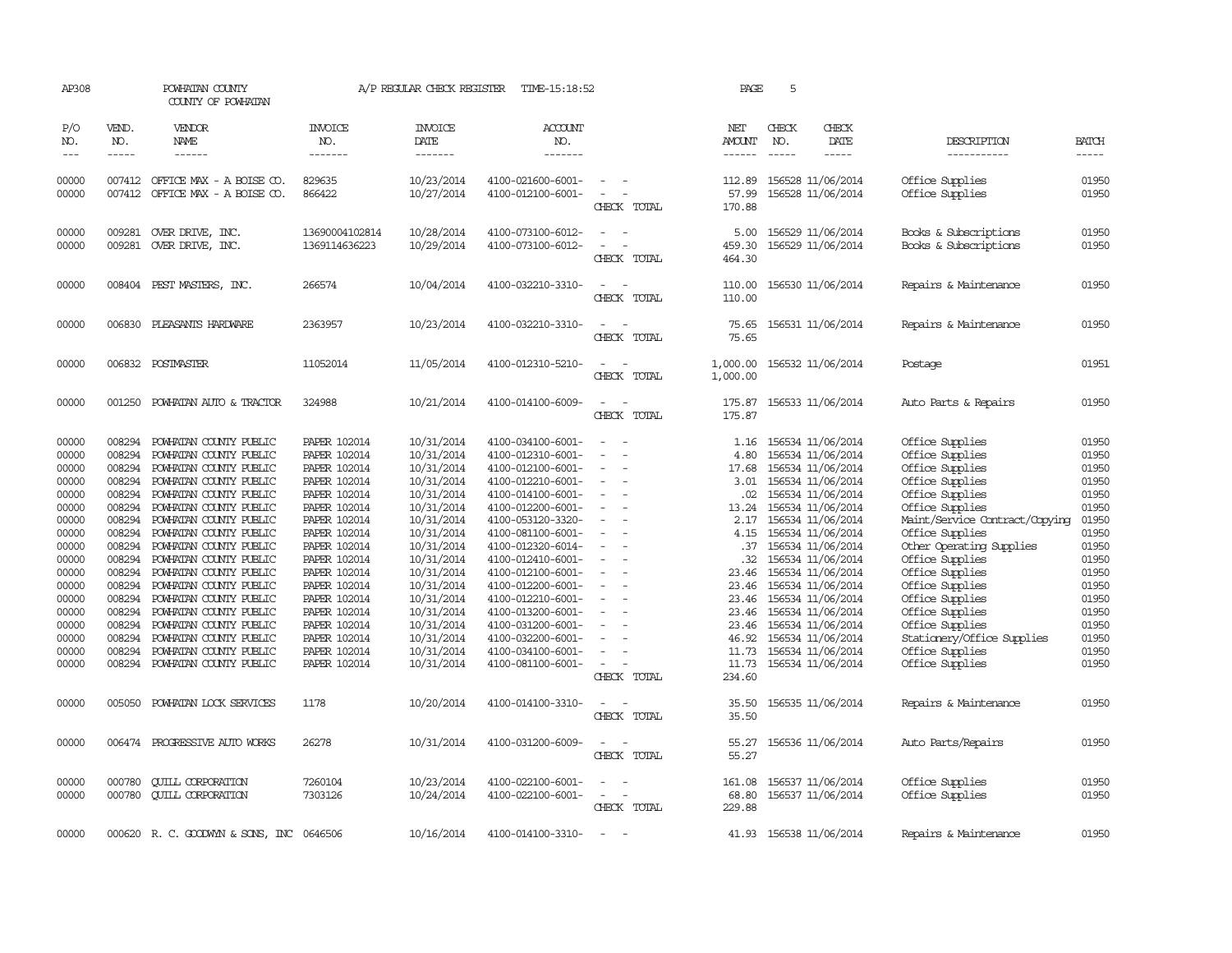AP308 POWHATAN COUNTY A/P REGULAR CHECK REGISTER TIME-15:18:52 PAGE 5

COUNTY OF POWHATAN

| P/O NO. | VEND. NO. | VENDOR NAME | INVOICE NO. | INVOICE DATE | ACCOUNT NO. | | NET AMOUNT | CHECK NO. | CHECK DATE | DESCRIPTION | BATCH |
|---|---|---|---|---|---|---|---|---|---|---|---|
| 00000 | 007412 | OFFICE MAX - A BOISE CO. | 829635 | 10/23/2014 | 4100-021600-6001- | - - | 112.89 | 156528 | 11/06/2014 | Office Supplies | 01950 |
| 00000 | 007412 | OFFICE MAX - A BOISE CO. | 866422 | 10/27/2014 | 4100-012100-6001- | - - | 57.99 | 156528 | 11/06/2014 | Office Supplies | 01950 |
| | | | | | | CHECK TOTAL | 170.88 | | | | |
| 00000 | 009281 | OVER DRIVE, INC. | 13690004102814 | 10/28/2014 | 4100-073100-6012- | - - | 5.00 | 156529 | 11/06/2014 | Books & Subscriptions | 01950 |
| 00000 | 009281 | OVER DRIVE, INC. | 1369114636223 | 10/29/2014 | 4100-073100-6012- | - - | 459.30 | 156529 | 11/06/2014 | Books & Subscriptions | 01950 |
| | | | | | | CHECK TOTAL | 464.30 | | | | |
| 00000 | 008404 | PEST MASTERS, INC. | 266574 | 10/04/2014 | 4100-032210-3310- | - - | 110.00 | 156530 | 11/06/2014 | Repairs & Maintenance | 01950 |
| | | | | | | CHECK TOTAL | 110.00 | | | | |
| 00000 | 006830 | PLEASANTS HARDWARE | 2363957 | 10/23/2014 | 4100-032210-3310- | - - | 75.65 | 156531 | 11/06/2014 | Repairs & Maintenance | 01950 |
| | | | | | | CHECK TOTAL | 75.65 | | | | |
| 00000 | 006832 | POSTMASTER | 11052014 | 11/05/2014 | 4100-012310-5210- | - - | 1,000.00 | 156532 | 11/06/2014 | Postage | 01951 |
| | | | | | | CHECK TOTAL | 1,000.00 | | | | |
| 00000 | 001250 | POWHATAN AUTO & TRACTOR | 324988 | 10/21/2014 | 4100-014100-6009- | - - | 175.87 | 156533 | 11/06/2014 | Auto Parts & Repairs | 01950 |
| | | | | | | CHECK TOTAL | 175.87 | | | | |
| 00000 | 008294 | POWHATAN COUNTY PUBLIC | PAPER 102014 | 10/31/2014 | 4100-034100-6001- | - - | 1.16 | 156534 | 11/06/2014 | Office Supplies | 01950 |
| 00000 | 008294 | POWHATAN COUNTY PUBLIC | PAPER 102014 | 10/31/2014 | 4100-012310-6001- | - - | 4.80 | 156534 | 11/06/2014 | Office Supplies | 01950 |
| 00000 | 008294 | POWHATAN COUNTY PUBLIC | PAPER 102014 | 10/31/2014 | 4100-012100-6001- | - - | 17.68 | 156534 | 11/06/2014 | Office Supplies | 01950 |
| 00000 | 008294 | POWHATAN COUNTY PUBLIC | PAPER 102014 | 10/31/2014 | 4100-012210-6001- | - - | 3.01 | 156534 | 11/06/2014 | Office Supplies | 01950 |
| 00000 | 008294 | POWHATAN COUNTY PUBLIC | PAPER 102014 | 10/31/2014 | 4100-014100-6001- | - - | .02 | 156534 | 11/06/2014 | Office Supplies | 01950 |
| 00000 | 008294 | POWHATAN COUNTY PUBLIC | PAPER 102014 | 10/31/2014 | 4100-012200-6001- | - - | 13.24 | 156534 | 11/06/2014 | Office Supplies | 01950 |
| 00000 | 008294 | POWHATAN COUNTY PUBLIC | PAPER 102014 | 10/31/2014 | 4100-053120-3320- | - - | 2.17 | 156534 | 11/06/2014 | Maint/Service Contract/Copying | 01950 |
| 00000 | 008294 | POWHATAN COUNTY PUBLIC | PAPER 102014 | 10/31/2014 | 4100-081100-6001- | - - | 4.15 | 156534 | 11/06/2014 | Office Supplies | 01950 |
| 00000 | 008294 | POWHATAN COUNTY PUBLIC | PAPER 102014 | 10/31/2014 | 4100-012320-6014- | - - | .37 | 156534 | 11/06/2014 | Other Operating Supplies | 01950 |
| 00000 | 008294 | POWHATAN COUNTY PUBLIC | PAPER 102014 | 10/31/2014 | 4100-012410-6001- | - - | .32 | 156534 | 11/06/2014 | Office Supplies | 01950 |
| 00000 | 008294 | POWHATAN COUNTY PUBLIC | PAPER 102014 | 10/31/2014 | 4100-012100-6001- | - - | 23.46 | 156534 | 11/06/2014 | Office Supplies | 01950 |
| 00000 | 008294 | POWHATAN COUNTY PUBLIC | PAPER 102014 | 10/31/2014 | 4100-012200-6001- | - - | 23.46 | 156534 | 11/06/2014 | Office Supplies | 01950 |
| 00000 | 008294 | POWHATAN COUNTY PUBLIC | PAPER 102014 | 10/31/2014 | 4100-012210-6001- | - - | 23.46 | 156534 | 11/06/2014 | Office Supplies | 01950 |
| 00000 | 008294 | POWHATAN COUNTY PUBLIC | PAPER 102014 | 10/31/2014 | 4100-013200-6001- | - - | 23.46 | 156534 | 11/06/2014 | Office Supplies | 01950 |
| 00000 | 008294 | POWHATAN COUNTY PUBLIC | PAPER 102014 | 10/31/2014 | 4100-031200-6001- | - - | 23.46 | 156534 | 11/06/2014 | Office Supplies | 01950 |
| 00000 | 008294 | POWHATAN COUNTY PUBLIC | PAPER 102014 | 10/31/2014 | 4100-032200-6001- | - - | 46.92 | 156534 | 11/06/2014 | Stationery/Office Supplies | 01950 |
| 00000 | 008294 | POWHATAN COUNTY PUBLIC | PAPER 102014 | 10/31/2014 | 4100-034100-6001- | - - | 11.73 | 156534 | 11/06/2014 | Office Supplies | 01950 |
| 00000 | 008294 | POWHATAN COUNTY PUBLIC | PAPER 102014 | 10/31/2014 | 4100-081100-6001- | - - | 11.73 | 156534 | 11/06/2014 | Office Supplies | 01950 |
| | | | | | | CHECK TOTAL | 234.60 | | | | |
| 00000 | 005050 | POWHATAN LOCK SERVICES | 1178 | 10/20/2014 | 4100-014100-3310- | - - | 35.50 | 156535 | 11/06/2014 | Repairs & Maintenance | 01950 |
| | | | | | | CHECK TOTAL | 35.50 | | | | |
| 00000 | 006474 | PROGRESSIVE AUTO WORKS | 26278 | 10/31/2014 | 4100-031200-6009- | - - | 55.27 | 156536 | 11/06/2014 | Auto Parts/Repairs | 01950 |
| | | | | | | CHECK TOTAL | 55.27 | | | | |
| 00000 | 000780 | QUILL CORPORATION | 7260104 | 10/23/2014 | 4100-022100-6001- | - - | 161.08 | 156537 | 11/06/2014 | Office Supplies | 01950 |
| 00000 | 000780 | QUILL CORPORATION | 7303126 | 10/24/2014 | 4100-022100-6001- | - - | 68.80 | 156537 | 11/06/2014 | Office Supplies | 01950 |
| | | | | | | CHECK TOTAL | 229.88 | | | | |
| 00000 | 000620 | R. C. GOODWYN & SONS, INC | 0646506 | 10/16/2014 | 4100-014100-3310- | - - | 41.93 | 156538 | 11/06/2014 | Repairs & Maintenance | 01950 |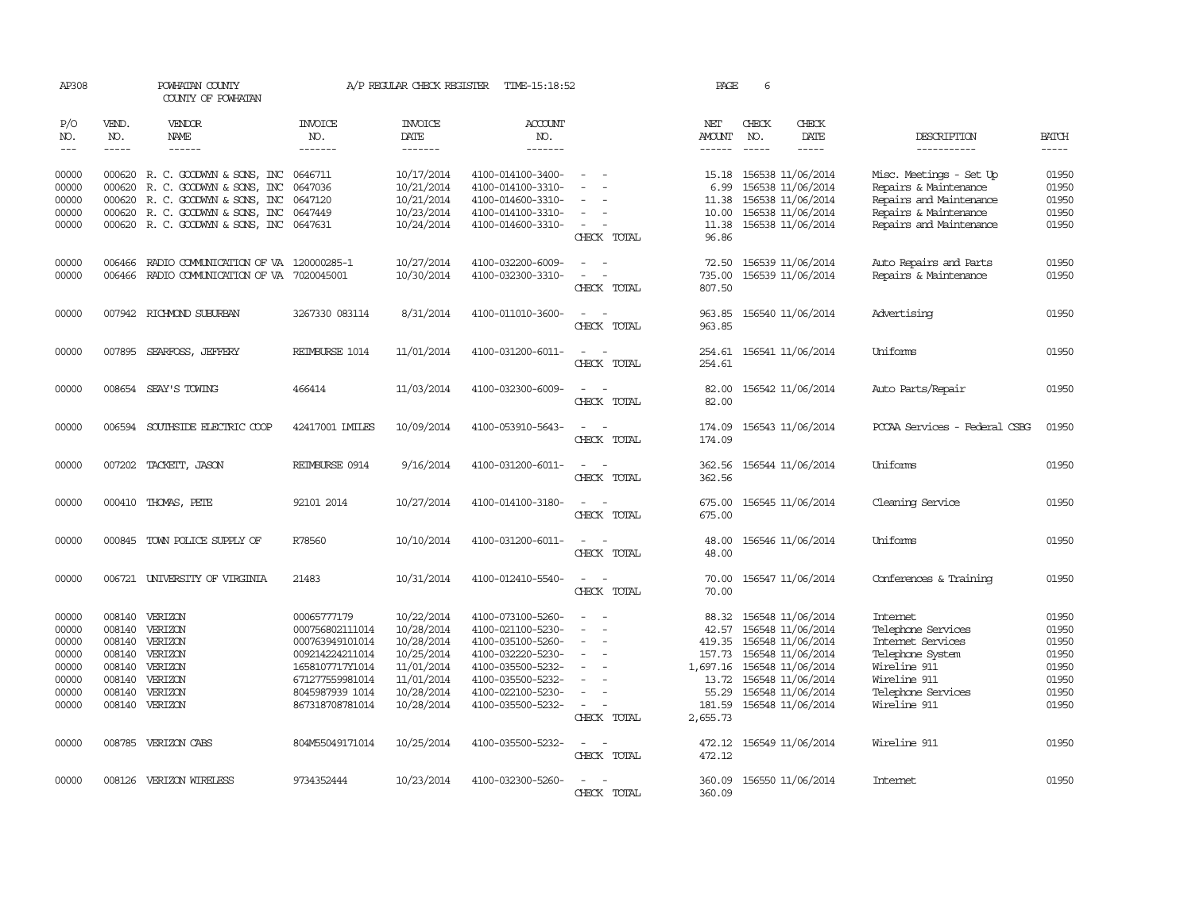AP308 POWHATAN COUNTY A/P REGULAR CHECK REGISTER TIME-15:18:52 PAGE 6
COUNTY OF POWHATAN

| P/O NO. | VEND. NO. | VENDOR NAME | INVOICE NO. | INVOICE DATE | ACCOUNT NO. | | NET AMOUNT | CHECK NO. | CHECK DATE | DESCRIPTION | BATCH |
|---|---|---|---|---|---|---|---|---|---|---|---|
| 00000 | 000620 | R. C. GOODWYN & SONS, INC | 0646711 | 10/17/2014 | 4100-014100-3400- | - - | 15.18 | 156538 | 11/06/2014 | Misc. Meetings - Set Up | 01950 |
| 00000 | 000620 | R. C. GOODWYN & SONS, INC | 0647036 | 10/21/2014 | 4100-014100-3310- | - - | 6.99 | 156538 | 11/06/2014 | Repairs & Maintenance | 01950 |
| 00000 | 000620 | R. C. GOODWYN & SONS, INC | 0647120 | 10/21/2014 | 4100-014600-3310- | - - | 11.38 | 156538 | 11/06/2014 | Repairs and Maintenance | 01950 |
| 00000 | 000620 | R. C. GOODWYN & SONS, INC | 0647449 | 10/23/2014 | 4100-014100-3310- | - - | 10.00 | 156538 | 11/06/2014 | Repairs & Maintenance | 01950 |
| 00000 | 000620 | R. C. GOODWYN & SONS, INC | 0647631 | 10/24/2014 | 4100-014600-3310- | - - | 11.38 | 156538 | 11/06/2014 | Repairs and Maintenance | 01950 |
| | | | | | | CHECK TOTAL | 96.86 | | | | |
| 00000 | 006466 | RADIO COMMUNICATION OF VA | 120000285-1 | 10/27/2014 | 4100-032200-6009- | - - | 72.50 | 156539 | 11/06/2014 | Auto Repairs and Parts | 01950 |
| 00000 | 006466 | RADIO COMMUNICATION OF VA | 7020045001 | 10/30/2014 | 4100-032300-3310- | - - | 735.00 | 156539 | 11/06/2014 | Repairs & Maintenance | 01950 |
| | | | | | | CHECK TOTAL | 807.50 | | | | |
| 00000 | 007942 | RICHMOND SUBURBAN | 3267330 083114 | 8/31/2014 | 4100-011010-3600- | - - | 963.85 | 156540 | 11/06/2014 | Advertising | 01950 |
| | | | | | | CHECK TOTAL | 963.85 | | | | |
| 00000 | 007895 | SEARFOSS, JEFFERY | REIMBURSE 1014 | 11/01/2014 | 4100-031200-6011- | - - | 254.61 | 156541 | 11/06/2014 | Uniforms | 01950 |
| | | | | | | CHECK TOTAL | 254.61 | | | | |
| 00000 | 008654 | SEAY'S TOWING | 466414 | 11/03/2014 | 4100-032300-6009- | - - | 82.00 | 156542 | 11/06/2014 | Auto Parts/Repair | 01950 |
| | | | | | | CHECK TOTAL | 82.00 | | | | |
| 00000 | 006594 | SOUTHSIDE ELECTRIC COOP | 42417001 IMILES | 10/09/2014 | 4100-053910-5643- | - - | 174.09 | 156543 | 11/06/2014 | PCCAA Services - Federal CSBG | 01950 |
| | | | | | | CHECK TOTAL | 174.09 | | | | |
| 00000 | 007202 | TACKETT, JASON | REIMBURSE 0914 | 9/16/2014 | 4100-031200-6011- | - - | 362.56 | 156544 | 11/06/2014 | Uniforms | 01950 |
| | | | | | | CHECK TOTAL | 362.56 | | | | |
| 00000 | 000410 | THOMAS, PETE | 92101 2014 | 10/27/2014 | 4100-014100-3180- | - - | 675.00 | 156545 | 11/06/2014 | Cleaning Service | 01950 |
| | | | | | | CHECK TOTAL | 675.00 | | | | |
| 00000 | 000845 | TOWN POLICE SUPPLY OF | R78560 | 10/10/2014 | 4100-031200-6011- | - - | 48.00 | 156546 | 11/06/2014 | Uniforms | 01950 |
| | | | | | | CHECK TOTAL | 48.00 | | | | |
| 00000 | 006721 | UNIVERSITY OF VIRGINIA | 21483 | 10/31/2014 | 4100-012410-5540- | - - | 70.00 | 156547 | 11/06/2014 | Conferences & Training | 01950 |
| | | | | | | CHECK TOTAL | 70.00 | | | | |
| 00000 | 008140 | VERIZON | 00065777179 | 10/22/2014 | 4100-073100-5260- | - - | 88.32 | 156548 | 11/06/2014 | Internet | 01950 |
| 00000 | 008140 | VERIZON | 000756802111014 | 10/28/2014 | 4100-021100-5230- | - - | 42.57 | 156548 | 11/06/2014 | Telephone Services | 01950 |
| 00000 | 008140 | VERIZON | 000763949101014 | 10/28/2014 | 4100-035100-5260- | - - | 419.35 | 156548 | 11/06/2014 | Internet Services | 01950 |
| 00000 | 008140 | VERIZON | 009214224211014 | 10/25/2014 | 4100-032220-5230- | - - | 157.73 | 156548 | 11/06/2014 | Telephone System | 01950 |
| 00000 | 008140 | VERIZON | 1658107717Y1014 | 11/01/2014 | 4100-035500-5232- | - - | 1,697.16 | 156548 | 11/06/2014 | Wireline 911 | 01950 |
| 00000 | 008140 | VERIZON | 671277559981014 | 11/01/2014 | 4100-035500-5232- | - - | 13.72 | 156548 | 11/06/2014 | Wireline 911 | 01950 |
| 00000 | 008140 | VERIZON | 8045987939 1014 | 10/28/2014 | 4100-022100-5230- | - - | 55.29 | 156548 | 11/06/2014 | Telephone Services | 01950 |
| 00000 | 008140 | VERIZON | 867318708781014 | 10/28/2014 | 4100-035500-5232- | - - | 181.59 | 156548 | 11/06/2014 | Wireline 911 | 01950 |
| | | | | | | CHECK TOTAL | 2,655.73 | | | | |
| 00000 | 008785 | VERIZON CABS | 804M55049171014 | 10/25/2014 | 4100-035500-5232- | - - | 472.12 | 156549 | 11/06/2014 | Wireline 911 | 01950 |
| | | | | | | CHECK TOTAL | 472.12 | | | | |
| 00000 | 008126 | VERIZON WIRELESS | 9734352444 | 10/23/2014 | 4100-032300-5260- | - - | 360.09 | 156550 | 11/06/2014 | Internet | 01950 |
| | | | | | | CHECK TOTAL | 360.09 | | | | |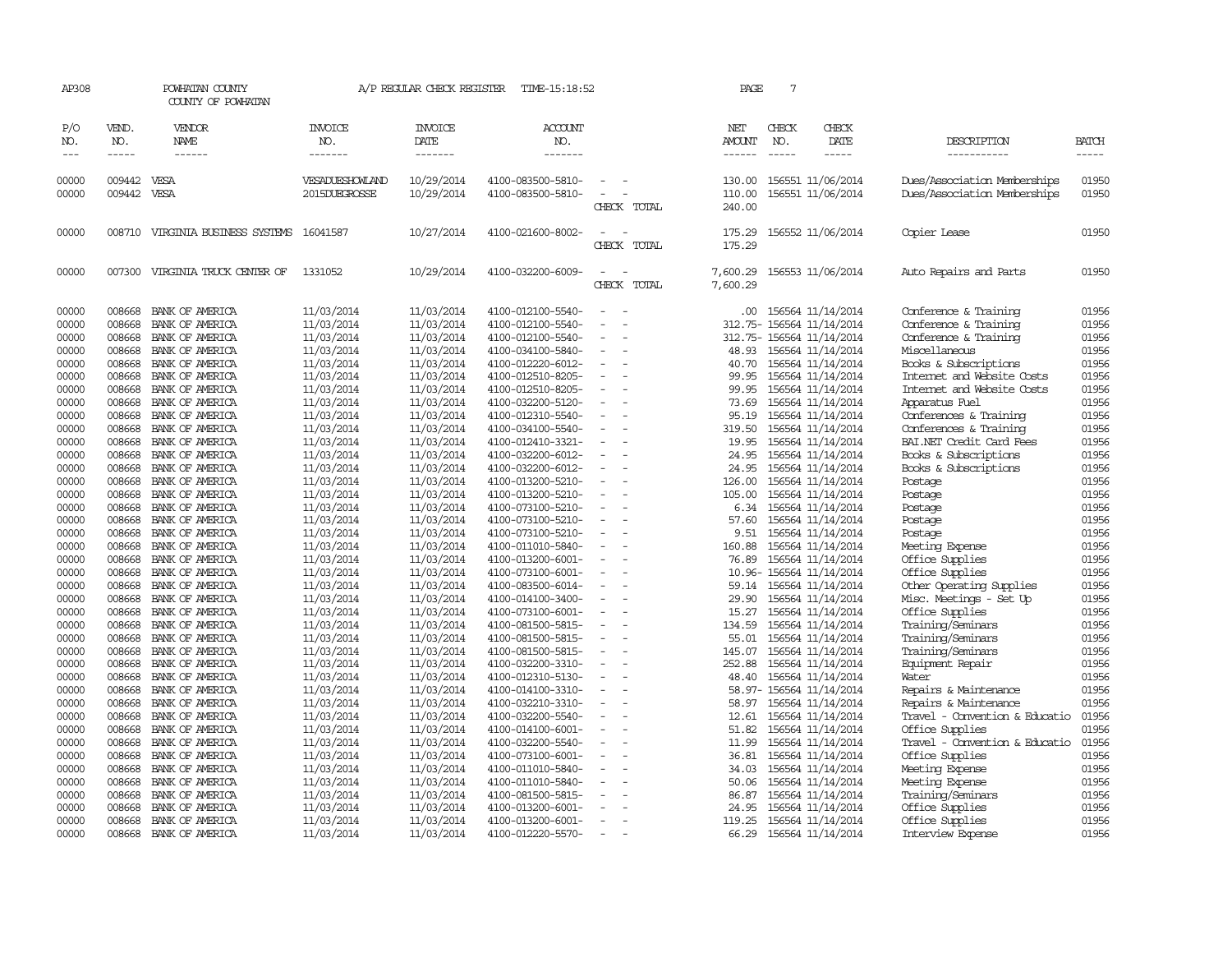AP308 POWHATAN COUNTY A/P REGULAR CHECK REGISTER TIME-15:18:52

COUNTY OF POWHATAN

| P/O NO. | VEND. NO. | VENDOR NAME | INVOICE NO. | INVOICE DATE | ACCOUNT NO. | | NET AMOUNT | CHECK NO. | CHECK DATE | DESCRIPTION | BATCH |
|---|---|---|---|---|---|---|---|---|---|---|---|
| 00000 | 009442 | VESA | VESADUESHOWLAND | 10/29/2014 | 4100-083500-5810- | - - | 130.00 | 156551 | 11/06/2014 | Dues/Association Memberships | 01950 |
| 00000 | 009442 | VESA | 2015DUEGROSSE | 10/29/2014 | 4100-083500-5810- | - - | 110.00 | 156551 | 11/06/2014 | Dues/Association Memberships | 01950 |
| | | | | | | CHECK TOTAL | 240.00 | | | | |
| 00000 | 008710 | VIRGINIA BUSINESS SYSTEMS | 16041587 | 10/27/2014 | 4100-021600-8002- | - - | 175.29 | 156552 | 11/06/2014 | Copier Lease | 01950 |
| | | | | | | CHECK TOTAL | 175.29 | | | | |
| 00000 | 007300 | VIRGINIA TRUCK CENTER OF | 1331052 | 10/29/2014 | 4100-032200-6009- | - - | 7,600.29 | 156553 | 11/06/2014 | Auto Repairs and Parts | 01950 |
| | | | | | | CHECK TOTAL | 7,600.29 | | | | |
| 00000 | 008668 | BANK OF AMERICA | 11/03/2014 | 11/03/2014 | 4100-012100-5540- | - - | .00 | 156564 | 11/14/2014 | Conference & Training | 01956 |
| 00000 | 008668 | BANK OF AMERICA | 11/03/2014 | 11/03/2014 | 4100-012100-5540- | - - | 312.75- | 156564 | 11/14/2014 | Conference & Training | 01956 |
| 00000 | 008668 | BANK OF AMERICA | 11/03/2014 | 11/03/2014 | 4100-012100-5540- | - - | 312.75- | 156564 | 11/14/2014 | Conference & Training | 01956 |
| 00000 | 008668 | BANK OF AMERICA | 11/03/2014 | 11/03/2014 | 4100-034100-5840- | - - | 48.93 | 156564 | 11/14/2014 | Miscellaneous | 01956 |
| 00000 | 008668 | BANK OF AMERICA | 11/03/2014 | 11/03/2014 | 4100-012220-6012- | - - | 40.70 | 156564 | 11/14/2014 | Books & Subscriptions | 01956 |
| 00000 | 008668 | BANK OF AMERICA | 11/03/2014 | 11/03/2014 | 4100-012510-8205- | - - | 99.95 | 156564 | 11/14/2014 | Internet and Website Costs | 01956 |
| 00000 | 008668 | BANK OF AMERICA | 11/03/2014 | 11/03/2014 | 4100-012510-8205- | - - | 99.95 | 156564 | 11/14/2014 | Internet and Website Costs | 01956 |
| 00000 | 008668 | BANK OF AMERICA | 11/03/2014 | 11/03/2014 | 4100-032200-5120- | - - | 73.69 | 156564 | 11/14/2014 | Apparatus Fuel | 01956 |
| 00000 | 008668 | BANK OF AMERICA | 11/03/2014 | 11/03/2014 | 4100-012310-5540- | - - | 95.19 | 156564 | 11/14/2014 | Conferences & Training | 01956 |
| 00000 | 008668 | BANK OF AMERICA | 11/03/2014 | 11/03/2014 | 4100-034100-5540- | - - | 319.50 | 156564 | 11/14/2014 | Conferences & Training | 01956 |
| 00000 | 008668 | BANK OF AMERICA | 11/03/2014 | 11/03/2014 | 4100-012410-3321- | - - | 19.95 | 156564 | 11/14/2014 | BAI.NET Credit Card Fees | 01956 |
| 00000 | 008668 | BANK OF AMERICA | 11/03/2014 | 11/03/2014 | 4100-032200-6012- | - - | 24.95 | 156564 | 11/14/2014 | Books & Subscriptions | 01956 |
| 00000 | 008668 | BANK OF AMERICA | 11/03/2014 | 11/03/2014 | 4100-032200-6012- | - - | 24.95 | 156564 | 11/14/2014 | Books & Subscriptions | 01956 |
| 00000 | 008668 | BANK OF AMERICA | 11/03/2014 | 11/03/2014 | 4100-013200-5210- | - - | 126.00 | 156564 | 11/14/2014 | Postage | 01956 |
| 00000 | 008668 | BANK OF AMERICA | 11/03/2014 | 11/03/2014 | 4100-013200-5210- | - - | 105.00 | 156564 | 11/14/2014 | Postage | 01956 |
| 00000 | 008668 | BANK OF AMERICA | 11/03/2014 | 11/03/2014 | 4100-073100-5210- | - - | 6.34 | 156564 | 11/14/2014 | Postage | 01956 |
| 00000 | 008668 | BANK OF AMERICA | 11/03/2014 | 11/03/2014 | 4100-073100-5210- | - - | 57.60 | 156564 | 11/14/2014 | Postage | 01956 |
| 00000 | 008668 | BANK OF AMERICA | 11/03/2014 | 11/03/2014 | 4100-073100-5210- | - - | 9.51 | 156564 | 11/14/2014 | Postage | 01956 |
| 00000 | 008668 | BANK OF AMERICA | 11/03/2014 | 11/03/2014 | 4100-011010-5840- | - - | 160.88 | 156564 | 11/14/2014 | Meeting Expense | 01956 |
| 00000 | 008668 | BANK OF AMERICA | 11/03/2014 | 11/03/2014 | 4100-013200-6001- | - - | 76.89 | 156564 | 11/14/2014 | Office Supplies | 01956 |
| 00000 | 008668 | BANK OF AMERICA | 11/03/2014 | 11/03/2014 | 4100-073100-6001- | - - | 10.96- | 156564 | 11/14/2014 | Office Supplies | 01956 |
| 00000 | 008668 | BANK OF AMERICA | 11/03/2014 | 11/03/2014 | 4100-083500-6014- | - - | 59.14 | 156564 | 11/14/2014 | Other Operating Supplies | 01956 |
| 00000 | 008668 | BANK OF AMERICA | 11/03/2014 | 11/03/2014 | 4100-014100-3400- | - - | 29.90 | 156564 | 11/14/2014 | Misc. Meetings - Set Up | 01956 |
| 00000 | 008668 | BANK OF AMERICA | 11/03/2014 | 11/03/2014 | 4100-073100-6001- | - - | 15.27 | 156564 | 11/14/2014 | Office Supplies | 01956 |
| 00000 | 008668 | BANK OF AMERICA | 11/03/2014 | 11/03/2014 | 4100-081500-5815- | - - | 134.59 | 156564 | 11/14/2014 | Training/Seminars | 01956 |
| 00000 | 008668 | BANK OF AMERICA | 11/03/2014 | 11/03/2014 | 4100-081500-5815- | - - | 55.01 | 156564 | 11/14/2014 | Training/Seminars | 01956 |
| 00000 | 008668 | BANK OF AMERICA | 11/03/2014 | 11/03/2014 | 4100-081500-5815- | - - | 145.07 | 156564 | 11/14/2014 | Training/Seminars | 01956 |
| 00000 | 008668 | BANK OF AMERICA | 11/03/2014 | 11/03/2014 | 4100-032200-3310- | - - | 252.88 | 156564 | 11/14/2014 | Equipment Repair | 01956 |
| 00000 | 008668 | BANK OF AMERICA | 11/03/2014 | 11/03/2014 | 4100-012310-5130- | - - | 48.40 | 156564 | 11/14/2014 | Water | 01956 |
| 00000 | 008668 | BANK OF AMERICA | 11/03/2014 | 11/03/2014 | 4100-014100-3310- | - - | 58.97- | 156564 | 11/14/2014 | Repairs & Maintenance | 01956 |
| 00000 | 008668 | BANK OF AMERICA | 11/03/2014 | 11/03/2014 | 4100-032210-3310- | - - | 58.97 | 156564 | 11/14/2014 | Repairs & Maintenance | 01956 |
| 00000 | 008668 | BANK OF AMERICA | 11/03/2014 | 11/03/2014 | 4100-032200-5540- | - - | 12.61 | 156564 | 11/14/2014 | Travel - Convention & Educatio | 01956 |
| 00000 | 008668 | BANK OF AMERICA | 11/03/2014 | 11/03/2014 | 4100-014100-6001- | - - | 51.82 | 156564 | 11/14/2014 | Office Supplies | 01956 |
| 00000 | 008668 | BANK OF AMERICA | 11/03/2014 | 11/03/2014 | 4100-032200-5540- | - - | 11.99 | 156564 | 11/14/2014 | Travel - Convention & Educatio | 01956 |
| 00000 | 008668 | BANK OF AMERICA | 11/03/2014 | 11/03/2014 | 4100-073100-6001- | - - | 36.81 | 156564 | 11/14/2014 | Office Supplies | 01956 |
| 00000 | 008668 | BANK OF AMERICA | 11/03/2014 | 11/03/2014 | 4100-011010-5840- | - - | 34.03 | 156564 | 11/14/2014 | Meeting Expense | 01956 |
| 00000 | 008668 | BANK OF AMERICA | 11/03/2014 | 11/03/2014 | 4100-011010-5840- | - - | 50.06 | 156564 | 11/14/2014 | Meeting Expense | 01956 |
| 00000 | 008668 | BANK OF AMERICA | 11/03/2014 | 11/03/2014 | 4100-081500-5815- | - - | 86.87 | 156564 | 11/14/2014 | Training/Seminars | 01956 |
| 00000 | 008668 | BANK OF AMERICA | 11/03/2014 | 11/03/2014 | 4100-013200-6001- | - - | 24.95 | 156564 | 11/14/2014 | Office Supplies | 01956 |
| 00000 | 008668 | BANK OF AMERICA | 11/03/2014 | 11/03/2014 | 4100-013200-6001- | - - | 119.25 | 156564 | 11/14/2014 | Office Supplies | 01956 |
| 00000 | 008668 | BANK OF AMERICA | 11/03/2014 | 11/03/2014 | 4100-012220-5570- | - - | 66.29 | 156564 | 11/14/2014 | Interview Expense | 01956 |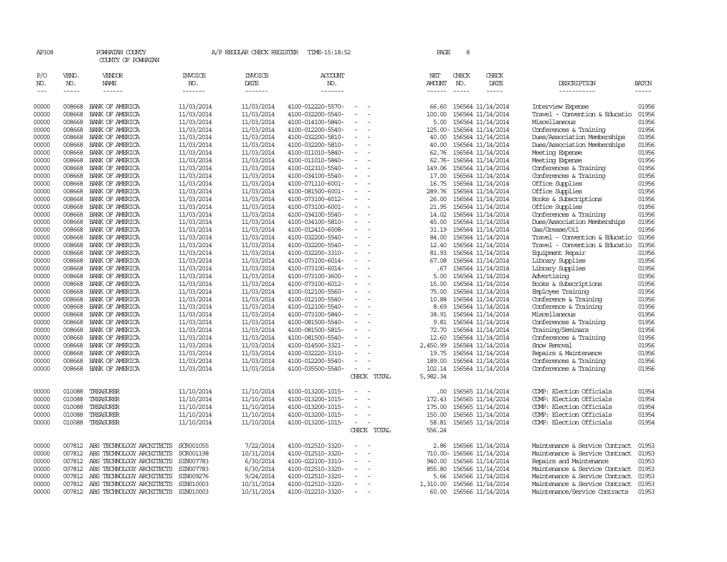AP308 POWHATAN COUNTY A/P REGULAR CHECK REGISTER TIME-15:18:52

COUNTY OF POWHATAN

| P/O NO. | VEND. NO. | VENDOR NAME | INVOICE NO. | INVOICE DATE | ACCOUNT NO. | | NET AMOUNT | CHECK NO. | CHECK DATE | DESCRIPTION | BATCH |
|---|---|---|---|---|---|---|---|---|---|---|---|
| 00000 | 008668 | BANK OF AMERICA | 11/03/2014 | 11/03/2014 | 4100-012220-5570- | - - | 66.60 | 156564 | 11/14/2014 | Interview Expense | 01956 |
| 00000 | 008668 | BANK OF AMERICA | 11/03/2014 | 11/03/2014 | 4100-032200-5540- | - - | 100.00 | 156564 | 11/14/2014 | Travel - Convention & Educatio | 01956 |
| 00000 | 008668 | BANK OF AMERICA | 11/03/2014 | 11/03/2014 | 4100-014100-5840- | - - | 5.00 | 156564 | 11/14/2014 | Miscellaneous | 01956 |
| 00000 | 008668 | BANK OF AMERICA | 11/03/2014 | 11/03/2014 | 4100-012200-5540- | - - | 125.00- | 156564 | 11/14/2014 | Conferences & Training | 01956 |
| 00000 | 008668 | BANK OF AMERICA | 11/03/2014 | 11/03/2014 | 4100-032200-5810- | - - | 40.00 | 156564 | 11/14/2014 | Dues/Association Memberships | 01956 |
| 00000 | 008668 | BANK OF AMERICA | 11/03/2014 | 11/03/2014 | 4100-032200-5810- | - - | 40.00 | 156564 | 11/14/2014 | Dues/Association Memberships | 01956 |
| 00000 | 008668 | BANK OF AMERICA | 11/03/2014 | 11/03/2014 | 4100-011010-5840- | - - | 62.76 | 156564 | 11/14/2014 | Meeting Expense | 01956 |
| 00000 | 008668 | BANK OF AMERICA | 11/03/2014 | 11/03/2014 | 4100-011010-5840- | - - | 62.76- | 156564 | 11/14/2014 | Meeting Expense | 01956 |
| 00000 | 008668 | BANK OF AMERICA | 11/03/2014 | 11/03/2014 | 4100-012310-5540- | - - | 149.06 | 156564 | 11/14/2014 | Conferences & Training | 01956 |
| 00000 | 008668 | BANK OF AMERICA | 11/03/2014 | 11/03/2014 | 4100-034100-5540- | - - | 17.00 | 156564 | 11/14/2014 | Conferences & Training | 01956 |
| 00000 | 008668 | BANK OF AMERICA | 11/03/2014 | 11/03/2014 | 4100-071110-6001- | - - | 16.75 | 156564 | 11/14/2014 | Office Supplies | 01956 |
| 00000 | 008668 | BANK OF AMERICA | 11/03/2014 | 11/03/2014 | 4100-081500-6001- | - - | 289.76 | 156564 | 11/14/2014 | Office Supplies | 01956 |
| 00000 | 008668 | BANK OF AMERICA | 11/03/2014 | 11/03/2014 | 4100-073100-6012- | - - | 26.00 | 156564 | 11/14/2014 | Books & Subscriptions | 01956 |
| 00000 | 008668 | BANK OF AMERICA | 11/03/2014 | 11/03/2014 | 4100-073100-6001- | - - | 21.95 | 156564 | 11/14/2014 | Office Supplies | 01956 |
| 00000 | 008668 | BANK OF AMERICA | 11/03/2014 | 11/03/2014 | 4100-034100-5540- | - - | 14.02 | 156564 | 11/14/2014 | Conferences & Training | 01956 |
| 00000 | 008668 | BANK OF AMERICA | 11/03/2014 | 11/03/2014 | 4100-034100-5810- | - - | 45.00 | 156564 | 11/14/2014 | Dues/Association Memberships | 01956 |
| 00000 | 008668 | BANK OF AMERICA | 11/03/2014 | 11/03/2014 | 4100-012410-6008- | - - | 31.19 | 156564 | 11/14/2014 | Gas/Grease/Oil | 01956 |
| 00000 | 008668 | BANK OF AMERICA | 11/03/2014 | 11/03/2014 | 4100-032200-5540- | - - | 84.00 | 156564 | 11/14/2014 | Travel - Convention & Educatio | 01956 |
| 00000 | 008668 | BANK OF AMERICA | 11/03/2014 | 11/03/2014 | 4100-032200-5540- | - - | 12.40 | 156564 | 11/14/2014 | Travel - Convention & Educatio | 01956 |
| 00000 | 008668 | BANK OF AMERICA | 11/03/2014 | 11/03/2014 | 4100-032200-3310- | - - | 81.93 | 156564 | 11/14/2014 | Equipment Repair | 01956 |
| 00000 | 008668 | BANK OF AMERICA | 11/03/2014 | 11/03/2014 | 4100-073100-6014- | - - | 67.08 | 156564 | 11/14/2014 | Library Supplies | 01956 |
| 00000 | 008668 | BANK OF AMERICA | 11/03/2014 | 11/03/2014 | 4100-073100-6014- | - - | .67 | 156564 | 11/14/2014 | Library Supplies | 01956 |
| 00000 | 008668 | BANK OF AMERICA | 11/03/2014 | 11/03/2014 | 4100-073100-3600- | - - | 5.00 | 156564 | 11/14/2014 | Advertising | 01956 |
| 00000 | 008668 | BANK OF AMERICA | 11/03/2014 | 11/03/2014 | 4100-073100-6012- | - - | 15.00 | 156564 | 11/14/2014 | Books & Subscriptions | 01956 |
| 00000 | 008668 | BANK OF AMERICA | 11/03/2014 | 11/03/2014 | 4100-012100-5560- | - - | 75.00 | 156564 | 11/14/2014 | Employee Training | 01956 |
| 00000 | 008668 | BANK OF AMERICA | 11/03/2014 | 11/03/2014 | 4100-012100-5540- | - - | 10.88 | 156564 | 11/14/2014 | Conference & Training | 01956 |
| 00000 | 008668 | BANK OF AMERICA | 11/03/2014 | 11/03/2014 | 4100-012100-5540- | - - | 8.69 | 156564 | 11/14/2014 | Conference & Training | 01956 |
| 00000 | 008668 | BANK OF AMERICA | 11/03/2014 | 11/03/2014 | 4100-073100-5840- | - - | 38.91 | 156564 | 11/14/2014 | Miscellaneous | 01956 |
| 00000 | 008668 | BANK OF AMERICA | 11/03/2014 | 11/03/2014 | 4100-081500-5540- | - - | 9.81 | 156564 | 11/14/2014 | Conferences & Training | 01956 |
| 00000 | 008668 | BANK OF AMERICA | 11/03/2014 | 11/03/2014 | 4100-081500-5815- | - - | 72.70 | 156564 | 11/14/2014 | Training/Seminars | 01956 |
| 00000 | 008668 | BANK OF AMERICA | 11/03/2014 | 11/03/2014 | 4100-081500-5540- | - - | 12.60 | 156564 | 11/14/2014 | Conferences & Training | 01956 |
| 00000 | 008668 | BANK OF AMERICA | 11/03/2014 | 11/03/2014 | 4100-014500-3321- | - - | 2,450.99 | 156564 | 11/14/2014 | Snow Removal | 01956 |
| 00000 | 008668 | BANK OF AMERICA | 11/03/2014 | 11/03/2014 | 4100-032220-3310- | - - | 19.75 | 156564 | 11/14/2014 | Repairs & Maintenance | 01956 |
| 00000 | 008668 | BANK OF AMERICA | 11/03/2014 | 11/03/2014 | 4100-012200-5540- | - - | 189.00 | 156564 | 11/14/2014 | Conferences & Training | 01956 |
| 00000 | 008668 | BANK OF AMERICA | 11/03/2014 | 11/03/2014 | 4100-035500-5540- | - - | 102.14 | 156564 | 11/14/2014 | Conferences & Training | 01956 |
| | | | | | | CHECK TOTAL | 5,982.34 | | | | |
| 00000 | 010088 | TREASURER | 11/10/2014 | 11/10/2014 | 4100-013200-1015- | - - | .00 | 156565 | 11/14/2014 | COMP: Election Officials | 01954 |
| 00000 | 010088 | TREASURER | 11/10/2014 | 11/10/2014 | 4100-013200-1015- | - - | 172.43 | 156565 | 11/14/2014 | COMP: Election Officials | 01954 |
| 00000 | 010088 | TREASURER | 11/10/2014 | 11/10/2014 | 4100-013200-1015- | - - | 175.00 | 156565 | 11/14/2014 | COMP: Election Officials | 01954 |
| 00000 | 010088 | TREASURER | 11/10/2014 | 11/10/2014 | 4100-013200-1015- | - - | 150.00 | 156565 | 11/14/2014 | COMP: Election Officials | 01954 |
| 00000 | 010088 | TREASURER | 11/10/2014 | 11/10/2014 | 4100-013200-1015- | - - | 58.81 | 156565 | 11/14/2014 | COMP: Election Officials | 01954 |
| | | | | | | CHECK TOTAL | 556.24 | | | | |
| 00000 | 007812 | ABS TECHNOLOGY ARCHITECTS | SCR001055 | 7/22/2014 | 4100-012510-3320- | - - | 2.86 | 156566 | 11/14/2014 | Maintenance & Service Contract | 01953 |
| 00000 | 007812 | ABS TECHNOLOGY ARCHITECTS | SCR001198 | 10/31/2014 | 4100-012510-3320- | - - | 710.00- | 156566 | 11/14/2014 | Maintenance & Service Contract | 01953 |
| 00000 | 007812 | ABS TECHNOLOGY ARCHITECTS | SIN007783 | 6/30/2014 | 4100-022100-3310- | - - | 940.00 | 156566 | 11/14/2014 | Repairs and Maintenance | 01953 |
| 00000 | 007812 | ABS TECHNOLOGY ARCHITECTS | SIN007783 | 6/30/2014 | 4100-012510-3320- | - - | 855.80 | 156566 | 11/14/2014 | Maintenance & Service Contract | 01953 |
| 00000 | 007812 | ABS TECHNOLOGY ARCHITECTS | SIN009276 | 9/24/2014 | 4100-012510-3320- | - - | 5.66 | 156566 | 11/14/2014 | Maintenance & Service Contract | 01953 |
| 00000 | 007812 | ABS TECHNOLOGY ARCHITECTS | SIN010003 | 10/31/2014 | 4100-012510-3320- | - - | 1,310.00 | 156566 | 11/14/2014 | Maintenance & Service Contract | 01953 |
| 00000 | 007812 | ABS TECHNOLOGY ARCHITECTS | SIN010003 | 10/31/2014 | 4100-012210-3320- | - - | 60.00 | 156566 | 11/14/2014 | Maintenance/Service Contracts | 01953 |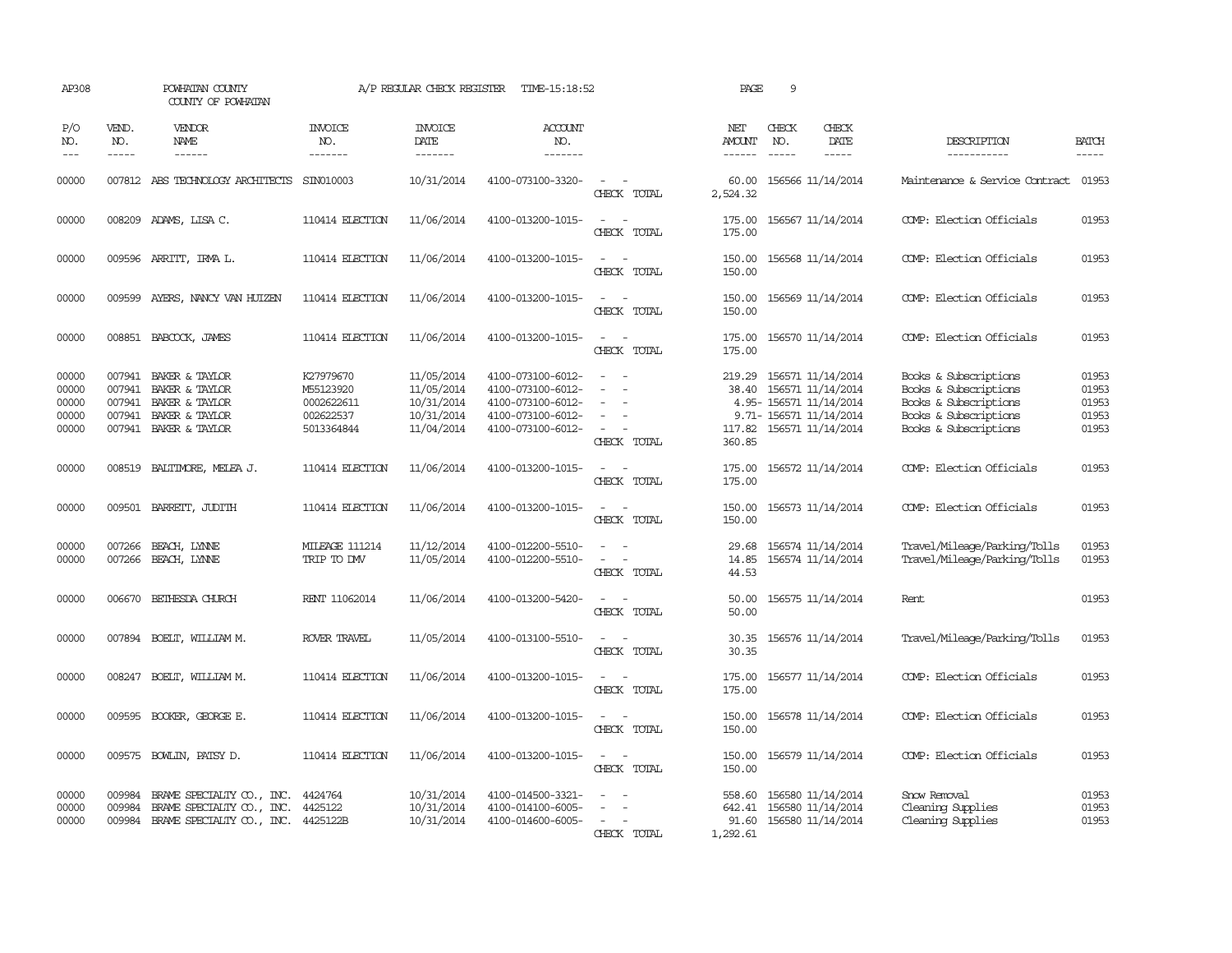AP308 POWHATAN COUNTY A/P REGULAR CHECK REGISTER TIME-15:18:52 PAGE 9
COUNTY OF POWHATAN

| P/O NO. | VEND. NO. | VENDOR NAME | INVOICE NO. | INVOICE DATE | ACCOUNT NO. | | NET AMOUNT | CHECK NO. | CHECK DATE | DESCRIPTION | BATCH |
|---|---|---|---|---|---|---|---|---|---|---|---|
| 00000 | 007812 | ABS TECHNOLOGY ARCHITECTS | SIN010003 | 10/31/2014 | 4100-073100-3320- | - - | 60.00 | 156566 | 11/14/2014 | Maintenance & Service Contract | 01953 |
| | | | | | | CHECK TOTAL | 2,524.32 | | | | |
| 00000 | 008209 | ADAMS, LISA C. | 110414 ELECTION | 11/06/2014 | 4100-013200-1015- | - - | 175.00 | 156567 | 11/14/2014 | COMP: Election Officials | 01953 |
| | | | | | | CHECK TOTAL | 175.00 | | | | |
| 00000 | 009596 | ARRITT, IRMA L. | 110414 ELECTION | 11/06/2014 | 4100-013200-1015- | - - | 150.00 | 156568 | 11/14/2014 | COMP: Election Officials | 01953 |
| | | | | | | CHECK TOTAL | 150.00 | | | | |
| 00000 | 009599 | AYERS, NANCY VAN HUIZEN | 110414 ELECTION | 11/06/2014 | 4100-013200-1015- | - - | 150.00 | 156569 | 11/14/2014 | COMP: Election Officials | 01953 |
| | | | | | | CHECK TOTAL | 150.00 | | | | |
| 00000 | 008851 | BABCOCK, JAMES | 110414 ELECTION | 11/06/2014 | 4100-013200-1015- | - - | 175.00 | 156570 | 11/14/2014 | COMP: Election Officials | 01953 |
| | | | | | | CHECK TOTAL | 175.00 | | | | |
| 00000 | 007941 | BAKER & TAYLOR | K27979670 | 11/05/2014 | 4100-073100-6012- | - - | 219.29 | 156571 | 11/14/2014 | Books & Subscriptions | 01953 |
| 00000 | 007941 | BAKER & TAYLOR | M55123920 | 11/05/2014 | 4100-073100-6012- | - - | 38.40 | 156571 | 11/14/2014 | Books & Subscriptions | 01953 |
| 00000 | 007941 | BAKER & TAYLOR | 0002622611 | 10/31/2014 | 4100-073100-6012- | - - | 4.95- | 156571 | 11/14/2014 | Books & Subscriptions | 01953 |
| 00000 | 007941 | BAKER & TAYLOR | 002622537 | 10/31/2014 | 4100-073100-6012- | - - | 9.71- | 156571 | 11/14/2014 | Books & Subscriptions | 01953 |
| 00000 | 007941 | BAKER & TAYLOR | 5013364844 | 11/04/2014 | 4100-073100-6012- | - - | 117.82 | 156571 | 11/14/2014 | Books & Subscriptions | 01953 |
| | | | | | | CHECK TOTAL | 360.85 | | | | |
| 00000 | 008519 | BALTIMORE, MELEA J. | 110414 ELECTION | 11/06/2014 | 4100-013200-1015- | - - | 175.00 | 156572 | 11/14/2014 | COMP: Election Officials | 01953 |
| | | | | | | CHECK TOTAL | 175.00 | | | | |
| 00000 | 009501 | BARRETT, JUDITH | 110414 ELECTION | 11/06/2014 | 4100-013200-1015- | - - | 150.00 | 156573 | 11/14/2014 | COMP: Election Officials | 01953 |
| | | | | | | CHECK TOTAL | 150.00 | | | | |
| 00000 | 007266 | BEACH, LYNNE | MILEAGE 111214 | 11/12/2014 | 4100-012200-5510- | - - | 29.68 | 156574 | 11/14/2014 | Travel/Mileage/Parking/Tolls | 01953 |
| 00000 | 007266 | BEACH, LYNNE | TRIP TO DMV | 11/05/2014 | 4100-012200-5510- | - - | 14.85 | 156574 | 11/14/2014 | Travel/Mileage/Parking/Tolls | 01953 |
| | | | | | | CHECK TOTAL | 44.53 | | | | |
| 00000 | 006670 | BETHESDA CHURCH | RENT 11062014 | 11/06/2014 | 4100-013200-5420- | - - | 50.00 | 156575 | 11/14/2014 | Rent | 01953 |
| | | | | | | CHECK TOTAL | 50.00 | | | | |
| 00000 | 007894 | BOELT, WILLIAM M. | ROVER TRAVEL | 11/05/2014 | 4100-013100-5510- | - - | 30.35 | 156576 | 11/14/2014 | Travel/Mileage/Parking/Tolls | 01953 |
| | | | | | | CHECK TOTAL | 30.35 | | | | |
| 00000 | 008247 | BOELT, WILLIAM M. | 110414 ELECTION | 11/06/2014 | 4100-013200-1015- | - - | 175.00 | 156577 | 11/14/2014 | COMP: Election Officials | 01953 |
| | | | | | | CHECK TOTAL | 175.00 | | | | |
| 00000 | 009595 | BOOKER, GEORGE E. | 110414 ELECTION | 11/06/2014 | 4100-013200-1015- | - - | 150.00 | 156578 | 11/14/2014 | COMP: Election Officials | 01953 |
| | | | | | | CHECK TOTAL | 150.00 | | | | |
| 00000 | 009575 | BOWLIN, PATSY D. | 110414 ELECTION | 11/06/2014 | 4100-013200-1015- | - - | 150.00 | 156579 | 11/14/2014 | COMP: Election Officials | 01953 |
| | | | | | | CHECK TOTAL | 150.00 | | | | |
| 00000 | 009984 | BRAME SPECIALTY CO., INC. | 4424764 | 10/31/2014 | 4100-014500-3321- | - - | 558.60 | 156580 | 11/14/2014 | Snow Removal | 01953 |
| 00000 | 009984 | BRAME SPECIALTY CO., INC. | 4425122 | 10/31/2014 | 4100-014100-6005- | - - | 642.41 | 156580 | 11/14/2014 | Cleaning Supplies | 01953 |
| 00000 | 009984 | BRAME SPECIALTY CO., INC. | 4425122B | 10/31/2014 | 4100-014600-6005- | - - | 91.60 | 156580 | 11/14/2014 | Cleaning Supplies | 01953 |
| | | | | | | CHECK TOTAL | 1,292.61 | | | | |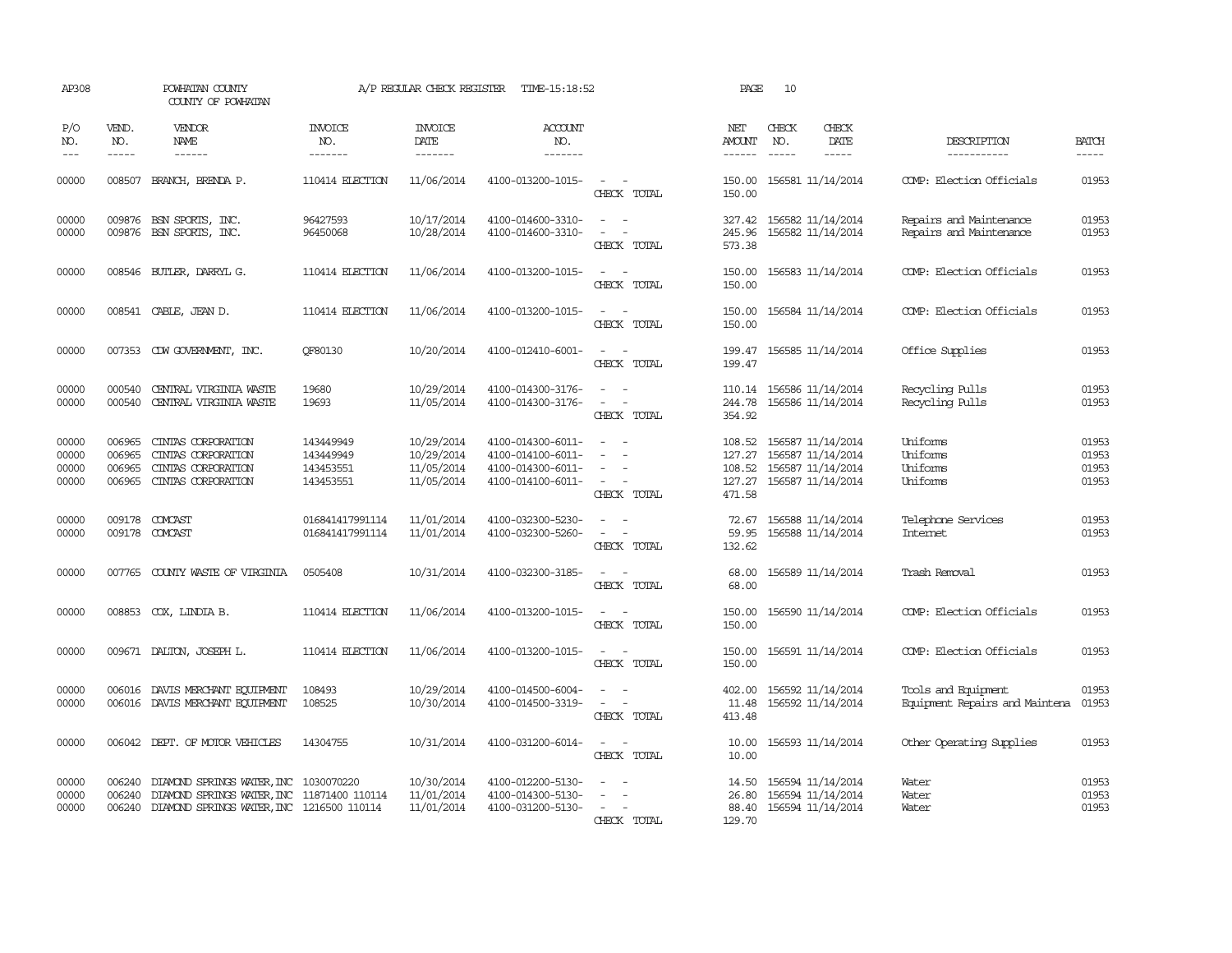AP308 POWHATAN COUNTY A/P REGULAR CHECK REGISTER TIME-15:18:52 PAGE 10

COUNTY OF POWHATAN

| P/O NO. | VEND. NO. | VENDOR NAME | INVOICE NO. | INVOICE DATE | ACCOUNT NO. | | NET AMOUNT | CHECK NO. | CHECK DATE | DESCRIPTION | BATCH |
|---|---|---|---|---|---|---|---|---|---|---|---|
| 00000 | 008507 | BRANCH, BRENDA P. | 110414 ELECTION | 11/06/2014 | 4100-013200-1015- | - - | 150.00 | 156581 | 11/14/2014 | COMP: Election Officials | 01953 |
| | | | | | | CHECK TOTAL | 150.00 | | | | |
| 00000 | 009876 | BSN SPORTS, INC. | 96427593 | 10/17/2014 | 4100-014600-3310- | - - | 327.42 | 156582 | 11/14/2014 | Repairs and Maintenance | 01953 |
| 00000 | 009876 | BSN SPORTS, INC. | 96450068 | 10/28/2014 | 4100-014600-3310- | - - | 245.96 | 156582 | 11/14/2014 | Repairs and Maintenance | 01953 |
| | | | | | | CHECK TOTAL | 573.38 | | | | |
| 00000 | 008546 | BUTLER, DARRYL G. | 110414 ELECTION | 11/06/2014 | 4100-013200-1015- | - - | 150.00 | 156583 | 11/14/2014 | COMP: Election Officials | 01953 |
| | | | | | | CHECK TOTAL | 150.00 | | | | |
| 00000 | 008541 | CABLE, JEAN D. | 110414 ELECTION | 11/06/2014 | 4100-013200-1015- | - - | 150.00 | 156584 | 11/14/2014 | COMP: Election Officials | 01953 |
| | | | | | | CHECK TOTAL | 150.00 | | | | |
| 00000 | 007353 | CDW GOVERNMENT, INC. | QF80130 | 10/20/2014 | 4100-012410-6001- | - - | 199.47 | 156585 | 11/14/2014 | Office Supplies | 01953 |
| | | | | | | CHECK TOTAL | 199.47 | | | | |
| 00000 | 000540 | CENTRAL VIRGINIA WASTE | 19680 | 10/29/2014 | 4100-014300-3176- | - - | 110.14 | 156586 | 11/14/2014 | Recycling Pulls | 01953 |
| 00000 | 000540 | CENTRAL VIRGINIA WASTE | 19693 | 11/05/2014 | 4100-014300-3176- | - - | 244.78 | 156586 | 11/14/2014 | Recycling Pulls | 01953 |
| | | | | | | CHECK TOTAL | 354.92 | | | | |
| 00000 | 006965 | CINTAS CORPORATION | 143449949 | 10/29/2014 | 4100-014300-6011- | - - | 108.52 | 156587 | 11/14/2014 | Uniforms | 01953 |
| 00000 | 006965 | CINTAS CORPORATION | 143449949 | 10/29/2014 | 4100-014100-6011- | - - | 127.27 | 156587 | 11/14/2014 | Uniforms | 01953 |
| 00000 | 006965 | CINTAS CORPORATION | 143453551 | 11/05/2014 | 4100-014300-6011- | - - | 108.52 | 156587 | 11/14/2014 | Uniforms | 01953 |
| 00000 | 006965 | CINTAS CORPORATION | 143453551 | 11/05/2014 | 4100-014100-6011- | - - | 127.27 | 156587 | 11/14/2014 | Uniforms | 01953 |
| | | | | | | CHECK TOTAL | 471.58 | | | | |
| 00000 | 009178 | COMCAST | 016841417991114 | 11/01/2014 | 4100-032300-5230- | - - | 72.67 | 156588 | 11/14/2014 | Telephone Services | 01953 |
| 00000 | 009178 | COMCAST | 016841417991114 | 11/01/2014 | 4100-032300-5260- | - - | 59.95 | 156588 | 11/14/2014 | Internet | 01953 |
| | | | | | | CHECK TOTAL | 132.62 | | | | |
| 00000 | 007765 | COUNTY WASTE OF VIRGINIA | 0505408 | 10/31/2014 | 4100-032300-3185- | - - | 68.00 | 156589 | 11/14/2014 | Trash Removal | 01953 |
| | | | | | | CHECK TOTAL | 68.00 | | | | |
| 00000 | 008853 | COX, LINDIA B. | 110414 ELECTION | 11/06/2014 | 4100-013200-1015- | - - | 150.00 | 156590 | 11/14/2014 | COMP: Election Officials | 01953 |
| | | | | | | CHECK TOTAL | 150.00 | | | | |
| 00000 | 009671 | DALTON, JOSEPH L. | 110414 ELECTION | 11/06/2014 | 4100-013200-1015- | - - | 150.00 | 156591 | 11/14/2014 | COMP: Election Officials | 01953 |
| | | | | | | CHECK TOTAL | 150.00 | | | | |
| 00000 | 006016 | DAVIS MERCHANT EQUIPMENT | 108493 | 10/29/2014 | 4100-014500-6004- | - - | 402.00 | 156592 | 11/14/2014 | Tools and Equipment | 01953 |
| 00000 | 006016 | DAVIS MERCHANT EQUIPMENT | 108525 | 10/30/2014 | 4100-014500-3319- | - - | 11.48 | 156592 | 11/14/2014 | Equipment Repairs and Maintena | 01953 |
| | | | | | | CHECK TOTAL | 413.48 | | | | |
| 00000 | 006042 | DEPT. OF MOTOR VEHICLES | 14304755 | 10/31/2014 | 4100-031200-6014- | - - | 10.00 | 156593 | 11/14/2014 | Other Operating Supplies | 01953 |
| | | | | | | CHECK TOTAL | 10.00 | | | | |
| 00000 | 006240 | DIAMOND SPRINGS WATER, INC | 1030070220 | 10/30/2014 | 4100-012200-5130- | - - | 14.50 | 156594 | 11/14/2014 | Water | 01953 |
| 00000 | 006240 | DIAMOND SPRINGS WATER, INC | 11871400 110114 | 11/01/2014 | 4100-014300-5130- | - - | 26.80 | 156594 | 11/14/2014 | Water | 01953 |
| 00000 | 006240 | DIAMOND SPRINGS WATER, INC | 1216500 110114 | 11/01/2014 | 4100-031200-5130- | - - | 88.40 | 156594 | 11/14/2014 | Water | 01953 |
| | | | | | | CHECK TOTAL | 129.70 | | | | |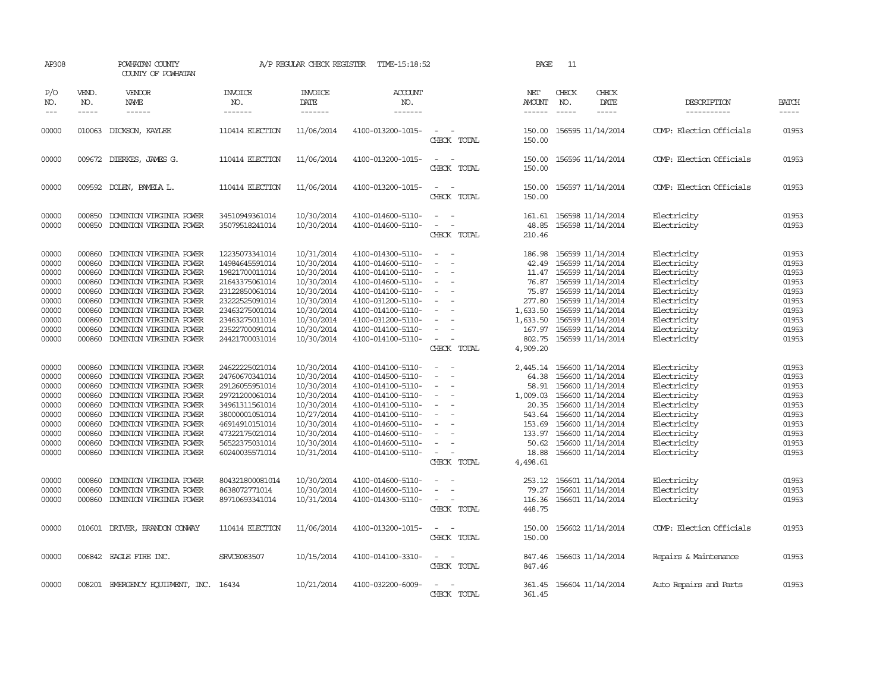AP308 POWHATAN COUNTY A/P REGULAR CHECK REGISTER TIME-15:18:52 PAGE 11

COUNTY OF POWHATAN

| P/O NO. | VEND. NO. | VENDOR NAME | INVOICE NO. | INVOICE DATE | ACCOUNT NO. | | NET AMOUNT | CHECK NO. | CHECK DATE | DESCRIPTION | BATCH |
|---|---|---|---|---|---|---|---|---|---|---|---|
| 00000 | 010063 | DICKSON, KAYLEE | 110414 ELECTION | 11/06/2014 | 4100-013200-1015- | - - | 150.00 | 156595 | 11/14/2014 | COMP: Election Officials | 01953 |
| | | | | | | CHECK TOTAL | 150.00 | | | | |
| 00000 | 009672 | DIERKES, JAMES G. | 110414 ELECTION | 11/06/2014 | 4100-013200-1015- | - - | 150.00 | 156596 | 11/14/2014 | COMP: Election Officials | 01953 |
| | | | | | | CHECK TOTAL | 150.00 | | | | |
| 00000 | 009592 | DOLEN, PAMELA L. | 110414 ELECTION | 11/06/2014 | 4100-013200-1015- | - - | 150.00 | 156597 | 11/14/2014 | COMP: Election Officials | 01953 |
| | | | | | | CHECK TOTAL | 150.00 | | | | |
| 00000 | 000850 | DOMINION VIRGINIA POWER | 34510949361014 | 10/30/2014 | 4100-014600-5110- | - - | 161.61 | 156598 | 11/14/2014 | Electricity | 01953 |
| 00000 | 000850 | DOMINION VIRGINIA POWER | 35079518241014 | 10/30/2014 | 4100-014600-5110- | - - | 48.85 | 156598 | 11/14/2014 | Electricity | 01953 |
| | | | | | | CHECK TOTAL | 210.46 | | | | |
| 00000 | 000860 | DOMINION VIRGINIA POWER | 12235073341014 | 10/31/2014 | 4100-014300-5110- | - - | 186.98 | 156599 | 11/14/2014 | Electricity | 01953 |
| 00000 | 000860 | DOMINION VIRGINIA POWER | 14984645591014 | 10/30/2014 | 4100-014600-5110- | - - | 42.49 | 156599 | 11/14/2014 | Electricity | 01953 |
| 00000 | 000860 | DOMINION VIRGINIA POWER | 19821700011014 | 10/30/2014 | 4100-014100-5110- | - - | 11.47 | 156599 | 11/14/2014 | Electricity | 01953 |
| 00000 | 000860 | DOMINION VIRGINIA POWER | 21643375061014 | 10/30/2014 | 4100-014600-5110- | - - | 76.87 | 156599 | 11/14/2014 | Electricity | 01953 |
| 00000 | 000860 | DOMINION VIRGINIA POWER | 23122850061014 | 10/30/2014 | 4100-014100-5110- | - - | 75.87 | 156599 | 11/14/2014 | Electricity | 01953 |
| 00000 | 000860 | DOMINION VIRGINIA POWER | 23222525091014 | 10/30/2014 | 4100-031200-5110- | - - | 277.80 | 156599 | 11/14/2014 | Electricity | 01953 |
| 00000 | 000860 | DOMINION VIRGINIA POWER | 23463275001014 | 10/30/2014 | 4100-014100-5110- | - - | 1,633.50 | 156599 | 11/14/2014 | Electricity | 01953 |
| 00000 | 000860 | DOMINION VIRGINIA POWER | 23463275011014 | 10/30/2014 | 4100-031200-5110- | - - | 1,633.50 | 156599 | 11/14/2014 | Electricity | 01953 |
| 00000 | 000860 | DOMINION VIRGINIA POWER | 23522700091014 | 10/30/2014 | 4100-014100-5110- | - - | 167.97 | 156599 | 11/14/2014 | Electricity | 01953 |
| 00000 | 000860 | DOMINION VIRGINIA POWER | 24421700031014 | 10/30/2014 | 4100-014100-5110- | - - | 802.75 | 156599 | 11/14/2014 | Electricity | 01953 |
| | | | | | | CHECK TOTAL | 4,909.20 | | | | |
| 00000 | 000860 | DOMINION VIRGINIA POWER | 24622225021014 | 10/30/2014 | 4100-014100-5110- | - - | 2,445.14 | 156600 | 11/14/2014 | Electricity | 01953 |
| 00000 | 000860 | DOMINION VIRGINIA POWER | 24760670341014 | 10/30/2014 | 4100-014500-5110- | - - | 64.38 | 156600 | 11/14/2014 | Electricity | 01953 |
| 00000 | 000860 | DOMINION VIRGINIA POWER | 29126055951014 | 10/30/2014 | 4100-014100-5110- | - - | 58.91 | 156600 | 11/14/2014 | Electricity | 01953 |
| 00000 | 000860 | DOMINION VIRGINIA POWER | 29721200061014 | 10/30/2014 | 4100-014100-5110- | - - | 1,009.03 | 156600 | 11/14/2014 | Electricity | 01953 |
| 00000 | 000860 | DOMINION VIRGINIA POWER | 34961311561014 | 10/30/2014 | 4100-014100-5110- | - - | 20.35 | 156600 | 11/14/2014 | Electricity | 01953 |
| 00000 | 000860 | DOMINION VIRGINIA POWER | 38000001051014 | 10/27/2014 | 4100-014100-5110- | - - | 543.64 | 156600 | 11/14/2014 | Electricity | 01953 |
| 00000 | 000860 | DOMINION VIRGINIA POWER | 46914910151014 | 10/30/2014 | 4100-014600-5110- | - - | 153.69 | 156600 | 11/14/2014 | Electricity | 01953 |
| 00000 | 000860 | DOMINION VIRGINIA POWER | 47322175021014 | 10/30/2014 | 4100-014600-5110- | - - | 133.97 | 156600 | 11/14/2014 | Electricity | 01953 |
| 00000 | 000860 | DOMINION VIRGINIA POWER | 56522375031014 | 10/30/2014 | 4100-014600-5110- | - - | 50.62 | 156600 | 11/14/2014 | Electricity | 01953 |
| 00000 | 000860 | DOMINION VIRGINIA POWER | 60240035571014 | 10/31/2014 | 4100-014100-5110- | - - | 18.88 | 156600 | 11/14/2014 | Electricity | 01953 |
| | | | | | | CHECK TOTAL | 4,498.61 | | | | |
| 00000 | 000860 | DOMINION VIRGINIA POWER | 804321800081014 | 10/30/2014 | 4100-014600-5110- | - - | 253.12 | 156601 | 11/14/2014 | Electricity | 01953 |
| 00000 | 000860 | DOMINION VIRGINIA POWER | 8638072771014 | 10/30/2014 | 4100-014600-5110- | - - | 79.27 | 156601 | 11/14/2014 | Electricity | 01953 |
| 00000 | 000860 | DOMINION VIRGINIA POWER | 89710693341014 | 10/31/2014 | 4100-014300-5110- | - - | 116.36 | 156601 | 11/14/2014 | Electricity | 01953 |
| | | | | | | CHECK TOTAL | 448.75 | | | | |
| 00000 | 010601 | DRIVER, BRANDON CONWAY | 110414 ELECTION | 11/06/2014 | 4100-013200-1015- | - - | 150.00 | 156602 | 11/14/2014 | COMP: Election Officials | 01953 |
| | | | | | | CHECK TOTAL | 150.00 | | | | |
| 00000 | 006842 | EAGLE FIRE INC. | SRVCE083507 | 10/15/2014 | 4100-014100-3310- | - - | 847.46 | 156603 | 11/14/2014 | Repairs & Maintenance | 01953 |
| | | | | | | CHECK TOTAL | 847.46 | | | | |
| 00000 | 008201 | EMERGENCY EQUIPMENT, INC. | 16434 | 10/21/2014 | 4100-032200-6009- | - - | 361.45 | 156604 | 11/14/2014 | Auto Repairs and Parts | 01953 |
| | | | | | | CHECK TOTAL | 361.45 | | | | |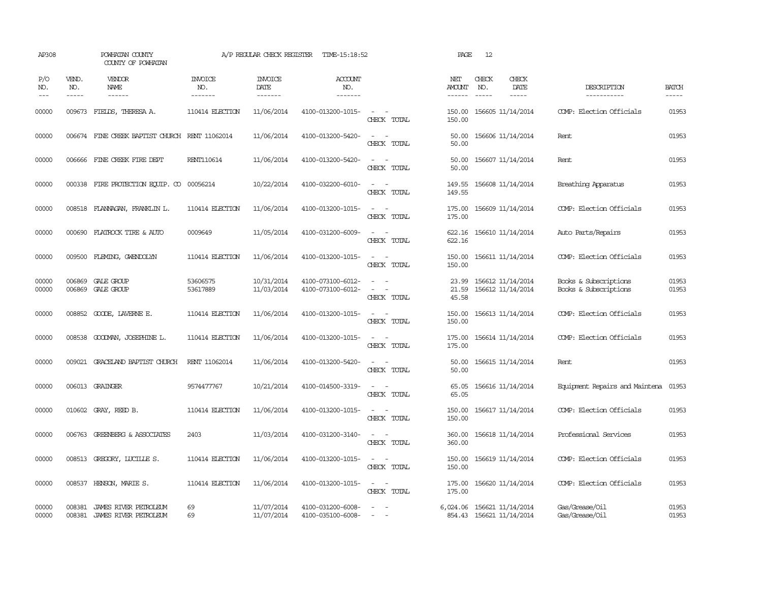AP308 POWHATAN COUNTY A/P REGULAR CHECK REGISTER TIME-15:18:52 PAGE 12

COUNTY OF POWHATAN

| P/O NO. | VEND. NO. | VENDOR NAME | INVOICE NO. | INVOICE DATE | ACCOUNT NO. | | NET AMOUNT | CHECK NO. | CHECK DATE | DESCRIPTION | BATCH |
|---|---|---|---|---|---|---|---|---|---|---|---|
| 00000 | 009673 | FIELDS, THERESA A. | 110414 ELECTION | 11/06/2014 | 4100-013200-1015- | - - | 150.00 | 156605 | 11/14/2014 | COMP: Election Officials | 01953 |
| | | | | | | CHECK TOTAL | 150.00 | | | | |
| 00000 | 006674 | FINE CREEK BAPTIST CHURCH | RENT 11062014 | 11/06/2014 | 4100-013200-5420- | - - | 50.00 | 156606 | 11/14/2014 | Rent | 01953 |
| | | | | | | CHECK TOTAL | 50.00 | | | | |
| 00000 | 006666 | FINE CREEK FIRE DEPT | RENT110614 | 11/06/2014 | 4100-013200-5420- | - - | 50.00 | 156607 | 11/14/2014 | Rent | 01953 |
| | | | | | | CHECK TOTAL | 50.00 | | | | |
| 00000 | 000338 | FIRE PROTECTION EQUIP. CO | 00056214 | 10/22/2014 | 4100-032200-6010- | - - | 149.55 | 156608 | 11/14/2014 | Breathing Apparatus | 01953 |
| | | | | | | CHECK TOTAL | 149.55 | | | | |
| 00000 | 008518 | FLANNAGAN, FRANKLIN L. | 110414 ELECTION | 11/06/2014 | 4100-013200-1015- | - - | 175.00 | 156609 | 11/14/2014 | COMP: Election Officials | 01953 |
| | | | | | | CHECK TOTAL | 175.00 | | | | |
| 00000 | 000690 | FLATROCK TIRE & AUTO | 0009649 | 11/05/2014 | 4100-031200-6009- | - - | 622.16 | 156610 | 11/14/2014 | Auto Parts/Repairs | 01953 |
| | | | | | | CHECK TOTAL | 622.16 | | | | |
| 00000 | 009500 | FLEMING, GWENDOLYN | 110414 ELECTION | 11/06/2014 | 4100-013200-1015- | - - | 150.00 | 156611 | 11/14/2014 | COMP: Election Officials | 01953 |
| | | | | | | CHECK TOTAL | 150.00 | | | | |
| 00000 | 006869 | GALE GROUP | 53606575 | 10/31/2014 | 4100-073100-6012- | - - | 23.99 | 156612 | 11/14/2014 | Books & Subscriptions | 01953 |
| 00000 | 006869 | GALE GROUP | 53617889 | 11/03/2014 | 4100-073100-6012- | - - | 21.59 | 156612 | 11/14/2014 | Books & Subscriptions | 01953 |
| | | | | | | CHECK TOTAL | 45.58 | | | | |
| 00000 | 008852 | GOODE, LAVERNE E. | 110414 ELECTION | 11/06/2014 | 4100-013200-1015- | - - | 150.00 | 156613 | 11/14/2014 | COMP: Election Officials | 01953 |
| | | | | | | CHECK TOTAL | 150.00 | | | | |
| 00000 | 008538 | GOODMAN, JOSEPHINE L. | 110414 ELECTION | 11/06/2014 | 4100-013200-1015- | - - | 175.00 | 156614 | 11/14/2014 | COMP: Election Officials | 01953 |
| | | | | | | CHECK TOTAL | 175.00 | | | | |
| 00000 | 009021 | GRACELAND BAPTIST CHURCH | RENT 11062014 | 11/06/2014 | 4100-013200-5420- | - - | 50.00 | 156615 | 11/14/2014 | Rent | 01953 |
| | | | | | | CHECK TOTAL | 50.00 | | | | |
| 00000 | 006013 | GRAINGER | 9574477767 | 10/21/2014 | 4100-014500-3319- | - - | 65.05 | 156616 | 11/14/2014 | Equipment Repairs and Maintena | 01953 |
| | | | | | | CHECK TOTAL | 65.05 | | | | |
| 00000 | 010602 | GRAY, REED B. | 110414 ELECTION | 11/06/2014 | 4100-013200-1015- | - - | 150.00 | 156617 | 11/14/2014 | COMP: Election Officials | 01953 |
| | | | | | | CHECK TOTAL | 150.00 | | | | |
| 00000 | 006763 | GREENBERG & ASSOCIATES | 2403 | 11/03/2014 | 4100-031200-3140- | - - | 360.00 | 156618 | 11/14/2014 | Professional Services | 01953 |
| | | | | | | CHECK TOTAL | 360.00 | | | | |
| 00000 | 008513 | GREGORY, LUCILLE S. | 110414 ELECTION | 11/06/2014 | 4100-013200-1015- | - - | 150.00 | 156619 | 11/14/2014 | COMP: Election Officials | 01953 |
| | | | | | | CHECK TOTAL | 150.00 | | | | |
| 00000 | 008537 | HENSON, MARIE S. | 110414 ELECTION | 11/06/2014 | 4100-013200-1015- | - - | 175.00 | 156620 | 11/14/2014 | COMP: Election Officials | 01953 |
| | | | | | | CHECK TOTAL | 175.00 | | | | |
| 00000 | 008381 | JAMES RIVER PETROLEUM | 69 | 11/07/2014 | 4100-031200-6008- | - - | 6,024.06 | 156621 | 11/14/2014 | Gas/Grease/Oil | 01953 |
| 00000 | 008381 | JAMES RIVER PETROLEUM | 69 | 11/07/2014 | 4100-035100-6008- | - - | 854.43 | 156621 | 11/14/2014 | Gas/Grease/Oil | 01953 |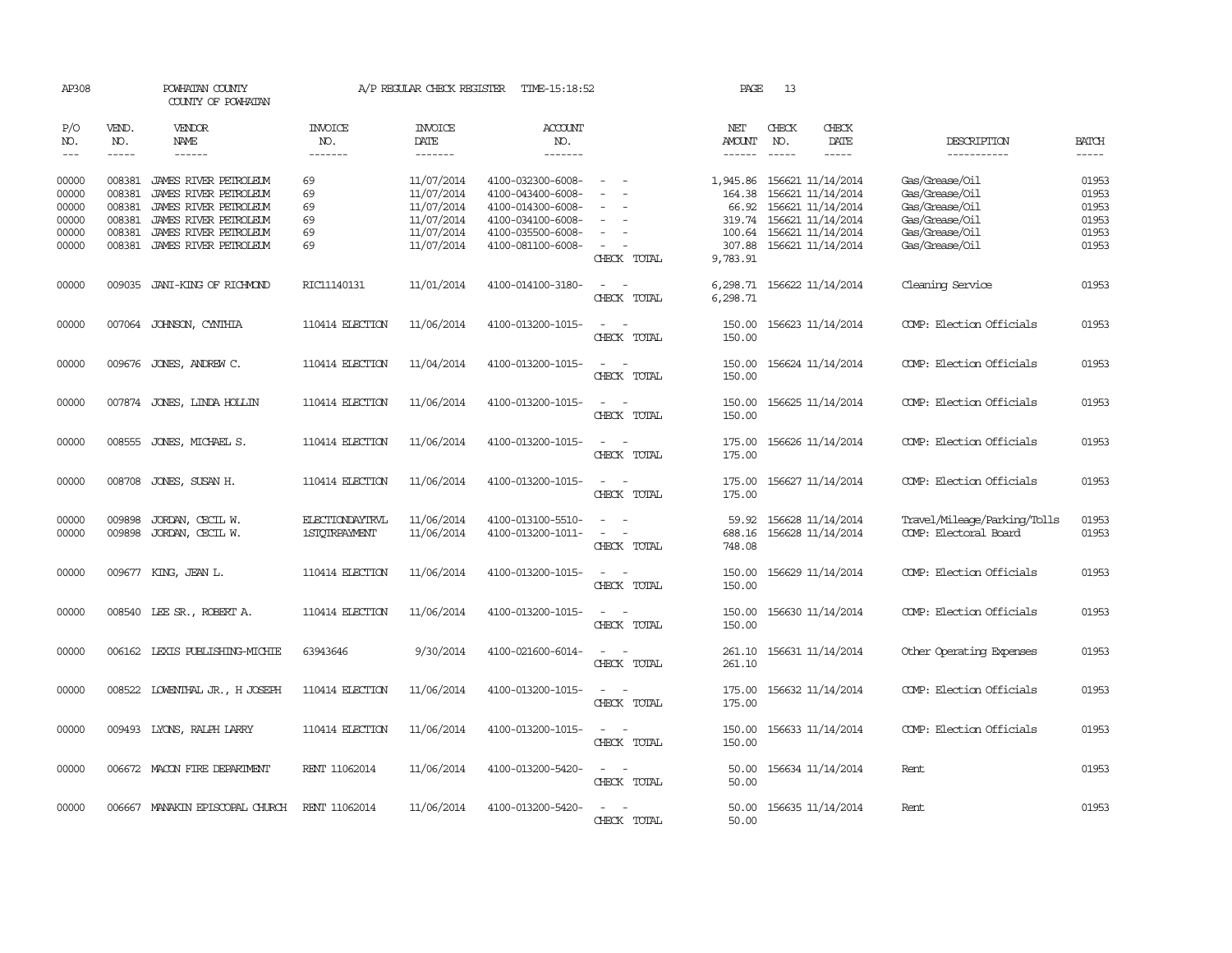AP308 POWHATAN COUNTY A/P REGULAR CHECK REGISTER TIME-15:18:52 PAGE 13

COUNTY OF POWHATAN

| P/O NO. | VEND. NO. | VENDOR NAME | INVOICE NO. | INVOICE DATE | ACCOUNT NO. | | NET AMOUNT | CHECK NO. | CHECK DATE | DESCRIPTION | BATCH |
|---|---|---|---|---|---|---|---|---|---|---|---|
| --- | ----- | ------ | ------- | ------- | ------- | | ------ | ----- | ----- | ----------- | ----- |
| 00000 | 008381 | JAMES RIVER PETROLEUM | 69 | 11/07/2014 | 4100-032300-6008- | - - | 1,945.86 | 156621 | 11/14/2014 | Gas/Grease/Oil | 01953 |
| 00000 | 008381 | JAMES RIVER PETROLEUM | 69 | 11/07/2014 | 4100-043400-6008- | - - | 164.38 | 156621 | 11/14/2014 | Gas/Grease/Oil | 01953 |
| 00000 | 008381 | JAMES RIVER PETROLEUM | 69 | 11/07/2014 | 4100-014300-6008- | - - | 66.92 | 156621 | 11/14/2014 | Gas/Grease/Oil | 01953 |
| 00000 | 008381 | JAMES RIVER PETROLEUM | 69 | 11/07/2014 | 4100-034100-6008- | - - | 319.74 | 156621 | 11/14/2014 | Gas/Grease/Oil | 01953 |
| 00000 | 008381 | JAMES RIVER PETROLEUM | 69 | 11/07/2014 | 4100-035500-6008- | - - | 100.64 | 156621 | 11/14/2014 | Gas/Grease/Oil | 01953 |
| 00000 | 008381 | JAMES RIVER PETROLEUM | 69 | 11/07/2014 | 4100-081100-6008- | - - | 307.88 | 156621 | 11/14/2014 | Gas/Grease/Oil | 01953 |
| | | | | | | CHECK TOTAL | 9,783.91 | | | | |
| 00000 | 009035 | JANI-KING OF RICHMOND | RIC11140131 | 11/01/2014 | 4100-014100-3180- | - - | 6,298.71 | 156622 | 11/14/2014 | Cleaning Service | 01953 |
| | | | | | | CHECK TOTAL | 6,298.71 | | | | |
| 00000 | 007064 | JOHNSON, CYNTHIA | 110414 ELECTION | 11/06/2014 | 4100-013200-1015- | - - | 150.00 | 156623 | 11/14/2014 | COMP: Election Officials | 01953 |
| | | | | | | CHECK TOTAL | 150.00 | | | | |
| 00000 | 009676 | JONES, ANDREW C. | 110414 ELECTION | 11/04/2014 | 4100-013200-1015- | - - | 150.00 | 156624 | 11/14/2014 | COMP: Election Officials | 01953 |
| | | | | | | CHECK TOTAL | 150.00 | | | | |
| 00000 | 007874 | JONES, LINDA HOLLIN | 110414 ELECTION | 11/06/2014 | 4100-013200-1015- | - - | 150.00 | 156625 | 11/14/2014 | COMP: Election Officials | 01953 |
| | | | | | | CHECK TOTAL | 150.00 | | | | |
| 00000 | 008555 | JONES, MICHAEL S. | 110414 ELECTION | 11/06/2014 | 4100-013200-1015- | - - | 175.00 | 156626 | 11/14/2014 | COMP: Election Officials | 01953 |
| | | | | | | CHECK TOTAL | 175.00 | | | | |
| 00000 | 008708 | JONES, SUSAN H. | 110414 ELECTION | 11/06/2014 | 4100-013200-1015- | - - | 175.00 | 156627 | 11/14/2014 | COMP: Election Officials | 01953 |
| | | | | | | CHECK TOTAL | 175.00 | | | | |
| 00000 | 009898 | JORDAN, CECIL W. | ELECTIONDAYTRVL | 11/06/2014 | 4100-013100-5510- | - - | 59.92 | 156628 | 11/14/2014 | Travel/Mileage/Parking/Tolls | 01953 |
| 00000 | 009898 | JORDAN, CECIL W. | 1STQTRPAYMENT | 11/06/2014 | 4100-013200-1011- | - - | 688.16 | 156628 | 11/14/2014 | COMP: Electoral Board | 01953 |
| | | | | | | CHECK TOTAL | 748.08 | | | | |
| 00000 | 009677 | KING, JEAN L. | 110414 ELECTION | 11/06/2014 | 4100-013200-1015- | - - | 150.00 | 156629 | 11/14/2014 | COMP: Election Officials | 01953 |
| | | | | | | CHECK TOTAL | 150.00 | | | | |
| 00000 | 008540 | LEE SR., ROBERT A. | 110414 ELECTION | 11/06/2014 | 4100-013200-1015- | - - | 150.00 | 156630 | 11/14/2014 | COMP: Election Officials | 01953 |
| | | | | | | CHECK TOTAL | 150.00 | | | | |
| 00000 | 006162 | LEXIS PUBLISHING-MICHIE | 63943646 | 9/30/2014 | 4100-021600-6014- | - - | 261.10 | 156631 | 11/14/2014 | Other Operating Expenses | 01953 |
| | | | | | | CHECK TOTAL | 261.10 | | | | |
| 00000 | 008522 | LOWENTHAL JR., H JOSEPH | 110414 ELECTION | 11/06/2014 | 4100-013200-1015- | - - | 175.00 | 156632 | 11/14/2014 | COMP: Election Officials | 01953 |
| | | | | | | CHECK TOTAL | 175.00 | | | | |
| 00000 | 009493 | LYONS, RALPH LARRY | 110414 ELECTION | 11/06/2014 | 4100-013200-1015- | - - | 150.00 | 156633 | 11/14/2014 | COMP: Election Officials | 01953 |
| | | | | | | CHECK TOTAL | 150.00 | | | | |
| 00000 | 006672 | MACON FIRE DEPARTMENT | RENT 11062014 | 11/06/2014 | 4100-013200-5420- | - - | 50.00 | 156634 | 11/14/2014 | Rent | 01953 |
| | | | | | | CHECK TOTAL | 50.00 | | | | |
| 00000 | 006667 | MANAKIN EPISCOPAL CHURCH | RENT 11062014 | 11/06/2014 | 4100-013200-5420- | - - | 50.00 | 156635 | 11/14/2014 | Rent | 01953 |
| | | | | | | CHECK TOTAL | 50.00 | | | | |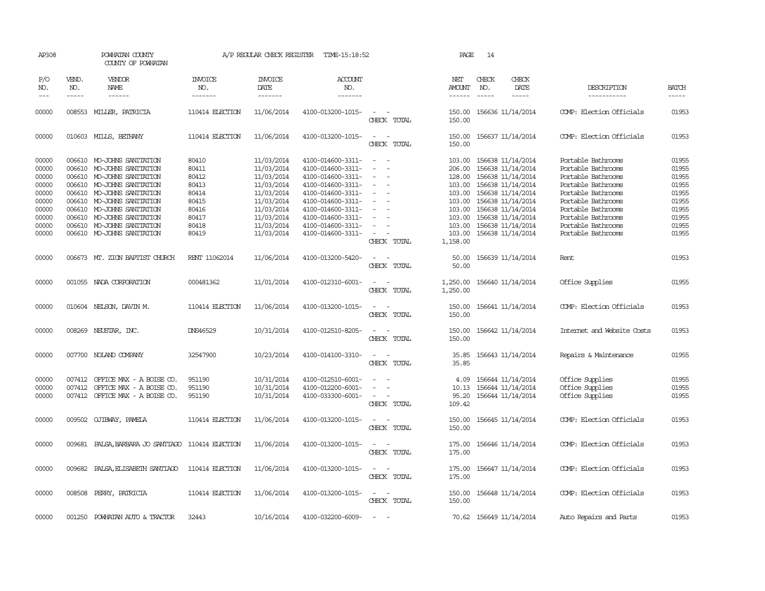AP308 POWHATAN COUNTY A/P REGULAR CHECK REGISTER TIME-15:18:52 PAGE 14

COUNTY OF POWHATAN

| P/O NO. | VEND. NO. | VENDOR NAME | INVOICE NO. | INVOICE DATE | ACCOUNT NO. | | NET AMOUNT | CHECK NO. | CHECK DATE | DESCRIPTION | BATCH |
|---|---|---|---|---|---|---|---|---|---|---|---|
| 00000 | 008553 | MILLER, PATRICIA | 110414 ELECTION | 11/06/2014 | 4100-013200-1015- | - - | 150.00 | 156636 | 11/14/2014 | COMP: Election Officials | 01953 |
| | | | | | | CHECK TOTAL | 150.00 | | | | |
| 00000 | 010603 | MILLS, BETHANY | 110414 ELECTION | 11/06/2014 | 4100-013200-1015- | - - | 150.00 | 156637 | 11/14/2014 | COMP: Election Officials | 01953 |
| | | | | | | CHECK TOTAL | 150.00 | | | | |
| 00000 | 006610 | MO-JOHNS SANITATION | 80410 | 11/03/2014 | 4100-014600-3311- | - - | 103.00 | 156638 | 11/14/2014 | Portable Bathrooms | 01955 |
| 00000 | 006610 | MO-JOHNS SANITATION | 80411 | 11/03/2014 | 4100-014600-3311- | - - | 206.00 | 156638 | 11/14/2014 | Portable Bathrooms | 01955 |
| 00000 | 006610 | MO-JOHNS SANITATION | 80412 | 11/03/2014 | 4100-014600-3311- | - - | 128.00 | 156638 | 11/14/2014 | Portable Bathrooms | 01955 |
| 00000 | 006610 | MO-JOHNS SANITATION | 80413 | 11/03/2014 | 4100-014600-3311- | - - | 103.00 | 156638 | 11/14/2014 | Portable Bathrooms | 01955 |
| 00000 | 006610 | MO-JOHNS SANITATION | 80414 | 11/03/2014 | 4100-014600-3311- | - - | 103.00 | 156638 | 11/14/2014 | Portable Bathrooms | 01955 |
| 00000 | 006610 | MO-JOHNS SANITATION | 80415 | 11/03/2014 | 4100-014600-3311- | - - | 103.00 | 156638 | 11/14/2014 | Portable Bathrooms | 01955 |
| 00000 | 006610 | MO-JOHNS SANITATION | 80416 | 11/03/2014 | 4100-014600-3311- | - - | 103.00 | 156638 | 11/14/2014 | Portable Bathrooms | 01955 |
| 00000 | 006610 | MO-JOHNS SANITATION | 80417 | 11/03/2014 | 4100-014600-3311- | - - | 103.00 | 156638 | 11/14/2014 | Portable Bathrooms | 01955 |
| 00000 | 006610 | MO-JOHNS SANITATION | 80418 | 11/03/2014 | 4100-014600-3311- | - - | 103.00 | 156638 | 11/14/2014 | Portable Bathrooms | 01955 |
| 00000 | 006610 | MO-JOHNS SANITATION | 80419 | 11/03/2014 | 4100-014600-3311- | - - | 103.00 | 156638 | 11/14/2014 | Portable Bathrooms | 01955 |
| | | | | | | CHECK TOTAL | 1,158.00 | | | | |
| 00000 | 006673 | MT. ZION BAPTIST CHURCH | RENT 11062014 | 11/06/2014 | 4100-013200-5420- | - - | 50.00 | 156639 | 11/14/2014 | Rent | 01953 |
| | | | | | | CHECK TOTAL | 50.00 | | | | |
| 00000 | 001055 | NADA CORPORATION | 000481362 | 11/01/2014 | 4100-012310-6001- | - - | 1,250.00 | 156640 | 11/14/2014 | Office Supplies | 01955 |
| | | | | | | CHECK TOTAL | 1,250.00 | | | | |
| 00000 | 010604 | NELSON, DAVIN M. | 110414 ELECTION | 11/06/2014 | 4100-013200-1015- | - - | 150.00 | 156641 | 11/14/2014 | COMP: Election Officials | 01953 |
| | | | | | | CHECK TOTAL | 150.00 | | | | |
| 00000 | 008269 | NEUSTAR, INC. | DNS46529 | 10/31/2014 | 4100-012510-8205- | - - | 150.00 | 156642 | 11/14/2014 | Internet and Website Costs | 01953 |
| | | | | | | CHECK TOTAL | 150.00 | | | | |
| 00000 | 007700 | NOLAND COMPANY | 32547900 | 10/23/2014 | 4100-014100-3310- | - - | 35.85 | 156643 | 11/14/2014 | Repairs & Maintenance | 01955 |
| | | | | | | CHECK TOTAL | 35.85 | | | | |
| 00000 | 007412 | OFFICE MAX - A BOISE CO. | 951190 | 10/31/2014 | 4100-012510-6001- | - - | 4.09 | 156644 | 11/14/2014 | Office Supplies | 01955 |
| 00000 | 007412 | OFFICE MAX - A BOISE CO. | 951190 | 10/31/2014 | 4100-012200-6001- | - - | 10.13 | 156644 | 11/14/2014 | Office Supplies | 01955 |
| 00000 | 007412 | OFFICE MAX - A BOISE CO. | 951190 | 10/31/2014 | 4100-033300-6001- | - - | 95.20 | 156644 | 11/14/2014 | Office Supplies | 01955 |
| | | | | | | CHECK TOTAL | 109.42 | | | | |
| 00000 | 009502 | OJIBWAY, PAMELA | 110414 ELECTION | 11/06/2014 | 4100-013200-1015- | - - | 150.00 | 156645 | 11/14/2014 | COMP: Election Officials | 01953 |
| | | | | | | CHECK TOTAL | 150.00 | | | | |
| 00000 | 009681 | PALSA,BARBARA JO SANTIAGO | 110414 ELECTION | 11/06/2014 | 4100-013200-1015- | - - | 175.00 | 156646 | 11/14/2014 | COMP: Election Officials | 01953 |
| | | | | | | CHECK TOTAL | 175.00 | | | | |
| 00000 | 009682 | PALSA,ELISABETH SANTIAGO | 110414 ELECTION | 11/06/2014 | 4100-013200-1015- | - - | 175.00 | 156647 | 11/14/2014 | COMP: Election Officials | 01953 |
| | | | | | | CHECK TOTAL | 175.00 | | | | |
| 00000 | 008508 | PERRY, PATRICIA | 110414 ELECTION | 11/06/2014 | 4100-013200-1015- | - - | 150.00 | 156648 | 11/14/2014 | COMP: Election Officials | 01953 |
| | | | | | | CHECK TOTAL | 150.00 | | | | |
| 00000 | 001250 | POWHATAN AUTO & TRACTOR | 32443 | 10/16/2014 | 4100-032200-6009- | - - | 70.62 | 156649 | 11/14/2014 | Auto Repairs and Parts | 01953 |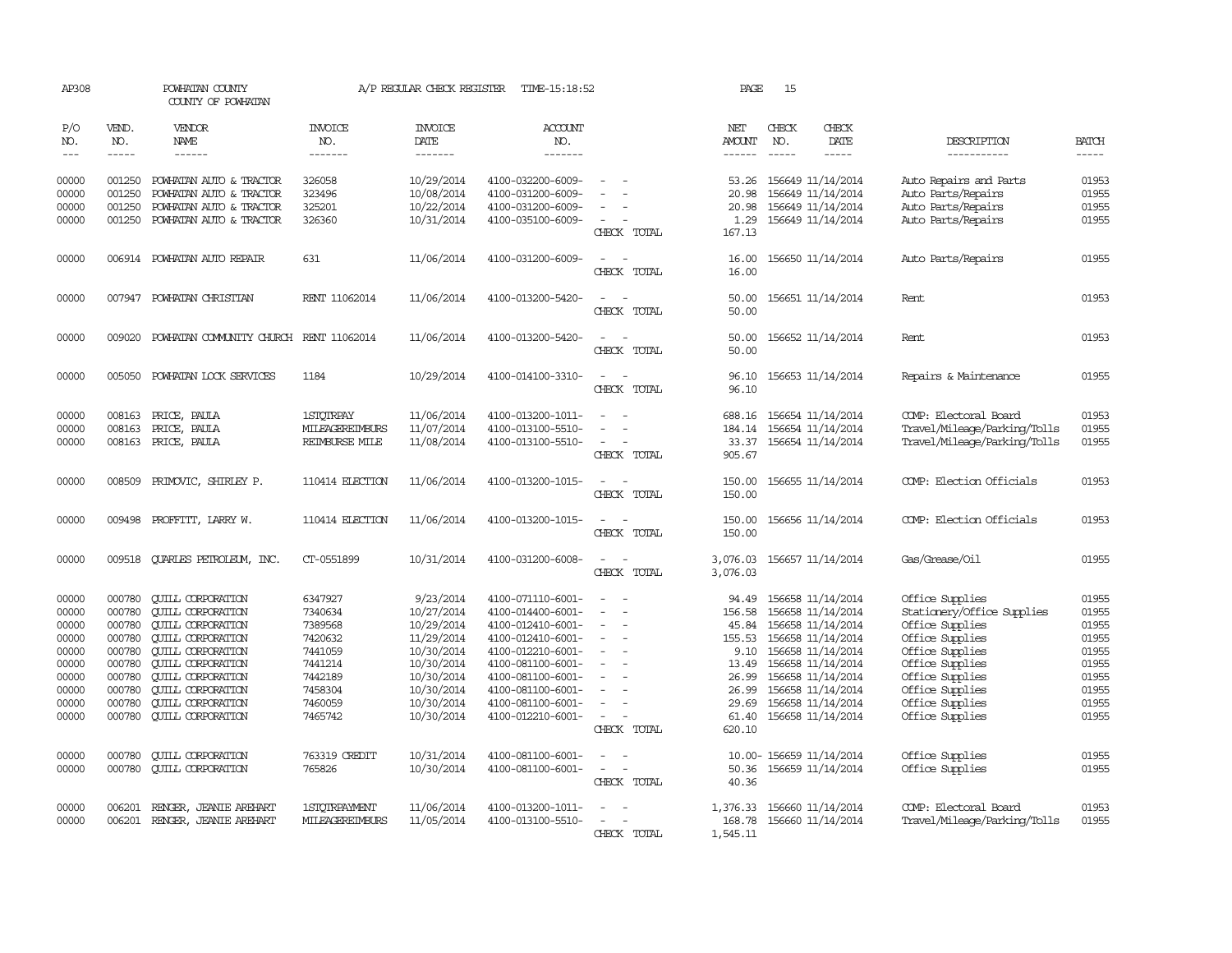AP308 POWHATAN COUNTY A/P REGULAR CHECK REGISTER TIME-15:18:52 PAGE 15

COUNTY OF POWHATAN

| P/O NO. | VEND. NO. | VENDOR NAME | INVOICE NO. | INVOICE DATE | ACCOUNT NO. | | NET AMOUNT | CHECK NO. | CHECK DATE | DESCRIPTION | BATCH |
|---|---|---|---|---|---|---|---|---|---|---|---|
| --- | ----- | ------ | ------- | ------- | ------- | | ------ | ----- | ----- | ----------- | ----- |
| 00000 | 001250 | POWHATAN AUTO & TRACTOR | 326058 | 10/29/2014 | 4100-032200-6009- | - - | 53.26 | 156649 | 11/14/2014 | Auto Repairs and Parts | 01953 |
| 00000 | 001250 | POWHATAN AUTO & TRACTOR | 323496 | 10/08/2014 | 4100-031200-6009- | - - | 20.98 | 156649 | 11/14/2014 | Auto Parts/Repairs | 01955 |
| 00000 | 001250 | POWHATAN AUTO & TRACTOR | 325201 | 10/22/2014 | 4100-031200-6009- | - - | 20.98 | 156649 | 11/14/2014 | Auto Parts/Repairs | 01955 |
| 00000 | 001250 | POWHATAN AUTO & TRACTOR | 326360 | 10/31/2014 | 4100-035100-6009- | - - | 1.29 | 156649 | 11/14/2014 | Auto Parts/Repairs | 01955 |
| | | | | | | CHECK TOTAL | 167.13 | | | | |
| 00000 | 006914 | POWHATAN AUTO REPAIR | 631 | 11/06/2014 | 4100-031200-6009- | - - | 16.00 | 156650 | 11/14/2014 | Auto Parts/Repairs | 01955 |
| | | | | | | CHECK TOTAL | 16.00 | | | | |
| 00000 | 007947 | POWHATAN CHRISTIAN | RENT 11062014 | 11/06/2014 | 4100-013200-5420- | - - | 50.00 | 156651 | 11/14/2014 | Rent | 01953 |
| | | | | | | CHECK TOTAL | 50.00 | | | | |
| 00000 | 009020 | POWHATAN COMMUNITY CHURCH | RENT 11062014 | 11/06/2014 | 4100-013200-5420- | - - | 50.00 | 156652 | 11/14/2014 | Rent | 01953 |
| | | | | | | CHECK TOTAL | 50.00 | | | | |
| 00000 | 005050 | POWHATAN LOCK SERVICES | 1184 | 10/29/2014 | 4100-014100-3310- | - - | 96.10 | 156653 | 11/14/2014 | Repairs & Maintenance | 01955 |
| | | | | | | CHECK TOTAL | 96.10 | | | | |
| 00000 | 008163 | PRICE, PAULA | 1STQTRPAY | 11/06/2014 | 4100-013200-1011- | - - | 688.16 | 156654 | 11/14/2014 | COMP: Electoral Board | 01953 |
| 00000 | 008163 | PRICE, PAULA | MILEAGEREIMBURS | 11/07/2014 | 4100-013100-5510- | - - | 184.14 | 156654 | 11/14/2014 | Travel/Mileage/Parking/Tolls | 01955 |
| 00000 | 008163 | PRICE, PAULA | REIMBURSE MILE | 11/08/2014 | 4100-013100-5510- | - - | 33.37 | 156654 | 11/14/2014 | Travel/Mileage/Parking/Tolls | 01955 |
| | | | | | | CHECK TOTAL | 905.67 | | | | |
| 00000 | 008509 | PRIMOVIC, SHIRLEY P. | 110414 ELECTION | 11/06/2014 | 4100-013200-1015- | - - | 150.00 | 156655 | 11/14/2014 | COMP: Election Officials | 01953 |
| | | | | | | CHECK TOTAL | 150.00 | | | | |
| 00000 | 009498 | PROFFITT, LARRY W. | 110414 ELECTION | 11/06/2014 | 4100-013200-1015- | - - | 150.00 | 156656 | 11/14/2014 | COMP: Election Officials | 01953 |
| | | | | | | CHECK TOTAL | 150.00 | | | | |
| 00000 | 009518 | QUARLES PETROLEUM, INC. | CT-0551899 | 10/31/2014 | 4100-031200-6008- | - - | 3,076.03 | 156657 | 11/14/2014 | Gas/Grease/Oil | 01955 |
| | | | | | | CHECK TOTAL | 3,076.03 | | | | |
| 00000 | 000780 | QUILL CORPORATION | 6347927 | 9/23/2014 | 4100-071110-6001- | - - | 94.49 | 156658 | 11/14/2014 | Office Supplies | 01955 |
| 00000 | 000780 | QUILL CORPORATION | 7340634 | 10/27/2014 | 4100-014400-6001- | - - | 156.58 | 156658 | 11/14/2014 | Stationery/Office Supplies | 01955 |
| 00000 | 000780 | QUILL CORPORATION | 7389568 | 10/29/2014 | 4100-012410-6001- | - - | 45.84 | 156658 | 11/14/2014 | Office Supplies | 01955 |
| 00000 | 000780 | QUILL CORPORATION | 7420632 | 11/29/2014 | 4100-012410-6001- | - - | 155.53 | 156658 | 11/14/2014 | Office Supplies | 01955 |
| 00000 | 000780 | QUILL CORPORATION | 7441059 | 10/30/2014 | 4100-012210-6001- | - - | 9.10 | 156658 | 11/14/2014 | Office Supplies | 01955 |
| 00000 | 000780 | QUILL CORPORATION | 7441214 | 10/30/2014 | 4100-081100-6001- | - - | 13.49 | 156658 | 11/14/2014 | Office Supplies | 01955 |
| 00000 | 000780 | QUILL CORPORATION | 7442189 | 10/30/2014 | 4100-081100-6001- | - - | 26.99 | 156658 | 11/14/2014 | Office Supplies | 01955 |
| 00000 | 000780 | QUILL CORPORATION | 7458304 | 10/30/2014 | 4100-081100-6001- | - - | 26.99 | 156658 | 11/14/2014 | Office Supplies | 01955 |
| 00000 | 000780 | QUILL CORPORATION | 7460059 | 10/30/2014 | 4100-081100-6001- | - - | 29.69 | 156658 | 11/14/2014 | Office Supplies | 01955 |
| 00000 | 000780 | QUILL CORPORATION | 7465742 | 10/30/2014 | 4100-012210-6001- | - - | 61.40 | 156658 | 11/14/2014 | Office Supplies | 01955 |
| | | | | | | CHECK TOTAL | 620.10 | | | | |
| 00000 | 000780 | QUILL CORPORATION | 763319 CREDIT | 10/31/2014 | 4100-081100-6001- | - - | 10.00- | 156659 | 11/14/2014 | Office Supplies | 01955 |
| 00000 | 000780 | QUILL CORPORATION | 765826 | 10/30/2014 | 4100-081100-6001- | - - | 50.36 | 156659 | 11/14/2014 | Office Supplies | 01955 |
| | | | | | | CHECK TOTAL | 40.36 | | | | |
| 00000 | 006201 | RENGER, JEANIE AREHART | 1STQTRPAYMENT | 11/06/2014 | 4100-013200-1011- | - - | 1,376.33 | 156660 | 11/14/2014 | COMP: Electoral Board | 01953 |
| 00000 | 006201 | RENGER, JEANIE AREHART | MILEAGEREIMBURS | 11/05/2014 | 4100-013100-5510- | - - | 168.78 | 156660 | 11/14/2014 | Travel/Mileage/Parking/Tolls | 01955 |
| | | | | | | CHECK TOTAL | 1,545.11 | | | | |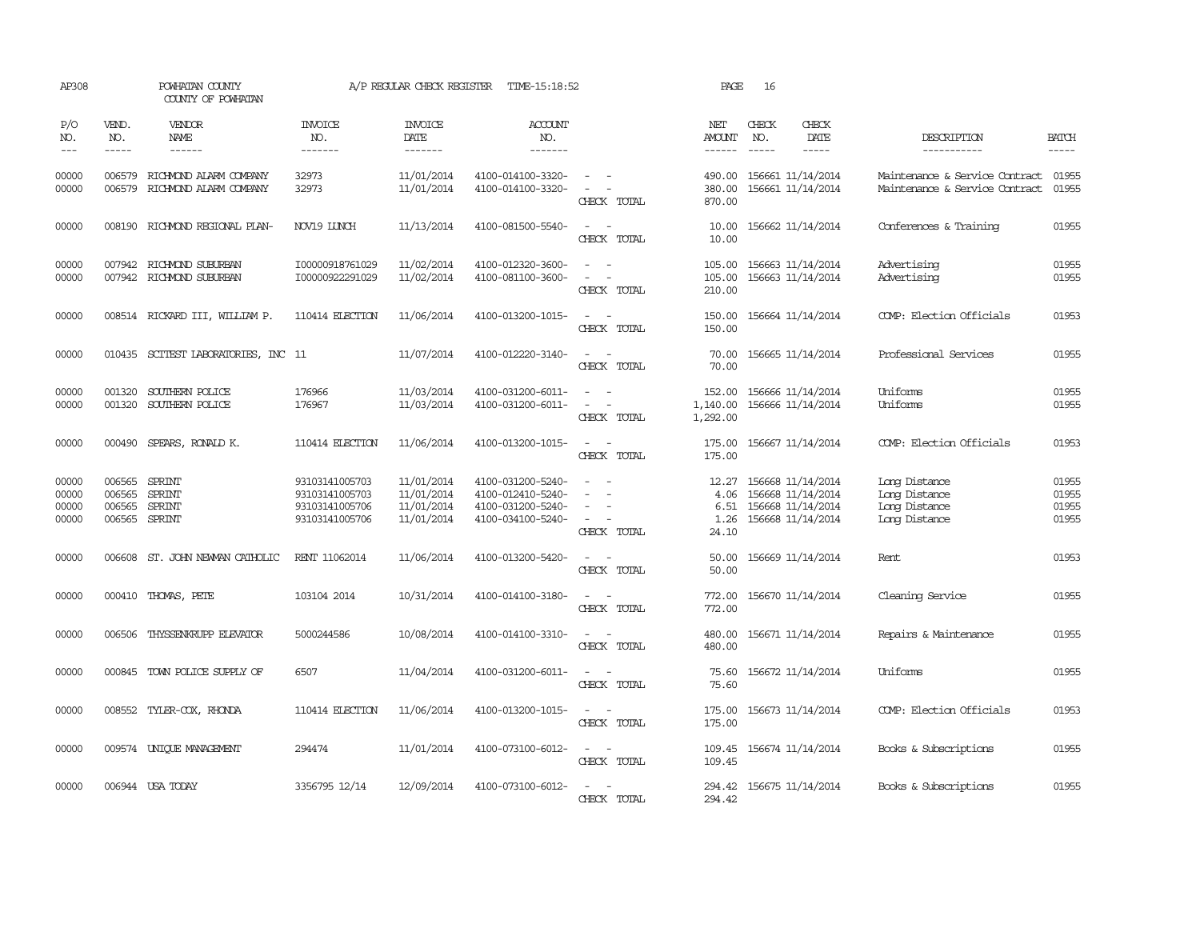AP308 POWHATAN COUNTY A/P REGULAR CHECK REGISTER TIME-15:18:52 PAGE 16

COUNTY OF POWHATAN

| P/O NO. | VEND. NO. | VENDOR NAME | INVOICE NO. | INVOICE DATE | ACCOUNT NO. | | NET AMOUNT | CHECK NO. | CHECK DATE | DESCRIPTION | BATCH |
|---|---|---|---|---|---|---|---|---|---|---|---|
| 00000 | 006579 | RICHMOND ALARM COMPANY | 32973 | 11/01/2014 | 4100-014100-3320- | - - | 490.00 | 156661 | 11/14/2014 | Maintenance & Service Contract | 01955 |
| 00000 | 006579 | RICHMOND ALARM COMPANY | 32973 | 11/01/2014 | 4100-014100-3320- | - - | 380.00 | 156661 | 11/14/2014 | Maintenance & Service Contract | 01955 |
| | | | | | | CHECK TOTAL | 870.00 | | | | |
| 00000 | 008190 | RICHMOND REGIONAL PLAN- | NOV19 LUNCH | 11/13/2014 | 4100-081500-5540- | - - | 10.00 | 156662 | 11/14/2014 | Conferences & Training | 01955 |
| | | | | | | CHECK TOTAL | 10.00 | | | | |
| 00000 | 007942 | RICHMOND SUBURBAN | I00000918761029 | 11/02/2014 | 4100-012320-3600- | - - | 105.00 | 156663 | 11/14/2014 | Advertising | 01955 |
| 00000 | 007942 | RICHMOND SUBURBAN | I00000922291029 | 11/02/2014 | 4100-081100-3600- | - - | 105.00 | 156663 | 11/14/2014 | Advertising | 01955 |
| | | | | | | CHECK TOTAL | 210.00 | | | | |
| 00000 | 008514 | RICKARD III, WILLIAM P. | 110414 ELECTION | 11/06/2014 | 4100-013200-1015- | - - | 150.00 | 156664 | 11/14/2014 | COMP: Election Officials | 01953 |
| | | | | | | CHECK TOTAL | 150.00 | | | | |
| 00000 | 010435 | SCITEST LABORATORIES, INC | 11 | 11/07/2014 | 4100-012220-3140- | - - | 70.00 | 156665 | 11/14/2014 | Professional Services | 01955 |
| | | | | | | CHECK TOTAL | 70.00 | | | | |
| 00000 | 001320 | SOUTHERN POLICE | 176966 | 11/03/2014 | 4100-031200-6011- | - - | 152.00 | 156666 | 11/14/2014 | Uniforms | 01955 |
| 00000 | 001320 | SOUTHERN POLICE | 176967 | 11/03/2014 | 4100-031200-6011- | - - | 1,140.00 | 156666 | 11/14/2014 | Uniforms | 01955 |
| | | | | | | CHECK TOTAL | 1,292.00 | | | | |
| 00000 | 000490 | SPEARS, RONALD K. | 110414 ELECTION | 11/06/2014 | 4100-013200-1015- | - - | 175.00 | 156667 | 11/14/2014 | COMP: Election Officials | 01953 |
| | | | | | | CHECK TOTAL | 175.00 | | | | |
| 00000 | 006565 | SPRINT | 93103141005703 | 11/01/2014 | 4100-031200-5240- | - - | 12.27 | 156668 | 11/14/2014 | Long Distance | 01955 |
| 00000 | 006565 | SPRINT | 93103141005703 | 11/01/2014 | 4100-012410-5240- | - - | 4.06 | 156668 | 11/14/2014 | Long Distance | 01955 |
| 00000 | 006565 | SPRINT | 93103141005706 | 11/01/2014 | 4100-031200-5240- | - - | 6.51 | 156668 | 11/14/2014 | Long Distance | 01955 |
| 00000 | 006565 | SPRINT | 93103141005706 | 11/01/2014 | 4100-034100-5240- | - - | 1.26 | 156668 | 11/14/2014 | Long Distance | 01955 |
| | | | | | | CHECK TOTAL | 24.10 | | | | |
| 00000 | 006608 | ST. JOHN NEWMAN CATHOLIC | RENT 11062014 | 11/06/2014 | 4100-013200-5420- | - - | 50.00 | 156669 | 11/14/2014 | Rent | 01953 |
| | | | | | | CHECK TOTAL | 50.00 | | | | |
| 00000 | 000410 | THOMAS, PETE | 103104 2014 | 10/31/2014 | 4100-014100-3180- | - - | 772.00 | 156670 | 11/14/2014 | Cleaning Service | 01955 |
| | | | | | | CHECK TOTAL | 772.00 | | | | |
| 00000 | 006506 | THYSSENKRUPP ELEVATOR | 5000244586 | 10/08/2014 | 4100-014100-3310- | - - | 480.00 | 156671 | 11/14/2014 | Repairs & Maintenance | 01955 |
| | | | | | | CHECK TOTAL | 480.00 | | | | |
| 00000 | 000845 | TOWN POLICE SUPPLY OF | 6507 | 11/04/2014 | 4100-031200-6011- | - - | 75.60 | 156672 | 11/14/2014 | Uniforms | 01955 |
| | | | | | | CHECK TOTAL | 75.60 | | | | |
| 00000 | 008552 | TYLER-COX, RHONDA | 110414 ELECTION | 11/06/2014 | 4100-013200-1015- | - - | 175.00 | 156673 | 11/14/2014 | COMP: Election Officials | 01953 |
| | | | | | | CHECK TOTAL | 175.00 | | | | |
| 00000 | 009574 | UNIQUE MANAGEMENT | 294474 | 11/01/2014 | 4100-073100-6012- | - - | 109.45 | 156674 | 11/14/2014 | Books & Subscriptions | 01955 |
| | | | | | | CHECK TOTAL | 109.45 | | | | |
| 00000 | 006944 | USA TODAY | 3356795 12/14 | 12/09/2014 | 4100-073100-6012- | - - | 294.42 | 156675 | 11/14/2014 | Books & Subscriptions | 01955 |
| | | | | | | CHECK TOTAL | 294.42 | | | | |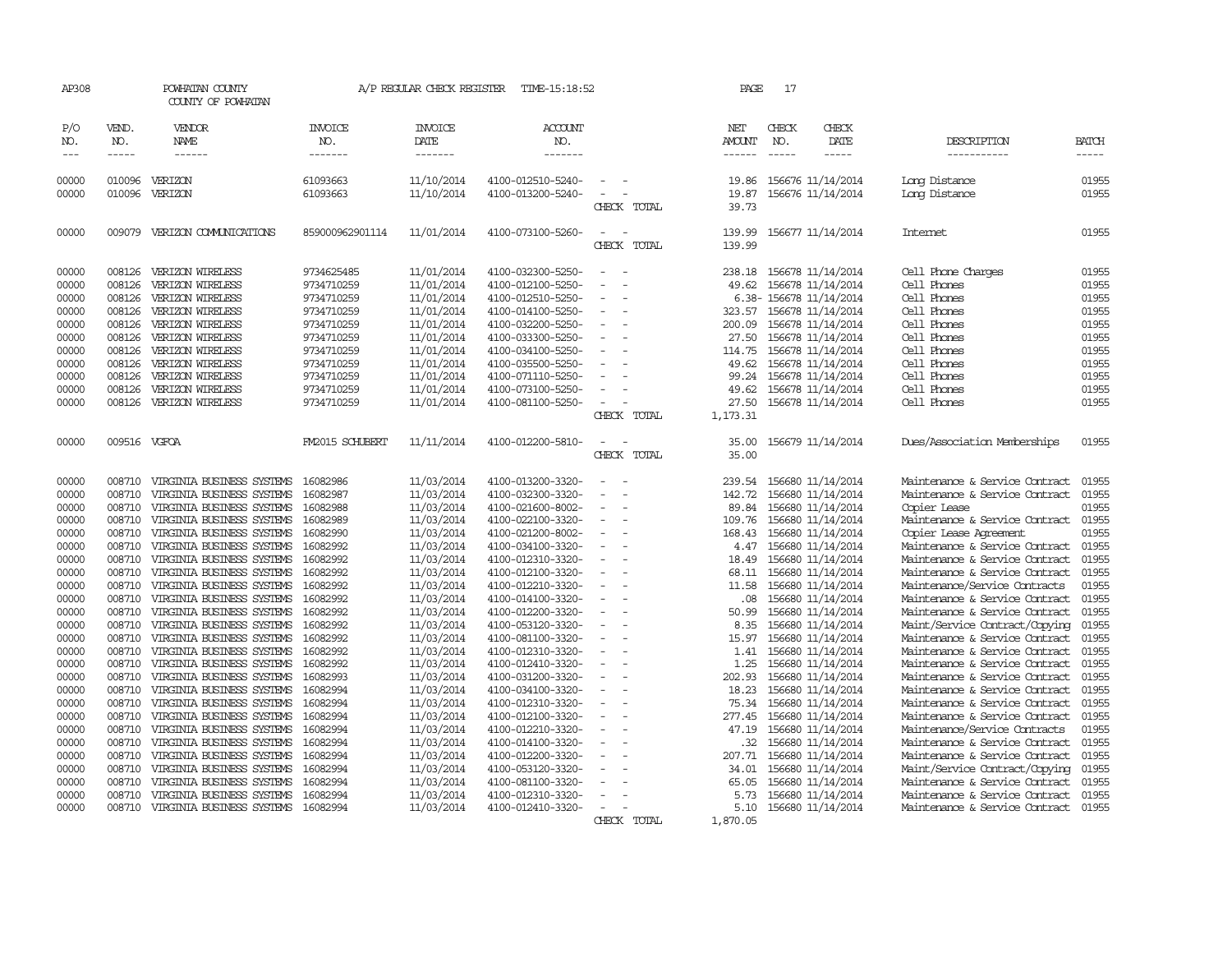AP308 POWHATAN COUNTY A/P REGULAR CHECK REGISTER TIME-15:18:52 PAGE 17

COUNTY OF POWHATAN

| P/O NO. | VEND. NO. | VENDOR NAME | INVOICE NO. | INVOICE DATE | ACCOUNT NO. | | NET AMOUNT | CHECK NO. | CHECK DATE | DESCRIPTION | BATCH |
|---|---|---|---|---|---|---|---|---|---|---|---|
| 00000 | 010096 | VERIZON | 61093663 | 11/10/2014 | 4100-012510-5240- | - - | 19.86 | 156676 | 11/14/2014 | Long Distance | 01955 |
| 00000 | 010096 | VERIZON | 61093663 | 11/10/2014 | 4100-013200-5240- | - - | 19.87 | 156676 | 11/14/2014 | Long Distance | 01955 |
| | | | | | | CHECK TOTAL | 39.73 | | | | |
| 00000 | 009079 | VERIZON COMMUNICATIONS | 859000962901114 | 11/01/2014 | 4100-073100-5260- | - - | 139.99 | 156677 | 11/14/2014 | Internet | 01955 |
| | | | | | | CHECK TOTAL | 139.99 | | | | |
| 00000 | 008126 | VERIZON WIRELESS | 9734625485 | 11/01/2014 | 4100-032300-5250- | - - | 238.18 | 156678 | 11/14/2014 | Cell Phone Charges | 01955 |
| 00000 | 008126 | VERIZON WIRELESS | 9734710259 | 11/01/2014 | 4100-012100-5250- | - - | 49.62 | 156678 | 11/14/2014 | Cell Phones | 01955 |
| 00000 | 008126 | VERIZON WIRELESS | 9734710259 | 11/01/2014 | 4100-012510-5250- | - - | 6.38- | 156678 | 11/14/2014 | Cell Phones | 01955 |
| 00000 | 008126 | VERIZON WIRELESS | 9734710259 | 11/01/2014 | 4100-014100-5250- | - - | 323.57 | 156678 | 11/14/2014 | Cell Phones | 01955 |
| 00000 | 008126 | VERIZON WIRELESS | 9734710259 | 11/01/2014 | 4100-032200-5250- | - - | 200.09 | 156678 | 11/14/2014 | Cell Phones | 01955 |
| 00000 | 008126 | VERIZON WIRELESS | 9734710259 | 11/01/2014 | 4100-033300-5250- | - - | 27.50 | 156678 | 11/14/2014 | Cell Phones | 01955 |
| 00000 | 008126 | VERIZON WIRELESS | 9734710259 | 11/01/2014 | 4100-034100-5250- | - - | 114.75 | 156678 | 11/14/2014 | Cell Phones | 01955 |
| 00000 | 008126 | VERIZON WIRELESS | 9734710259 | 11/01/2014 | 4100-035500-5250- | - - | 49.62 | 156678 | 11/14/2014 | Cell Phones | 01955 |
| 00000 | 008126 | VERIZON WIRELESS | 9734710259 | 11/01/2014 | 4100-071110-5250- | - - | 99.24 | 156678 | 11/14/2014 | Cell Phones | 01955 |
| 00000 | 008126 | VERIZON WIRELESS | 9734710259 | 11/01/2014 | 4100-073100-5250- | - - | 49.62 | 156678 | 11/14/2014 | Cell Phones | 01955 |
| 00000 | 008126 | VERIZON WIRELESS | 9734710259 | 11/01/2014 | 4100-081100-5250- | - - | 27.50 | 156678 | 11/14/2014 | Cell Phones | 01955 |
| | | | | | | CHECK TOTAL | 1,173.31 | | | | |
| 00000 | 009516 | VGFOA | FM2015 SCHUBERT | 11/11/2014 | 4100-012200-5810- | - - | 35.00 | 156679 | 11/14/2014 | Dues/Association Memberships | 01955 |
| | | | | | | CHECK TOTAL | 35.00 | | | | |
| 00000 | 008710 | VIRGINIA BUSINESS SYSTEMS | 16082986 | 11/03/2014 | 4100-013200-3320- | - - | 239.54 | 156680 | 11/14/2014 | Maintenance & Service Contract | 01955 |
| 00000 | 008710 | VIRGINIA BUSINESS SYSTEMS | 16082987 | 11/03/2014 | 4100-032300-3320- | - - | 142.72 | 156680 | 11/14/2014 | Maintenance & Service Contract | 01955 |
| 00000 | 008710 | VIRGINIA BUSINESS SYSTEMS | 16082988 | 11/03/2014 | 4100-021600-8002- | - - | 89.84 | 156680 | 11/14/2014 | Copier Lease | 01955 |
| 00000 | 008710 | VIRGINIA BUSINESS SYSTEMS | 16082989 | 11/03/2014 | 4100-022100-3320- | - - | 109.76 | 156680 | 11/14/2014 | Maintenance & Service Contract | 01955 |
| 00000 | 008710 | VIRGINIA BUSINESS SYSTEMS | 16082990 | 11/03/2014 | 4100-021200-8002- | - - | 168.43 | 156680 | 11/14/2014 | Copier Lease Agreement | 01955 |
| 00000 | 008710 | VIRGINIA BUSINESS SYSTEMS | 16082992 | 11/03/2014 | 4100-034100-3320- | - - | 4.47 | 156680 | 11/14/2014 | Maintenance & Service Contract | 01955 |
| 00000 | 008710 | VIRGINIA BUSINESS SYSTEMS | 16082992 | 11/03/2014 | 4100-012310-3320- | - - | 18.49 | 156680 | 11/14/2014 | Maintenance & Service Contract | 01955 |
| 00000 | 008710 | VIRGINIA BUSINESS SYSTEMS | 16082992 | 11/03/2014 | 4100-012100-3320- | - - | 68.11 | 156680 | 11/14/2014 | Maintenance & Service Contract | 01955 |
| 00000 | 008710 | VIRGINIA BUSINESS SYSTEMS | 16082992 | 11/03/2014 | 4100-012210-3320- | - - | 11.58 | 156680 | 11/14/2014 | Maintenance/Service Contracts | 01955 |
| 00000 | 008710 | VIRGINIA BUSINESS SYSTEMS | 16082992 | 11/03/2014 | 4100-014100-3320- | - - | .08 | 156680 | 11/14/2014 | Maintenance & Service Contract | 01955 |
| 00000 | 008710 | VIRGINIA BUSINESS SYSTEMS | 16082992 | 11/03/2014 | 4100-012200-3320- | - - | 50.99 | 156680 | 11/14/2014 | Maintenance & Service Contract | 01955 |
| 00000 | 008710 | VIRGINIA BUSINESS SYSTEMS | 16082992 | 11/03/2014 | 4100-053120-3320- | - - | 8.35 | 156680 | 11/14/2014 | Maint/Service Contract/Copying | 01955 |
| 00000 | 008710 | VIRGINIA BUSINESS SYSTEMS | 16082992 | 11/03/2014 | 4100-081100-3320- | - - | 15.97 | 156680 | 11/14/2014 | Maintenance & Service Contract | 01955 |
| 00000 | 008710 | VIRGINIA BUSINESS SYSTEMS | 16082992 | 11/03/2014 | 4100-012310-3320- | - - | 1.41 | 156680 | 11/14/2014 | Maintenance & Service Contract | 01955 |
| 00000 | 008710 | VIRGINIA BUSINESS SYSTEMS | 16082992 | 11/03/2014 | 4100-012410-3320- | - - | 1.25 | 156680 | 11/14/2014 | Maintenance & Service Contract | 01955 |
| 00000 | 008710 | VIRGINIA BUSINESS SYSTEMS | 16082993 | 11/03/2014 | 4100-031200-3320- | - - | 202.93 | 156680 | 11/14/2014 | Maintenance & Service Contract | 01955 |
| 00000 | 008710 | VIRGINIA BUSINESS SYSTEMS | 16082994 | 11/03/2014 | 4100-034100-3320- | - - | 18.23 | 156680 | 11/14/2014 | Maintenance & Service Contract | 01955 |
| 00000 | 008710 | VIRGINIA BUSINESS SYSTEMS | 16082994 | 11/03/2014 | 4100-012310-3320- | - - | 75.34 | 156680 | 11/14/2014 | Maintenance & Service Contract | 01955 |
| 00000 | 008710 | VIRGINIA BUSINESS SYSTEMS | 16082994 | 11/03/2014 | 4100-012100-3320- | - - | 277.45 | 156680 | 11/14/2014 | Maintenance & Service Contract | 01955 |
| 00000 | 008710 | VIRGINIA BUSINESS SYSTEMS | 16082994 | 11/03/2014 | 4100-012210-3320- | - - | 47.19 | 156680 | 11/14/2014 | Maintenance/Service Contracts | 01955 |
| 00000 | 008710 | VIRGINIA BUSINESS SYSTEMS | 16082994 | 11/03/2014 | 4100-014100-3320- | - - | .32 | 156680 | 11/14/2014 | Maintenance & Service Contract | 01955 |
| 00000 | 008710 | VIRGINIA BUSINESS SYSTEMS | 16082994 | 11/03/2014 | 4100-012200-3320- | - - | 207.71 | 156680 | 11/14/2014 | Maintenance & Service Contract | 01955 |
| 00000 | 008710 | VIRGINIA BUSINESS SYSTEMS | 16082994 | 11/03/2014 | 4100-053120-3320- | - - | 34.01 | 156680 | 11/14/2014 | Maint/Service Contract/Copying | 01955 |
| 00000 | 008710 | VIRGINIA BUSINESS SYSTEMS | 16082994 | 11/03/2014 | 4100-081100-3320- | - - | 65.05 | 156680 | 11/14/2014 | Maintenance & Service Contract | 01955 |
| 00000 | 008710 | VIRGINIA BUSINESS SYSTEMS | 16082994 | 11/03/2014 | 4100-012310-3320- | - - | 5.73 | 156680 | 11/14/2014 | Maintenance & Service Contract | 01955 |
| 00000 | 008710 | VIRGINIA BUSINESS SYSTEMS | 16082994 | 11/03/2014 | 4100-012410-3320- | - - | 5.10 | 156680 | 11/14/2014 | Maintenance & Service Contract | 01955 |
| | | | | | | CHECK TOTAL | 1,870.05 | | | | |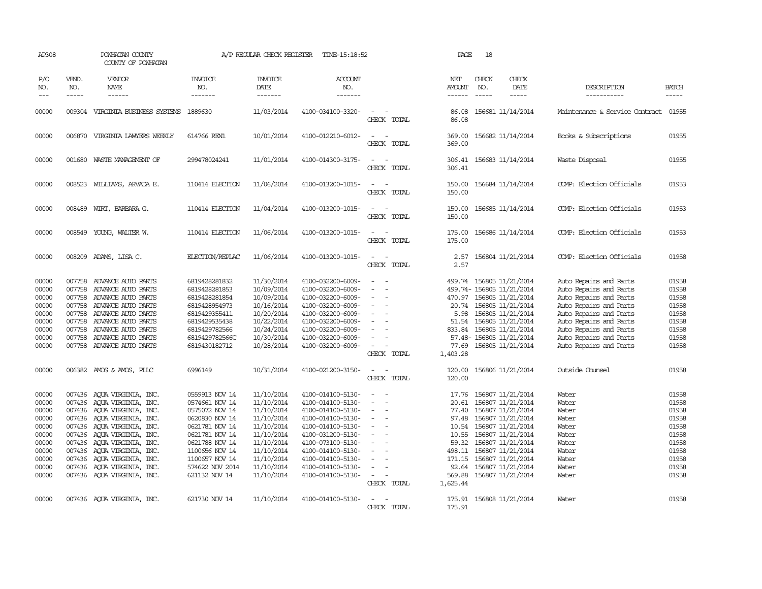AP308 POWHATAN COUNTY A/P REGULAR CHECK REGISTER TIME-15:18:52 PAGE 18

COUNTY OF POWHATAN

| P/O NO. | VEND. NO. | VENDOR NAME | INVOICE NO. | INVOICE DATE | ACCOUNT NO. | | NET AMOUNT | CHECK NO. | CHECK DATE | DESCRIPTION | BATCH |
|---|---|---|---|---|---|---|---|---|---|---|---|
| --- | ----- | ------ | ------- | ------- | ------- | | ------ | ----- | ----- | ----------- | ----- |
| 00000 | 009304 | VIRGINIA BUSINESS SYSTEMS | 1889630 | 11/03/2014 | 4100-034100-3320- | - - | 86.08 | 156681 | 11/14/2014 | Maintenance & Service Contract | 01955 |
| | | | | | | CHECK TOTAL | 86.08 | | | | |
| 00000 | 006870 | VIRGINIA LAWYERS WEEKLY | 614766 REN1 | 10/01/2014 | 4100-012210-6012- | - - | 369.00 | 156682 | 11/14/2014 | Books & Subscriptions | 01955 |
| | | | | | | CHECK TOTAL | 369.00 | | | | |
| 00000 | 001680 | WASTE MANAGEMENT OF | 299478024241 | 11/01/2014 | 4100-014300-3175- | - - | 306.41 | 156683 | 11/14/2014 | Waste Disposal | 01955 |
| | | | | | | CHECK TOTAL | 306.41 | | | | |
| 00000 | 008523 | WILLIAMS, ARVADA E. | 110414 ELECTION | 11/06/2014 | 4100-013200-1015- | - - | 150.00 | 156684 | 11/14/2014 | COMP: Election Officials | 01953 |
| | | | | | | CHECK TOTAL | 150.00 | | | | |
| 00000 | 008489 | WIRT, BARBARA G. | 110414 ELECTION | 11/04/2014 | 4100-013200-1015- | - - | 150.00 | 156685 | 11/14/2014 | COMP: Election Officials | 01953 |
| | | | | | | CHECK TOTAL | 150.00 | | | | |
| 00000 | 008549 | YOUNG, WALTER W. | 110414 ELECTION | 11/06/2014 | 4100-013200-1015- | - - | 175.00 | 156686 | 11/14/2014 | COMP: Election Officials | 01953 |
| | | | | | | CHECK TOTAL | 175.00 | | | | |
| 00000 | 008209 | ADAMS, LISA C. | ELECTION/REPLAC | 11/06/2014 | 4100-013200-1015- | - - | 2.57 | 156804 | 11/21/2014 | COMP: Election Officials | 01958 |
| | | | | | | CHECK TOTAL | 2.57 | | | | |
| 00000 | 007758 | ADVANCE AUTO PARTS | 6819428281832 | 11/30/2014 | 4100-032200-6009- | - - | 499.74 | 156805 | 11/21/2014 | Auto Repairs and Parts | 01958 |
| 00000 | 007758 | ADVANCE AUTO PARTS | 6819428281853 | 10/09/2014 | 4100-032200-6009- | - - | 499.74- | 156805 | 11/21/2014 | Auto Repairs and Parts | 01958 |
| 00000 | 007758 | ADVANCE AUTO PARTS | 6819428281854 | 10/09/2014 | 4100-032200-6009- | - - | 470.97 | 156805 | 11/21/2014 | Auto Repairs and Parts | 01958 |
| 00000 | 007758 | ADVANCE AUTO PARTS | 6819428954973 | 10/16/2014 | 4100-032200-6009- | - - | 20.74 | 156805 | 11/21/2014 | Auto Repairs and Parts | 01958 |
| 00000 | 007758 | ADVANCE AUTO PARTS | 6819429355411 | 10/20/2014 | 4100-032200-6009- | - - | 5.98 | 156805 | 11/21/2014 | Auto Repairs and Parts | 01958 |
| 00000 | 007758 | ADVANCE AUTO PARTS | 6819429535438 | 10/22/2014 | 4100-032200-6009- | - - | 51.54 | 156805 | 11/21/2014 | Auto Repairs and Parts | 01958 |
| 00000 | 007758 | ADVANCE AUTO PARTS | 6819429782566 | 10/24/2014 | 4100-032200-6009- | - - | 833.84 | 156805 | 11/21/2014 | Auto Repairs and Parts | 01958 |
| 00000 | 007758 | ADVANCE AUTO PARTS | 6819429782566C | 10/30/2014 | 4100-032200-6009- | - - | 57.48- | 156805 | 11/21/2014 | Auto Repairs and Parts | 01958 |
| 00000 | 007758 | ADVANCE AUTO PARTS | 6819430182712 | 10/28/2014 | 4100-032200-6009- | - - | 77.69 | 156805 | 11/21/2014 | Auto Repairs and Parts | 01958 |
| | | | | | | CHECK TOTAL | 1,403.28 | | | | |
| 00000 | 006382 | AMOS & AMOS, PLLC | 6996149 | 10/31/2014 | 4100-021200-3150- | - - | 120.00 | 156806 | 11/21/2014 | Outside Counsel | 01958 |
| | | | | | | CHECK TOTAL | 120.00 | | | | |
| 00000 | 007436 | AQUA VIRGINIA, INC. | 0559913 NOV 14 | 11/10/2014 | 4100-014100-5130- | - - | 17.76 | 156807 | 11/21/2014 | Water | 01958 |
| 00000 | 007436 | AQUA VIRGINIA, INC. | 0574661 NOV 14 | 11/10/2014 | 4100-014100-5130- | - - | 20.61 | 156807 | 11/21/2014 | Water | 01958 |
| 00000 | 007436 | AQUA VIRGINIA, INC. | 0575072 NOV 14 | 11/10/2014 | 4100-014100-5130- | - - | 77.40 | 156807 | 11/21/2014 | Water | 01958 |
| 00000 | 007436 | AQUA VIRGINIA, INC. | 0620830 NOV 14 | 11/10/2014 | 4100-014100-5130- | - - | 97.48 | 156807 | 11/21/2014 | Water | 01958 |
| 00000 | 007436 | AQUA VIRGINIA, INC. | 0621781 NOV 14 | 11/10/2014 | 4100-014100-5130- | - - | 10.54 | 156807 | 11/21/2014 | Water | 01958 |
| 00000 | 007436 | AQUA VIRGINIA, INC. | 0621781 NOV 14 | 11/10/2014 | 4100-031200-5130- | - - | 10.55 | 156807 | 11/21/2014 | Water | 01958 |
| 00000 | 007436 | AQUA VIRGINIA, INC. | 0621788 NOV 14 | 11/10/2014 | 4100-073100-5130- | - - | 59.32 | 156807 | 11/21/2014 | Water | 01958 |
| 00000 | 007436 | AQUA VIRGINIA, INC. | 1100656 NOV 14 | 11/10/2014 | 4100-014100-5130- | - - | 498.11 | 156807 | 11/21/2014 | Water | 01958 |
| 00000 | 007436 | AQUA VIRGINIA, INC. | 1100657 NOV 14 | 11/10/2014 | 4100-014100-5130- | - - | 171.15 | 156807 | 11/21/2014 | Water | 01958 |
| 00000 | 007436 | AQUA VIRGINIA, INC. | 574622 NOV 2014 | 11/10/2014 | 4100-014100-5130- | - - | 92.64 | 156807 | 11/21/2014 | Water | 01958 |
| 00000 | 007436 | AQUA VIRGINIA, INC. | 621132 NOV 14 | 11/10/2014 | 4100-014100-5130- | - - | 569.88 | 156807 | 11/21/2014 | Water | 01958 |
| | | | | | | CHECK TOTAL | 1,625.44 | | | | |
| 00000 | 007436 | AQUA VIRGINIA, INC. | 621730 NOV 14 | 11/10/2014 | 4100-014100-5130- | - - | 175.91 | 156808 | 11/21/2014 | Water | 01958 |
| | | | | | | CHECK TOTAL | 175.91 | | | | |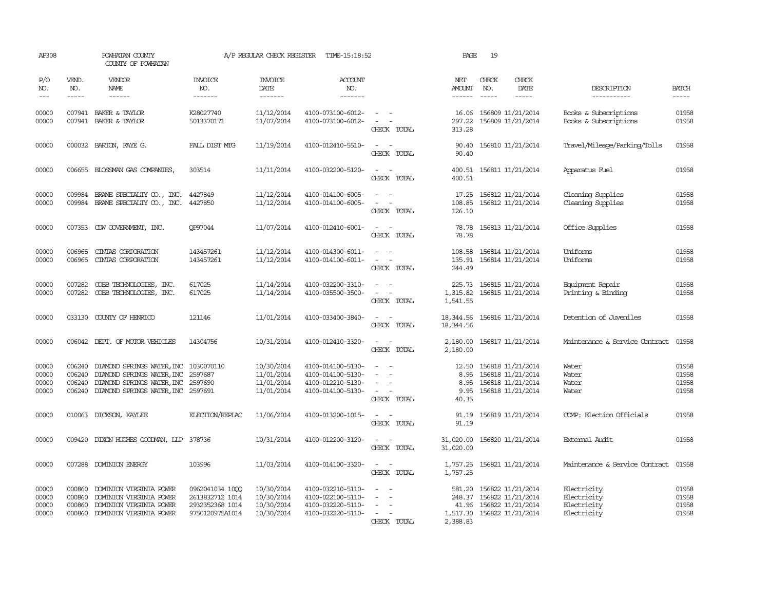AP308 POWHATAN COUNTY A/P REGULAR CHECK REGISTER TIME-15:18:52 PAGE 19

COUNTY OF POWHATAN

| P/O NO. | VEND. NO. | VENDOR NAME | INVOICE NO. | INVOICE DATE | ACCOUNT NO. | | NET AMOUNT | CHECK NO. | CHECK DATE | DESCRIPTION | BATCH |
|---|---|---|---|---|---|---|---|---|---|---|---|
| 00000 | 007941 | BAKER & TAYLOR | K28027740 | 11/12/2014 | 4100-073100-6012- | - - | 16.06 | 156809 | 11/21/2014 | Books & Subscriptions | 01958 |
| 00000 | 007941 | BAKER & TAYLOR | 5013370171 | 11/07/2014 | 4100-073100-6012- | - - | 297.22 | 156809 | 11/21/2014 | Books & Subscriptions | 01958 |
| | | | | | | CHECK TOTAL | 313.28 | | | | |
| 00000 | 000032 | BARTON, FAYE G. | FALL DIST MTG | 11/19/2014 | 4100-012410-5510- | - - | 90.40 | 156810 | 11/21/2014 | Travel/Mileage/Parking/Tolls | 01958 |
| | | | | | | CHECK TOTAL | 90.40 | | | | |
| 00000 | 006655 | BLOSSMAN GAS COMPANIES, | 303514 | 11/11/2014 | 4100-032200-5120- | - - | 400.51 | 156811 | 11/21/2014 | Apparatus Fuel | 01958 |
| | | | | | | CHECK TOTAL | 400.51 | | | | |
| 00000 | 009984 | BRAME SPECIALTY CO., INC. | 4427849 | 11/12/2014 | 4100-014100-6005- | - - | 17.25 | 156812 | 11/21/2014 | Cleaning Supplies | 01958 |
| 00000 | 009984 | BRAME SPECIALTY CO., INC. | 4427850 | 11/12/2014 | 4100-014100-6005- | - - | 108.85 | 156812 | 11/21/2014 | Cleaning Supplies | 01958 |
| | | | | | | CHECK TOTAL | 126.10 | | | | |
| 00000 | 007353 | CDW GOVERNMENT, INC. | QP97044 | 11/07/2014 | 4100-012410-6001- | - - | 78.78 | 156813 | 11/21/2014 | Office Supplies | 01958 |
| | | | | | | CHECK TOTAL | 78.78 | | | | |
| 00000 | 006965 | CINTAS CORPORATION | 143457261 | 11/12/2014 | 4100-014300-6011- | - - | 108.58 | 156814 | 11/21/2014 | Uniforms | 01958 |
| 00000 | 006965 | CINTAS CORPORATION | 143457261 | 11/12/2014 | 4100-014100-6011- | - - | 135.91 | 156814 | 11/21/2014 | Uniforms | 01958 |
| | | | | | | CHECK TOTAL | 244.49 | | | | |
| 00000 | 007282 | COBB TECHNOLOGIES, INC. | 617025 | 11/14/2014 | 4100-032200-3310- | - - | 225.73 | 156815 | 11/21/2014 | Equipment Repair | 01958 |
| 00000 | 007282 | COBB TECHNOLOGIES, INC. | 617025 | 11/14/2014 | 4100-035500-3500- | - - | 1,315.82 | 156815 | 11/21/2014 | Printing & Binding | 01958 |
| | | | | | | CHECK TOTAL | 1,541.55 | | | | |
| 00000 | 033130 | COUNTY OF HENRICO | 121146 | 11/01/2014 | 4100-033400-3840- | - - | 18,344.56 | 156816 | 11/21/2014 | Detention of Juveniles | 01958 |
| | | | | | | CHECK TOTAL | 18,344.56 | | | | |
| 00000 | 006042 | DEPT. OF MOTOR VEHICLES | 14304756 | 10/31/2014 | 4100-012410-3320- | - - | 2,180.00 | 156817 | 11/21/2014 | Maintenance & Service Contract | 01958 |
| | | | | | | CHECK TOTAL | 2,180.00 | | | | |
| 00000 | 006240 | DIAMOND SPRINGS WATER, INC | 1030070110 | 10/30/2014 | 4100-014100-5130- | - - | 12.50 | 156818 | 11/21/2014 | Water | 01958 |
| 00000 | 006240 | DIAMOND SPRINGS WATER, INC | 2597687 | 11/01/2014 | 4100-014100-5130- | - - | 8.95 | 156818 | 11/21/2014 | Water | 01958 |
| 00000 | 006240 | DIAMOND SPRINGS WATER, INC | 2597690 | 11/01/2014 | 4100-012210-5130- | - - | 8.95 | 156818 | 11/21/2014 | Water | 01958 |
| 00000 | 006240 | DIAMOND SPRINGS WATER, INC | 2597691 | 11/01/2014 | 4100-014100-5130- | - - | 9.95 | 156818 | 11/21/2014 | Water | 01958 |
| | | | | | | CHECK TOTAL | 40.35 | | | | |
| 00000 | 010063 | DICKSON, KAYLEE | ELECTION/REPLAC | 11/06/2014 | 4100-013200-1015- | - - | 91.19 | 156819 | 11/21/2014 | COMP: Election Officials | 01958 |
| | | | | | | CHECK TOTAL | 91.19 | | | | |
| 00000 | 009420 | DIXON HUGHES GOODMAN, LLP | 378736 | 10/31/2014 | 4100-012200-3120- | - - | 31,020.00 | 156820 | 11/21/2014 | External Audit | 01958 |
| | | | | | | CHECK TOTAL | 31,020.00 | | | | |
| 00000 | 007288 | DOMINION ENERGY | 103996 | 11/03/2014 | 4100-014100-3320- | - - | 1,757.25 | 156821 | 11/21/2014 | Maintenance & Service Contract | 01958 |
| | | | | | | CHECK TOTAL | 1,757.25 | | | | |
| 00000 | 000860 | DOMINION VIRGINIA POWER | 0962041034 10QQ | 10/30/2014 | 4100-032210-5110- | - - | 581.20 | 156822 | 11/21/2014 | Electricity | 01958 |
| 00000 | 000860 | DOMINION VIRGINIA POWER | 2613832712 1014 | 10/30/2014 | 4100-022100-5110- | - - | 248.37 | 156822 | 11/21/2014 | Electricity | 01958 |
| 00000 | 000860 | DOMINION VIRGINIA POWER | 2932352368 1014 | 10/30/2014 | 4100-032220-5110- | - - | 41.96 | 156822 | 11/21/2014 | Electricity | 01958 |
| 00000 | 000860 | DOMINION VIRGINIA POWER | 9750120975A1014 | 10/30/2014 | 4100-032220-5110- | - - | 1,517.30 | 156822 | 11/21/2014 | Electricity | 01958 |
| | | | | | | CHECK TOTAL | 2,388.83 | | | | |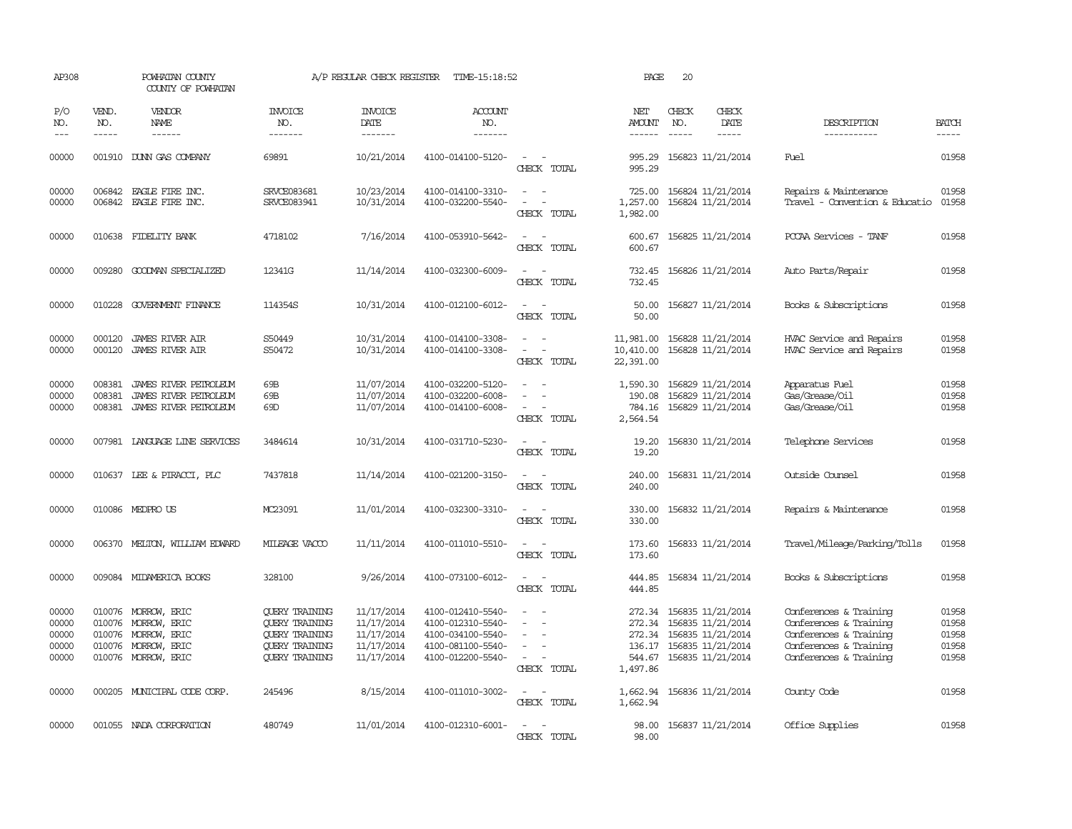AP308 POWHATAN COUNTY COUNTY OF POWHATAN A/P REGULAR CHECK REGISTER TIME-15:18:52 PAGE 20

| P/O NO. | VEND. NO. | VENDOR NAME | INVOICE NO. | INVOICE DATE | ACCOUNT NO. | | NET AMOUNT | CHECK NO. | CHECK DATE | DESCRIPTION | BATCH |
|---|---|---|---|---|---|---|---|---|---|---|---|
| --- | ----- | ------ | ------- | ------- | ------- | | ------ | ----- | ----- | ----------- | ----- |
| 00000 | 001910 | DUNN GAS COMPANY | 69891 | 10/21/2014 | 4100-014100-5120- | - - | 995.29 | 156823 | 11/21/2014 | Fuel | 01958 |
| | | | | | | CHECK TOTAL | 995.29 | | | | |
| 00000 | 006842 | EAGLE FIRE INC. | SRVCE083681 | 10/23/2014 | 4100-014100-3310- | - - | 725.00 | 156824 | 11/21/2014 | Repairs & Maintenance | 01958 |
| 00000 | 006842 | EAGLE FIRE INC. | SRVCE083941 | 10/31/2014 | 4100-032200-5540- | - - | 1,257.00 | 156824 | 11/21/2014 | Travel - Convention & Educatio | 01958 |
| | | | | | | CHECK TOTAL | 1,982.00 | | | | |
| 00000 | 010638 | FIDELITY BANK | 4718102 | 7/16/2014 | 4100-053910-5642- | - - | 600.67 | 156825 | 11/21/2014 | PCCAA Services - TANF | 01958 |
| | | | | | | CHECK TOTAL | 600.67 | | | | |
| 00000 | 009280 | GOODMAN SPECIALIZED | 12341G | 11/14/2014 | 4100-032300-6009- | - - | 732.45 | 156826 | 11/21/2014 | Auto Parts/Repair | 01958 |
| | | | | | | CHECK TOTAL | 732.45 | | | | |
| 00000 | 010228 | GOVERNMENT FINANCE | 114354S | 10/31/2014 | 4100-012100-6012- | - - | 50.00 | 156827 | 11/21/2014 | Books & Subscriptions | 01958 |
| | | | | | | CHECK TOTAL | 50.00 | | | | |
| 00000 | 000120 | JAMES RIVER AIR | S50449 | 10/31/2014 | 4100-014100-3308- | - - | 11,981.00 | 156828 | 11/21/2014 | HVAC Service and Repairs | 01958 |
| 00000 | 000120 | JAMES RIVER AIR | S50472 | 10/31/2014 | 4100-014100-3308- | - - | 10,410.00 | 156828 | 11/21/2014 | HVAC Service and Repairs | 01958 |
| | | | | | | CHECK TOTAL | 22,391.00 | | | | |
| 00000 | 008381 | JAMES RIVER PETROLEUM | 69B | 11/07/2014 | 4100-032200-5120- | - - | 1,590.30 | 156829 | 11/21/2014 | Apparatus Fuel | 01958 |
| 00000 | 008381 | JAMES RIVER PETROLEUM | 69B | 11/07/2014 | 4100-032200-6008- | - - | 190.08 | 156829 | 11/21/2014 | Gas/Grease/Oil | 01958 |
| 00000 | 008381 | JAMES RIVER PETROLEUM | 69D | 11/07/2014 | 4100-014100-6008- | - - | 784.16 | 156829 | 11/21/2014 | Gas/Grease/Oil | 01958 |
| | | | | | | CHECK TOTAL | 2,564.54 | | | | |
| 00000 | 007981 | LANGUAGE LINE SERVICES | 3484614 | 10/31/2014 | 4100-031710-5230- | - - | 19.20 | 156830 | 11/21/2014 | Telephone Services | 01958 |
| | | | | | | CHECK TOTAL | 19.20 | | | | |
| 00000 | 010637 | LEE & PIRACCI, PLC | 7437818 | 11/14/2014 | 4100-021200-3150- | - - | 240.00 | 156831 | 11/21/2014 | Outside Counsel | 01958 |
| | | | | | | CHECK TOTAL | 240.00 | | | | |
| 00000 | 010086 | MEDPRO US | MC23091 | 11/01/2014 | 4100-032300-3310- | - - | 330.00 | 156832 | 11/21/2014 | Repairs & Maintenance | 01958 |
| | | | | | | CHECK TOTAL | 330.00 | | | | |
| 00000 | 006370 | MELTON, WILLIAM EDWARD | MILEAGE VACCO | 11/11/2014 | 4100-011010-5510- | - - | 173.60 | 156833 | 11/21/2014 | Travel/Mileage/Parking/Tolls | 01958 |
| | | | | | | CHECK TOTAL | 173.60 | | | | |
| 00000 | 009084 | MIDAMERICA BOOKS | 328100 | 9/26/2014 | 4100-073100-6012- | - - | 444.85 | 156834 | 11/21/2014 | Books & Subscriptions | 01958 |
| | | | | | | CHECK TOTAL | 444.85 | | | | |
| 00000 | 010076 | MORROW, ERIC | QUERY TRAINING | 11/17/2014 | 4100-012410-5540- | - - | 272.34 | 156835 | 11/21/2014 | Conferences & Training | 01958 |
| 00000 | 010076 | MORROW, ERIC | QUERY TRAINING | 11/17/2014 | 4100-012310-5540- | - - | 272.34 | 156835 | 11/21/2014 | Conferences & Training | 01958 |
| 00000 | 010076 | MORROW, ERIC | QUERY TRAINING | 11/17/2014 | 4100-034100-5540- | - - | 272.34 | 156835 | 11/21/2014 | Conferences & Training | 01958 |
| 00000 | 010076 | MORROW, ERIC | QUERY TRAINING | 11/17/2014 | 4100-081100-5540- | - - | 136.17 | 156835 | 11/21/2014 | Conferences & Training | 01958 |
| 00000 | 010076 | MORROW, ERIC | QUERY TRAINING | 11/17/2014 | 4100-012200-5540- | - - | 544.67 | 156835 | 11/21/2014 | Conferences & Training | 01958 |
| | | | | | | CHECK TOTAL | 1,497.86 | | | | |
| 00000 | 000205 | MUNICIPAL CODE CORP. | 245496 | 8/15/2014 | 4100-011010-3002- | - - | 1,662.94 | 156836 | 11/21/2014 | County Code | 01958 |
| | | | | | | CHECK TOTAL | 1,662.94 | | | | |
| 00000 | 001055 | NADA CORPORATION | 480749 | 11/01/2014 | 4100-012310-6001- | - - | 98.00 | 156837 | 11/21/2014 | Office Supplies | 01958 |
| | | | | | | CHECK TOTAL | 98.00 | | | | |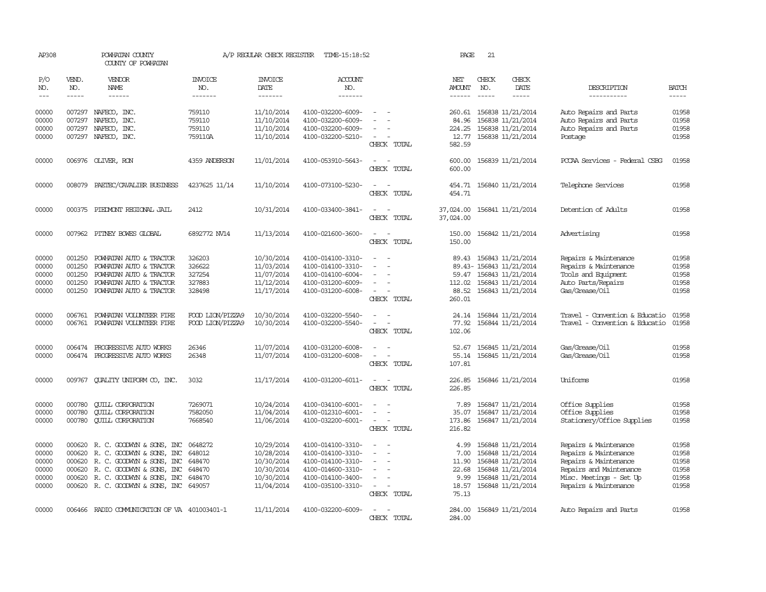AP308 POWHATAN COUNTY A/P REGULAR CHECK REGISTER TIME-15:18:52 PAGE 21

COUNTY OF POWHATAN

| P/O NO. | VEND. NO. | VENDOR NAME | INVOICE NO. | INVOICE DATE | ACCOUNT NO. | | NET AMOUNT | CHECK NO. | CHECK DATE | DESCRIPTION | BATCH |
|---|---|---|---|---|---|---|---|---|---|---|---|
| 00000 | 007297 | NAFECO, INC. | 759110 | 11/10/2014 | 4100-032200-6009- | - - | 260.61 | 156838 | 11/21/2014 | Auto Repairs and Parts | 01958 |
| 00000 | 007297 | NAFECO, INC. | 759110 | 11/10/2014 | 4100-032200-6009- | - - | 84.96 | 156838 | 11/21/2014 | Auto Repairs and Parts | 01958 |
| 00000 | 007297 | NAFECO, INC. | 759110 | 11/10/2014 | 4100-032200-6009- | - - | 224.25 | 156838 | 11/21/2014 | Auto Repairs and Parts | 01958 |
| 00000 | 007297 | NAFECO, INC. | 759110A | 11/10/2014 | 4100-032200-5210- | - - | 12.77 | 156838 | 11/21/2014 | Postage | 01958 |
| | | | | | | CHECK TOTAL | 582.59 | | | | |
| 00000 | 006976 | OLIVER, RON | 4359 ANDERSON | 11/01/2014 | 4100-053910-5643- | - - | 600.00 | 156839 | 11/21/2014 | PCCAA Services - Federal CSBG | 01958 |
| | | | | | | CHECK TOTAL | 600.00 | | | | |
| 00000 | 008079 | PAETEC/CAVALIER BUSINESS | 4237625 11/14 | 11/10/2014 | 4100-073100-5230- | - - | 454.71 | 156840 | 11/21/2014 | Telephone Services | 01958 |
| | | | | | | CHECK TOTAL | 454.71 | | | | |
| 00000 | 000375 | PIEDMONT REGIONAL JAIL | 2412 | 10/31/2014 | 4100-033400-3841- | - - | 37,024.00 | 156841 | 11/21/2014 | Detention of Adults | 01958 |
| | | | | | | CHECK TOTAL | 37,024.00 | | | | |
| 00000 | 007962 | PITNEY BOWES GLOBAL | 6892772 NV14 | 11/13/2014 | 4100-021600-3600- | - - | 150.00 | 156842 | 11/21/2014 | Advertising | 01958 |
| | | | | | | CHECK TOTAL | 150.00 | | | | |
| 00000 | 001250 | POWHATAN AUTO & TRACTOR | 326203 | 10/30/2014 | 4100-014100-3310- | - - | 89.43 | 156843 | 11/21/2014 | Repairs & Maintenance | 01958 |
| 00000 | 001250 | POWHATAN AUTO & TRACTOR | 326622 | 11/03/2014 | 4100-014100-3310- | - - | 89.43- | 156843 | 11/21/2014 | Repairs & Maintenance | 01958 |
| 00000 | 001250 | POWHATAN AUTO & TRACTOR | 327254 | 11/07/2014 | 4100-014100-6004- | - - | 59.47 | 156843 | 11/21/2014 | Tools and Equipment | 01958 |
| 00000 | 001250 | POWHATAN AUTO & TRACTOR | 327883 | 11/12/2014 | 4100-031200-6009- | - - | 112.02 | 156843 | 11/21/2014 | Auto Parts/Repairs | 01958 |
| 00000 | 001250 | POWHATAN AUTO & TRACTOR | 328498 | 11/17/2014 | 4100-031200-6008- | - - | 88.52 | 156843 | 11/21/2014 | Gas/Grease/Oil | 01958 |
| | | | | | | CHECK TOTAL | 260.01 | | | | |
| 00000 | 006761 | POWHATAN VOLUNTEER FIRE | FOOD LION/PIZZA9 | 10/30/2014 | 4100-032200-5540- | - - | 24.14 | 156844 | 11/21/2014 | Travel - Convention & Educatio | 01958 |
| 00000 | 006761 | POWHATAN VOLUNTEER FIRE | FOOD LION/PIZZA9 | 10/30/2014 | 4100-032200-5540- | - - | 77.92 | 156844 | 11/21/2014 | Travel - Convention & Educatio | 01958 |
| | | | | | | CHECK TOTAL | 102.06 | | | | |
| 00000 | 006474 | PROGRESSIVE AUTO WORKS | 26346 | 11/07/2014 | 4100-031200-6008- | - - | 52.67 | 156845 | 11/21/2014 | Gas/Grease/Oil | 01958 |
| 00000 | 006474 | PROGRESSIVE AUTO WORKS | 26348 | 11/07/2014 | 4100-031200-6008- | - - | 55.14 | 156845 | 11/21/2014 | Gas/Grease/Oil | 01958 |
| | | | | | | CHECK TOTAL | 107.81 | | | | |
| 00000 | 009767 | QUALITY UNIFORM CO, INC. | 3032 | 11/17/2014 | 4100-031200-6011- | - - | 226.85 | 156846 | 11/21/2014 | Uniforms | 01958 |
| | | | | | | CHECK TOTAL | 226.85 | | | | |
| 00000 | 000780 | QUILL CORPORATION | 7269071 | 10/24/2014 | 4100-034100-6001- | - - | 7.89 | 156847 | 11/21/2014 | Office Supplies | 01958 |
| 00000 | 000780 | QUILL CORPORATION | 7582050 | 11/04/2014 | 4100-012310-6001- | - - | 35.07 | 156847 | 11/21/2014 | Office Supplies | 01958 |
| 00000 | 000780 | QUILL CORPORATION | 7668540 | 11/06/2014 | 4100-032200-6001- | - - | 173.86 | 156847 | 11/21/2014 | Stationery/Office Supplies | 01958 |
| | | | | | | CHECK TOTAL | 216.82 | | | | |
| 00000 | 000620 | R. C. GOODWYN & SONS, INC | 0648272 | 10/29/2014 | 4100-014100-3310- | - - | 4.99 | 156848 | 11/21/2014 | Repairs & Maintenance | 01958 |
| 00000 | 000620 | R. C. GOODWYN & SONS, INC | 648012 | 10/28/2014 | 4100-014100-3310- | - - | 7.00 | 156848 | 11/21/2014 | Repairs & Maintenance | 01958 |
| 00000 | 000620 | R. C. GOODWYN & SONS, INC | 648470 | 10/30/2014 | 4100-014100-3310- | - - | 11.90 | 156848 | 11/21/2014 | Repairs & Maintenance | 01958 |
| 00000 | 000620 | R. C. GOODWYN & SONS, INC | 648470 | 10/30/2014 | 4100-014600-3310- | - - | 22.68 | 156848 | 11/21/2014 | Repairs and Maintenance | 01958 |
| 00000 | 000620 | R. C. GOODWYN & SONS, INC | 648470 | 10/30/2014 | 4100-014100-3400- | - - | 9.99 | 156848 | 11/21/2014 | Misc. Meetings - Set Up | 01958 |
| 00000 | 000620 | R. C. GOODWYN & SONS, INC | 649057 | 11/04/2014 | 4100-035100-3310- | - - | 18.57 | 156848 | 11/21/2014 | Repairs & Maintenance | 01958 |
| | | | | | | CHECK TOTAL | 75.13 | | | | |
| 00000 | 006466 | RADIO COMMUNICATION OF VA | 401003401-1 | 11/11/2014 | 4100-032200-6009- | - - | 284.00 | 156849 | 11/21/2014 | Auto Repairs and Parts | 01958 |
| | | | | | | CHECK TOTAL | 284.00 | | | | |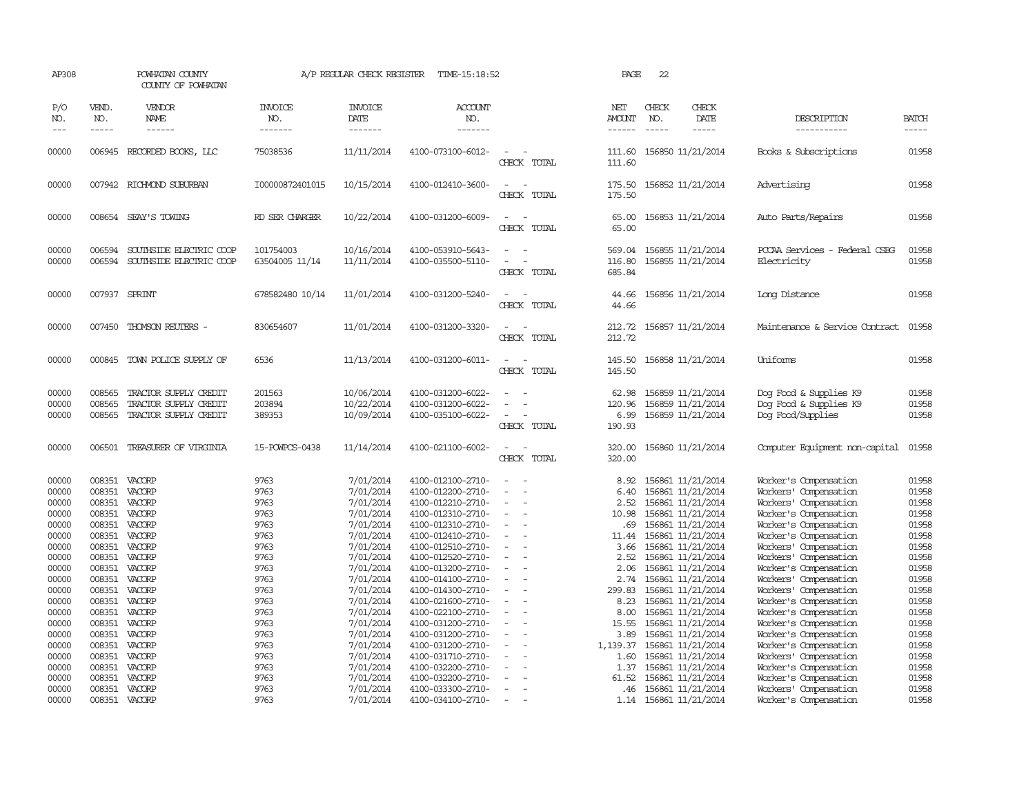AP308 POWHATAN COUNTY A/P REGULAR CHECK REGISTER TIME-15:18:52 PAGE 22
COUNTY OF POWHATAN

| P/O NO. | VEND. NO. | VENDOR NAME | INVOICE NO. | INVOICE DATE | ACCOUNT NO. | | NET AMOUNT | CHECK NO. | CHECK DATE | DESCRIPTION | BATCH |
|---|---|---|---|---|---|---|---|---|---|---|---|
| 00000 | 006945 | RECORDED BOOKS, LLC | 75038536 | 11/11/2014 | 4100-073100-6012- | - - | 111.60 | 156850 | 11/21/2014 | Books & Subscriptions | 01958 |
| | | | | | | CHECK TOTAL | 111.60 | | | | |
| 00000 | 007942 | RICHMOND SUBURBAN | I00000872401015 | 10/15/2014 | 4100-012410-3600- | - - | 175.50 | 156852 | 11/21/2014 | Advertising | 01958 |
| | | | | | | CHECK TOTAL | 175.50 | | | | |
| 00000 | 008654 | SEAY'S TOWING | RD SER CHARGER | 10/22/2014 | 4100-031200-6009- | - - | 65.00 | 156853 | 11/21/2014 | Auto Parts/Repairs | 01958 |
| | | | | | | CHECK TOTAL | 65.00 | | | | |
| 00000 | 006594 | SOUTHSIDE ELECTRIC COOP | 101754003 | 10/16/2014 | 4100-053910-5643- | - - | 569.04 | 156855 | 11/21/2014 | PCCAA Services - Federal CSBG | 01958 |
| 00000 | 006594 | SOUTHSIDE ELECTRIC COOP | 63504005 11/14 | 11/11/2014 | 4100-035500-5110- | - - | 116.80 | 156855 | 11/21/2014 | Electricity | 01958 |
| | | | | | | CHECK TOTAL | 685.84 | | | | |
| 00000 | 007937 | SPRINT | 678582480 10/14 | 11/01/2014 | 4100-031200-5240- | - - | 44.66 | 156856 | 11/21/2014 | Long Distance | 01958 |
| | | | | | | CHECK TOTAL | 44.66 | | | | |
| 00000 | 007450 | THOMSON REUTERS - | 830654607 | 11/01/2014 | 4100-031200-3320- | - - | 212.72 | 156857 | 11/21/2014 | Maintenance & Service Contract | 01958 |
| | | | | | | CHECK TOTAL | 212.72 | | | | |
| 00000 | 000845 | TOWN POLICE SUPPLY OF | 6536 | 11/13/2014 | 4100-031200-6011- | - - | 145.50 | 156858 | 11/21/2014 | Uniforms | 01958 |
| | | | | | | CHECK TOTAL | 145.50 | | | | |
| 00000 | 008565 | TRACTOR SUPPLY CREDIT | 201563 | 10/06/2014 | 4100-031200-6022- | - - | 62.98 | 156859 | 11/21/2014 | Dog Food & Supplies K9 | 01958 |
| 00000 | 008565 | TRACTOR SUPPLY CREDIT | 203894 | 10/22/2014 | 4100-031200-6022- | - - | 120.96 | 156859 | 11/21/2014 | Dog Food & Supplies K9 | 01958 |
| 00000 | 008565 | TRACTOR SUPPLY CREDIT | 389353 | 10/09/2014 | 4100-035100-6022- | - - | 6.99 | 156859 | 11/21/2014 | Dog Food/Supplies | 01958 |
| | | | | | | CHECK TOTAL | 190.93 | | | | |
| 00000 | 006501 | TREASURER OF VIRGINIA | 15-POWPCS-0438 | 11/14/2014 | 4100-021100-6002- | - - | 320.00 | 156860 | 11/21/2014 | Computer Equipment non-capital | 01958 |
| | | | | | | CHECK TOTAL | 320.00 | | | | |
| 00000 | 008351 | VACORP | 9763 | 7/01/2014 | 4100-012100-2710- | - - | 8.92 | 156861 | 11/21/2014 | Worker's Compensation | 01958 |
| 00000 | 008351 | VACORP | 9763 | 7/01/2014 | 4100-012200-2710- | - - | 6.40 | 156861 | 11/21/2014 | Workers' Compensation | 01958 |
| 00000 | 008351 | VACORP | 9763 | 7/01/2014 | 4100-012210-2710- | - - | 2.52 | 156861 | 11/21/2014 | Workers' Compensation | 01958 |
| 00000 | 008351 | VACORP | 9763 | 7/01/2014 | 4100-012310-2710- | - - | 10.98 | 156861 | 11/21/2014 | Worker's Compensation | 01958 |
| 00000 | 008351 | VACORP | 9763 | 7/01/2014 | 4100-012310-2710- | - - | .69 | 156861 | 11/21/2014 | Worker's Compensation | 01958 |
| 00000 | 008351 | VACORP | 9763 | 7/01/2014 | 4100-012410-2710- | - - | 11.44 | 156861 | 11/21/2014 | Worker's Compensation | 01958 |
| 00000 | 008351 | VACORP | 9763 | 7/01/2014 | 4100-012510-2710- | - - | 3.66 | 156861 | 11/21/2014 | Workers' Compensation | 01958 |
| 00000 | 008351 | VACORP | 9763 | 7/01/2014 | 4100-012520-2710- | - - | 2.52 | 156861 | 11/21/2014 | Workers' Compensation | 01958 |
| 00000 | 008351 | VACORP | 9763 | 7/01/2014 | 4100-013200-2710- | - - | 2.06 | 156861 | 11/21/2014 | Worker's Compensation | 01958 |
| 00000 | 008351 | VACORP | 9763 | 7/01/2014 | 4100-014100-2710- | - - | 2.74 | 156861 | 11/21/2014 | Worker's Compensation | 01958 |
| 00000 | 008351 | VACORP | 9763 | 7/01/2014 | 4100-014300-2710- | - - | 299.83 | 156861 | 11/21/2014 | Workers' Compensation | 01958 |
| 00000 | 008351 | VACORP | 9763 | 7/01/2014 | 4100-021600-2710- | - - | 8.23 | 156861 | 11/21/2014 | Worker's Compensation | 01958 |
| 00000 | 008351 | VACORP | 9763 | 7/01/2014 | 4100-022100-2710- | - - | 8.00 | 156861 | 11/21/2014 | Worker's Compensation | 01958 |
| 00000 | 008351 | VACORP | 9763 | 7/01/2014 | 4100-031200-2710- | - - | 15.55 | 156861 | 11/21/2014 | Worker's Compensation | 01958 |
| 00000 | 008351 | VACORP | 9763 | 7/01/2014 | 4100-031200-2710- | - - | 3.89 | 156861 | 11/21/2014 | Worker's Compensation | 01958 |
| 00000 | 008351 | VACORP | 9763 | 7/01/2014 | 4100-031200-2710- | - - | 1,139.37 | 156861 | 11/21/2014 | Worker's Compensation | 01958 |
| 00000 | 008351 | VACORP | 9763 | 7/01/2014 | 4100-031710-2710- | - - | 1.60 | 156861 | 11/21/2014 | Workers' Compensation | 01958 |
| 00000 | 008351 | VACORP | 9763 | 7/01/2014 | 4100-032200-2710- | - - | 1.37 | 156861 | 11/21/2014 | Worker's Compensation | 01958 |
| 00000 | 008351 | VACORP | 9763 | 7/01/2014 | 4100-032200-2710- | - - | 61.52 | 156861 | 11/21/2014 | Worker's Compensation | 01958 |
| 00000 | 008351 | VACORP | 9763 | 7/01/2014 | 4100-033300-2710- | - - | .46 | 156861 | 11/21/2014 | Workers' Compensation | 01958 |
| 00000 | 008351 | VACORP | 9763 | 7/01/2014 | 4100-034100-2710- | - - | 1.14 | 156861 | 11/21/2014 | Worker's Compensation | 01958 |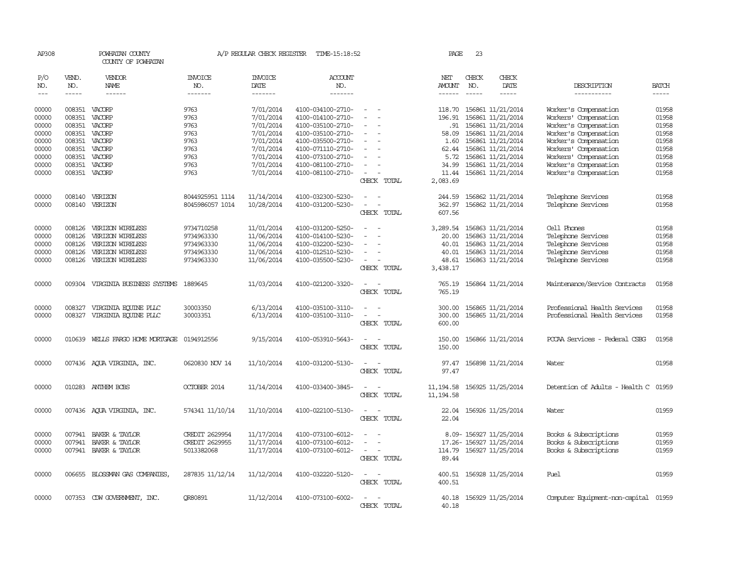AP308 POWHATAN COUNTY A/P REGULAR CHECK REGISTER TIME-15:18:52 PAGE 23

COUNTY OF POWHATAN

| P/O NO. | VEND. NO. | VENDOR NAME | INVOICE NO. | INVOICE DATE | ACCOUNT NO. | | NET AMOUNT | CHECK NO. | CHECK DATE | DESCRIPTION | BATCH |
|---|---|---|---|---|---|---|---|---|---|---|---|
| --- | ----- | ------ | ------- | ------- | ------- | | ------ | ----- | ----- | ----------- | ----- |
| 00000 | 008351 | VACORP | 9763 | 7/01/2014 | 4100-034100-2710- | - - | 118.70 | 156861 | 11/21/2014 | Worker's Compensation | 01958 |
| 00000 | 008351 | VACORP | 9763 | 7/01/2014 | 4100-014100-2710- | - - | 196.91 | 156861 | 11/21/2014 | Workers' Compensation | 01958 |
| 00000 | 008351 | VACORP | 9763 | 7/01/2014 | 4100-035100-2710- | - - | .91 | 156861 | 11/21/2014 | Worker's Compensation | 01958 |
| 00000 | 008351 | VACORP | 9763 | 7/01/2014 | 4100-035100-2710- | - - | 58.09 | 156861 | 11/21/2014 | Worker's Compensation | 01958 |
| 00000 | 008351 | VACORP | 9763 | 7/01/2014 | 4100-035500-2710- | - - | 1.60 | 156861 | 11/21/2014 | Worker's Compensation | 01958 |
| 00000 | 008351 | VACORP | 9763 | 7/01/2014 | 4100-071110-2710- | - - | 62.44 | 156861 | 11/21/2014 | Workers' Compensation | 01958 |
| 00000 | 008351 | VACORP | 9763 | 7/01/2014 | 4100-073100-2710- | - - | 5.72 | 156861 | 11/21/2014 | Workers' Compensation | 01958 |
| 00000 | 008351 | VACORP | 9763 | 7/01/2014 | 4100-081100-2710- | - - | 34.99 | 156861 | 11/21/2014 | Worker's Compensation | 01958 |
| 00000 | 008351 | VACORP | 9763 | 7/01/2014 | 4100-081100-2710- | - - | 11.44 | 156861 | 11/21/2014 | Worker's Compensation | 01958 |
| | | | | | | CHECK TOTAL | 2,083.69 | | | | |
| 00000 | 008140 | VERIZON | 8044925951 1114 | 11/14/2014 | 4100-032300-5230- | - - | 244.59 | 156862 | 11/21/2014 | Telephone Services | 01958 |
| 00000 | 008140 | VERIZON | 8045986057 1014 | 10/28/2014 | 4100-031200-5230- | - - | 362.97 | 156862 | 11/21/2014 | Telephone Services | 01958 |
| | | | | | | CHECK TOTAL | 607.56 | | | | |
| 00000 | 008126 | VERIZON WIRELESS | 9734710258 | 11/01/2014 | 4100-031200-5250- | - - | 3,289.54 | 156863 | 11/21/2014 | Cell Phones | 01958 |
| 00000 | 008126 | VERIZON WIRELESS | 9734963330 | 11/06/2014 | 4100-014100-5230- | - - | 20.00 | 156863 | 11/21/2014 | Telephone Services | 01958 |
| 00000 | 008126 | VERIZON WIRELESS | 9734963330 | 11/06/2014 | 4100-032200-5230- | - - | 40.01 | 156863 | 11/21/2014 | Telephone Services | 01958 |
| 00000 | 008126 | VERIZON WIRELESS | 9734963330 | 11/06/2014 | 4100-012510-5230- | - - | 40.01 | 156863 | 11/21/2014 | Telephone Services | 01958 |
| 00000 | 008126 | VERIZON WIRELESS | 9734963330 | 11/06/2014 | 4100-035500-5230- | - - | 48.61 | 156863 | 11/21/2014 | Telephone Services | 01958 |
| | | | | | | CHECK TOTAL | 3,438.17 | | | | |
| 00000 | 009304 | VIRGINIA BUSINESS SYSTEMS | 1889645 | 11/03/2014 | 4100-021200-3320- | - - | 765.19 | 156864 | 11/21/2014 | Maintenance/Service Contracts | 01958 |
| | | | | | | CHECK TOTAL | 765.19 | | | | |
| 00000 | 008327 | VIRGINIA EQUINE PLLC | 30003350 | 6/13/2014 | 4100-035100-3110- | - - | 300.00 | 156865 | 11/21/2014 | Professional Health Services | 01958 |
| 00000 | 008327 | VIRGINIA EQUINE PLLC | 30003351 | 6/13/2014 | 4100-035100-3110- | - - | 300.00 | 156865 | 11/21/2014 | Professional Health Services | 01958 |
| | | | | | | CHECK TOTAL | 600.00 | | | | |
| 00000 | 010639 | WELLS FARGO HOME MORTGAGE | 0194912556 | 9/15/2014 | 4100-053910-5643- | - - | 150.00 | 156866 | 11/21/2014 | PCCAA Services - Federal CSBG | 01958 |
| | | | | | | CHECK TOTAL | 150.00 | | | | |
| 00000 | 007436 | AQUA VIRGINIA, INC. | 0620830 NOV 14 | 11/10/2014 | 4100-031200-5130- | - - | 97.47 | 156898 | 11/21/2014 | Water | 01958 |
| | | | | | | CHECK TOTAL | 97.47 | | | | |
| 00000 | 010283 | ANTHEM BCBS | OCTOBER 2014 | 11/14/2014 | 4100-033400-3845- | - - | 11,194.58 | 156925 | 11/25/2014 | Detention of Adults - Health C | 01959 |
| | | | | | | CHECK TOTAL | 11,194.58 | | | | |
| 00000 | 007436 | AQUA VIRGINIA, INC. | 574341 11/10/14 | 11/10/2014 | 4100-022100-5130- | - - | 22.04 | 156926 | 11/25/2014 | Water | 01959 |
| | | | | | | CHECK TOTAL | 22.04 | | | | |
| 00000 | 007941 | BAKER & TAYLOR | CREDIT 2629954 | 11/17/2014 | 4100-073100-6012- | - - | 8.09- | 156927 | 11/25/2014 | Books & Subscriptions | 01959 |
| 00000 | 007941 | BAKER & TAYLOR | CREDIT 2629955 | 11/17/2014 | 4100-073100-6012- | - - | 17.26- | 156927 | 11/25/2014 | Books & Subscriptions | 01959 |
| 00000 | 007941 | BAKER & TAYLOR | 5013382068 | 11/17/2014 | 4100-073100-6012- | - - | 114.79 | 156927 | 11/25/2014 | Books & Subscriptions | 01959 |
| | | | | | | CHECK TOTAL | 89.44 | | | | |
| 00000 | 006655 | BLOSSMAN GAS COMPANIES, | 287835 11/12/14 | 11/12/2014 | 4100-032220-5120- | - - | 400.51 | 156928 | 11/25/2014 | Fuel | 01959 |
| | | | | | | CHECK TOTAL | 400.51 | | | | |
| 00000 | 007353 | CDW GOVERNMENT, INC. | QR80891 | 11/12/2014 | 4100-073100-6002- | - - | 40.18 | 156929 | 11/25/2014 | Computer Equipment-non-capital | 01959 |
| | | | | | | CHECK TOTAL | 40.18 | | | | |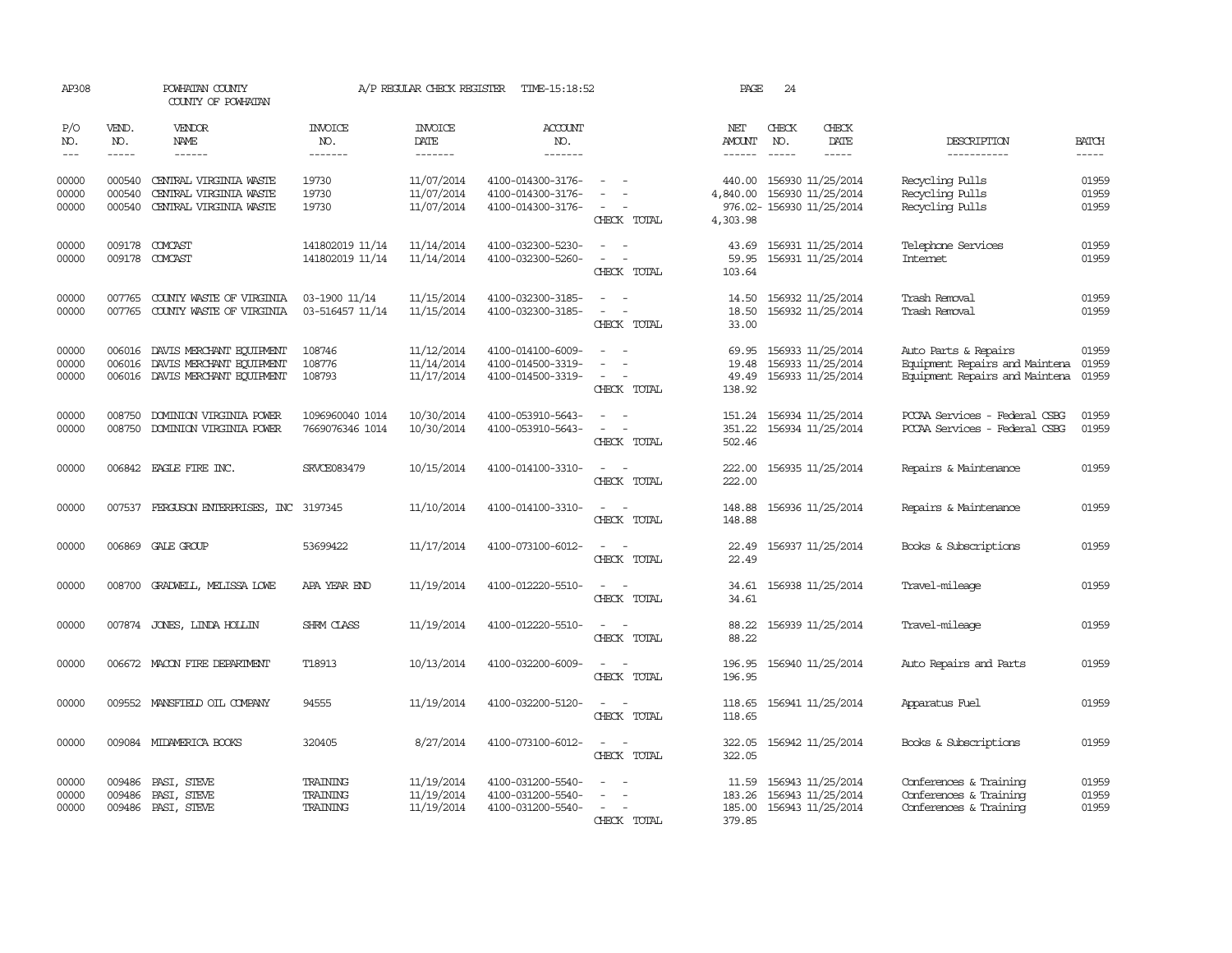AP308 POWHATAN COUNTY A/P REGULAR CHECK REGISTER TIME-15:18:52 PAGE 24

COUNTY OF POWHATAN

| P/O NO. | VEND. NO. | VENDOR NAME | INVOICE NO. | INVOICE DATE | ACCOUNT NO. | | NET AMOUNT | CHECK NO. | CHECK DATE | DESCRIPTION | BATCH |
|---|---|---|---|---|---|---|---|---|---|---|---|
| 00000 | 000540 | CENTRAL VIRGINIA WASTE | 19730 | 11/07/2014 | 4100-014300-3176- | - - | 440.00 | 156930 | 11/25/2014 | Recycling Pulls | 01959 |
| 00000 | 000540 | CENTRAL VIRGINIA WASTE | 19730 | 11/07/2014 | 4100-014300-3176- | - - | 4,840.00 | 156930 | 11/25/2014 | Recycling Pulls | 01959 |
| 00000 | 000540 | CENTRAL VIRGINIA WASTE | 19730 | 11/07/2014 | 4100-014300-3176- | - - | 976.02- | 156930 | 11/25/2014 | Recycling Pulls | 01959 |
| | | | | | | CHECK TOTAL | 4,303.98 | | | | |
| 00000 | 009178 | COMCAST | 141802019 11/14 | 11/14/2014 | 4100-032300-5230- | - - | 43.69 | 156931 | 11/25/2014 | Telephone Services | 01959 |
| 00000 | 009178 | COMCAST | 141802019 11/14 | 11/14/2014 | 4100-032300-5260- | - - | 59.95 | 156931 | 11/25/2014 | Internet | 01959 |
| | | | | | | CHECK TOTAL | 103.64 | | | | |
| 00000 | 007765 | COUNTY WASTE OF VIRGINIA | 03-1900 11/14 | 11/15/2014 | 4100-032300-3185- | - - | 14.50 | 156932 | 11/25/2014 | Trash Removal | 01959 |
| 00000 | 007765 | COUNTY WASTE OF VIRGINIA | 03-516457 11/14 | 11/15/2014 | 4100-032300-3185- | - - | 18.50 | 156932 | 11/25/2014 | Trash Removal | 01959 |
| | | | | | | CHECK TOTAL | 33.00 | | | | |
| 00000 | 006016 | DAVIS MERCHANT EQUIPMENT | 108746 | 11/12/2014 | 4100-014100-6009- | - - | 69.95 | 156933 | 11/25/2014 | Auto Parts & Repairs | 01959 |
| 00000 | 006016 | DAVIS MERCHANT EQUIPMENT | 108776 | 11/14/2014 | 4100-014500-3319- | - - | 19.48 | 156933 | 11/25/2014 | Equipment Repairs and Maintena | 01959 |
| 00000 | 006016 | DAVIS MERCHANT EQUIPMENT | 108793 | 11/17/2014 | 4100-014500-3319- | - - | 49.49 | 156933 | 11/25/2014 | Equipment Repairs and Maintena | 01959 |
| | | | | | | CHECK TOTAL | 138.92 | | | | |
| 00000 | 008750 | DOMINION VIRGINIA POWER | 1096960040 1014 | 10/30/2014 | 4100-053910-5643- | - - | 151.24 | 156934 | 11/25/2014 | PCCAA Services - Federal CSBG | 01959 |
| 00000 | 008750 | DOMINION VIRGINIA POWER | 7669076346 1014 | 10/30/2014 | 4100-053910-5643- | - - | 351.22 | 156934 | 11/25/2014 | PCCAA Services - Federal CSBG | 01959 |
| | | | | | | CHECK TOTAL | 502.46 | | | | |
| 00000 | 006842 | EAGLE FIRE INC. | SRVCE083479 | 10/15/2014 | 4100-014100-3310- | - - | 222.00 | 156935 | 11/25/2014 | Repairs & Maintenance | 01959 |
| | | | | | | CHECK TOTAL | 222.00 | | | | |
| 00000 | 007537 | FERGUSON ENTERPRISES, INC | 3197345 | 11/10/2014 | 4100-014100-3310- | - - | 148.88 | 156936 | 11/25/2014 | Repairs & Maintenance | 01959 |
| | | | | | | CHECK TOTAL | 148.88 | | | | |
| 00000 | 006869 | GALE GROUP | 53699422 | 11/17/2014 | 4100-073100-6012- | - - | 22.49 | 156937 | 11/25/2014 | Books & Subscriptions | 01959 |
| | | | | | | CHECK TOTAL | 22.49 | | | | |
| 00000 | 008700 | GRADWELL, MELISSA LOWE | APA YEAR END | 11/19/2014 | 4100-012220-5510- | - - | 34.61 | 156938 | 11/25/2014 | Travel-mileage | 01959 |
| | | | | | | CHECK TOTAL | 34.61 | | | | |
| 00000 | 007874 | JONES, LINDA HOLLIN | SHRM CLASS | 11/19/2014 | 4100-012220-5510- | - - | 88.22 | 156939 | 11/25/2014 | Travel-mileage | 01959 |
| | | | | | | CHECK TOTAL | 88.22 | | | | |
| 00000 | 006672 | MACON FIRE DEPARTMENT | T18913 | 10/13/2014 | 4100-032200-6009- | - - | 196.95 | 156940 | 11/25/2014 | Auto Repairs and Parts | 01959 |
| | | | | | | CHECK TOTAL | 196.95 | | | | |
| 00000 | 009552 | MANSFIELD OIL COMPANY | 94555 | 11/19/2014 | 4100-032200-5120- | - - | 118.65 | 156941 | 11/25/2014 | Apparatus Fuel | 01959 |
| | | | | | | CHECK TOTAL | 118.65 | | | | |
| 00000 | 009084 | MIDAMERICA BOOKS | 320405 | 8/27/2014 | 4100-073100-6012- | - - | 322.05 | 156942 | 11/25/2014 | Books & Subscriptions | 01959 |
| | | | | | | CHECK TOTAL | 322.05 | | | | |
| 00000 | 009486 | PASI, STEVE | TRAINING | 11/19/2014 | 4100-031200-5540- | - - | 11.59 | 156943 | 11/25/2014 | Conferences & Training | 01959 |
| 00000 | 009486 | PASI, STEVE | TRAINING | 11/19/2014 | 4100-031200-5540- | - - | 183.26 | 156943 | 11/25/2014 | Conferences & Training | 01959 |
| 00000 | 009486 | PASI, STEVE | TRAINING | 11/19/2014 | 4100-031200-5540- | - - | 185.00 | 156943 | 11/25/2014 | Conferences & Training | 01959 |
| | | | | | | CHECK TOTAL | 379.85 | | | | |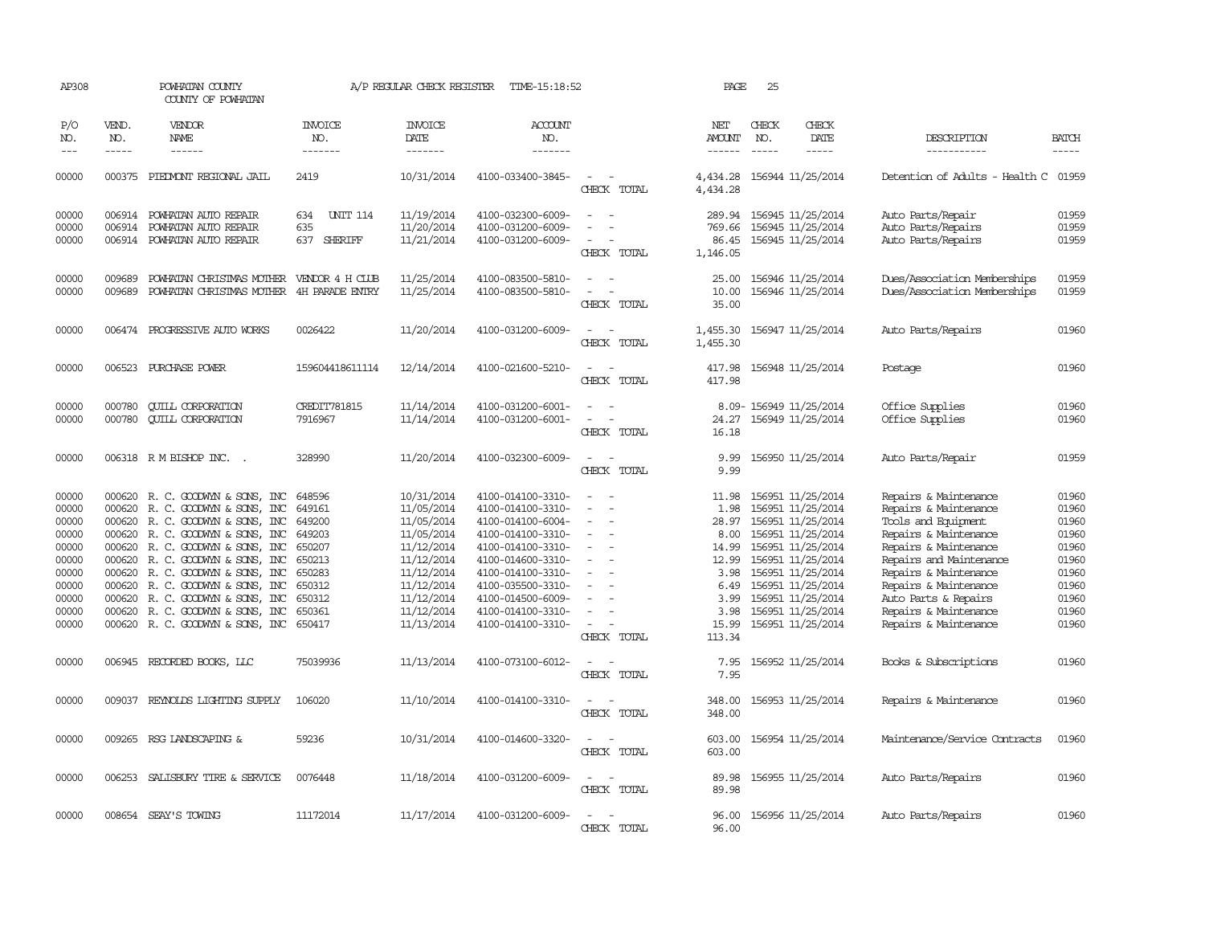AP308 POWHATAN COUNTY A/P REGULAR CHECK REGISTER TIME-15:18:52 PAGE 25

COUNTY OF POWHATAN

| P/O NO. | VEND. NO. | VENDOR NAME | INVOICE NO. | INVOICE DATE | ACCOUNT NO. | | NET AMOUNT | CHECK NO. | CHECK DATE | DESCRIPTION | BATCH |
|---|---|---|---|---|---|---|---|---|---|---|---|
| 00000 | 000375 | PIEDMONT REGIONAL JAIL | 2419 | 10/31/2014 | 4100-033400-3845- | - - | 4,434.28 | 156944 | 11/25/2014 | Detention of Adults - Health C | 01959 |
| | | | | | | CHECK TOTAL | 4,434.28 | | | | |
| 00000 | 006914 | POWHATAN AUTO REPAIR | 634 UNIT 114 | 11/19/2014 | 4100-032300-6009- | - - | 289.94 | 156945 | 11/25/2014 | Auto Parts/Repair | 01959 |
| 00000 | 006914 | POWHATAN AUTO REPAIR | 635 | 11/20/2014 | 4100-031200-6009- | - - | 769.66 | 156945 | 11/25/2014 | Auto Parts/Repairs | 01959 |
| 00000 | 006914 | POWHATAN AUTO REPAIR | 637 SHERIFF | 11/21/2014 | 4100-031200-6009- | - - | 86.45 | 156945 | 11/25/2014 | Auto Parts/Repairs | 01959 |
| | | | | | | CHECK TOTAL | 1,146.05 | | | | |
| 00000 | 009689 | POWHATAN CHRISTMAS MOTHER | VENDOR 4 H CLUB | 11/25/2014 | 4100-083500-5810- | - - | 25.00 | 156946 | 11/25/2014 | Dues/Association Memberships | 01959 |
| 00000 | 009689 | POWHATAN CHRISTMAS MOTHER | 4H PARADE ENTRY | 11/25/2014 | 4100-083500-5810- | - - | 10.00 | 156946 | 11/25/2014 | Dues/Association Memberships | 01959 |
| | | | | | | CHECK TOTAL | 35.00 | | | | |
| 00000 | 006474 | PROGRESSIVE AUTO WORKS | 0026422 | 11/20/2014 | 4100-031200-6009- | - - | 1,455.30 | 156947 | 11/25/2014 | Auto Parts/Repairs | 01960 |
| | | | | | | CHECK TOTAL | 1,455.30 | | | | |
| 00000 | 006523 | PURCHASE POWER | 159604418611114 | 12/14/2014 | 4100-021600-5210- | - - | 417.98 | 156948 | 11/25/2014 | Postage | 01960 |
| | | | | | | CHECK TOTAL | 417.98 | | | | |
| 00000 | 000780 | QUILL CORPORATION | CREDIT781815 | 11/14/2014 | 4100-031200-6001- | - - | 8.09- | 156949 | 11/25/2014 | Office Supplies | 01960 |
| 00000 | 000780 | QUILL CORPORATION | 7916967 | 11/14/2014 | 4100-031200-6001- | - - | 24.27 | 156949 | 11/25/2014 | Office Supplies | 01960 |
| | | | | | | CHECK TOTAL | 16.18 | | | | |
| 00000 | 006318 | R M BISHOP INC. . | 328990 | 11/20/2014 | 4100-032300-6009- | - - | 9.99 | 156950 | 11/25/2014 | Auto Parts/Repair | 01959 |
| | | | | | | CHECK TOTAL | 9.99 | | | | |
| 00000 | 000620 | R. C. GOODWYN & SONS, INC | 648596 | 10/31/2014 | 4100-014100-3310- | - - | 11.98 | 156951 | 11/25/2014 | Repairs & Maintenance | 01960 |
| 00000 | 000620 | R. C. GOODWYN & SONS, INC | 649161 | 11/05/2014 | 4100-014100-3310- | - - | 1.98 | 156951 | 11/25/2014 | Repairs & Maintenance | 01960 |
| 00000 | 000620 | R. C. GOODWYN & SONS, INC | 649200 | 11/05/2014 | 4100-014100-6004- | - - | 28.97 | 156951 | 11/25/2014 | Tools and Equipment | 01960 |
| 00000 | 000620 | R. C. GOODWYN & SONS, INC | 649203 | 11/05/2014 | 4100-014100-3310- | - - | 8.00 | 156951 | 11/25/2014 | Repairs & Maintenance | 01960 |
| 00000 | 000620 | R. C. GOODWYN & SONS, INC | 650207 | 11/12/2014 | 4100-014100-3310- | - - | 14.99 | 156951 | 11/25/2014 | Repairs & Maintenance | 01960 |
| 00000 | 000620 | R. C. GOODWYN & SONS, INC | 650213 | 11/12/2014 | 4100-014600-3310- | - - | 12.99 | 156951 | 11/25/2014 | Repairs and Maintenance | 01960 |
| 00000 | 000620 | R. C. GOODWYN & SONS, INC | 650283 | 11/12/2014 | 4100-014100-3310- | - - | 3.98 | 156951 | 11/25/2014 | Repairs & Maintenance | 01960 |
| 00000 | 000620 | R. C. GOODWYN & SONS, INC | 650312 | 11/12/2014 | 4100-035500-3310- | - - | 6.49 | 156951 | 11/25/2014 | Repairs & Maintenance | 01960 |
| 00000 | 000620 | R. C. GOODWYN & SONS, INC | 650312 | 11/12/2014 | 4100-014500-6009- | - - | 3.99 | 156951 | 11/25/2014 | Auto Parts & Repairs | 01960 |
| 00000 | 000620 | R. C. GOODWYN & SONS, INC | 650361 | 11/12/2014 | 4100-014100-3310- | - - | 3.98 | 156951 | 11/25/2014 | Repairs & Maintenance | 01960 |
| 00000 | 000620 | R. C. GOODWYN & SONS, INC | 650417 | 11/13/2014 | 4100-014100-3310- | - - | 15.99 | 156951 | 11/25/2014 | Repairs & Maintenance | 01960 |
| | | | | | | CHECK TOTAL | 113.34 | | | | |
| 00000 | 006945 | RECORDED BOOKS, LLC | 75039936 | 11/13/2014 | 4100-073100-6012- | - - | 7.95 | 156952 | 11/25/2014 | Books & Subscriptions | 01960 |
| | | | | | | CHECK TOTAL | 7.95 | | | | |
| 00000 | 009037 | REYNOLDS LIGHTING SUPPLY | 106020 | 11/10/2014 | 4100-014100-3310- | - - | 348.00 | 156953 | 11/25/2014 | Repairs & Maintenance | 01960 |
| | | | | | | CHECK TOTAL | 348.00 | | | | |
| 00000 | 009265 | RSG LANDSCAPING & | 59236 | 10/31/2014 | 4100-014600-3320- | - - | 603.00 | 156954 | 11/25/2014 | Maintenance/Service Contracts | 01960 |
| | | | | | | CHECK TOTAL | 603.00 | | | | |
| 00000 | 006253 | SALISBURY TIRE & SERVICE | 0076448 | 11/18/2014 | 4100-031200-6009- | - - | 89.98 | 156955 | 11/25/2014 | Auto Parts/Repairs | 01960 |
| | | | | | | CHECK TOTAL | 89.98 | | | | |
| 00000 | 008654 | SEAY'S TOWING | 11172014 | 11/17/2014 | 4100-031200-6009- | - - | 96.00 | 156956 | 11/25/2014 | Auto Parts/Repairs | 01960 |
| | | | | | | CHECK TOTAL | 96.00 | | | | |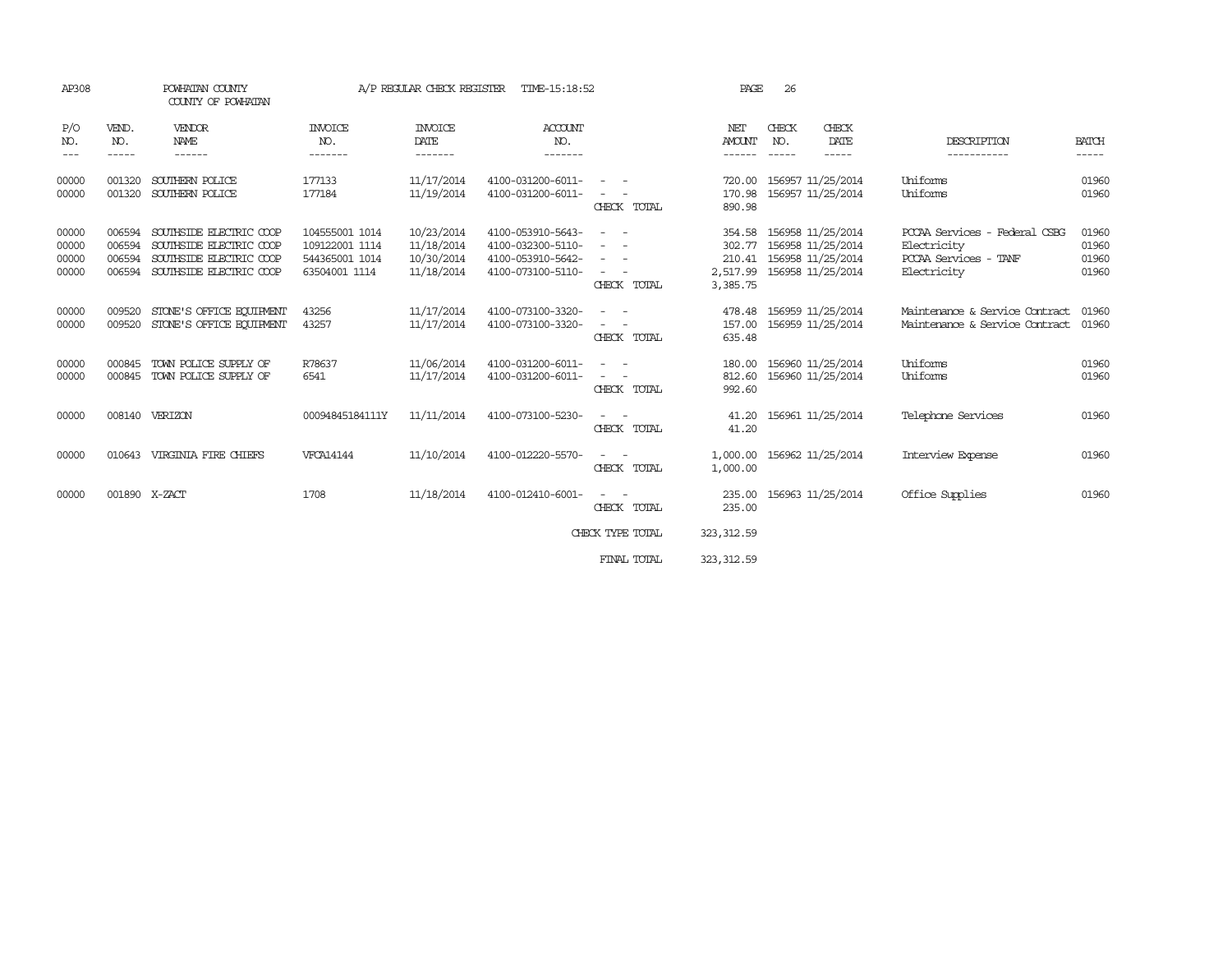AP308 POWHATAN COUNTY A/P REGULAR CHECK REGISTER TIME-15:18:52 PAGE 26
COUNTY OF POWHATAN

| P/O NO. | VEND. NO. | VENDOR NAME | INVOICE NO. | INVOICE DATE | ACCOUNT NO. | | NET AMOUNT | CHECK NO. | CHECK DATE | DESCRIPTION | BATCH |
|---|---|---|---|---|---|---|---|---|---|---|---|
| 00000 | 001320 | SOUTHERN POLICE | 177133 | 11/17/2014 | 4100-031200-6011- | - - | 720.00 | 156957 | 11/25/2014 | Uniforms | 01960 |
| 00000 | 001320 | SOUTHERN POLICE | 177184 | 11/19/2014 | 4100-031200-6011- | - - | 170.98 | 156957 | 11/25/2014 | Uniforms | 01960 |
| | | | | | | CHECK TOTAL | 890.98 | | | | |
| 00000 | 006594 | SOUTHSIDE ELECTRIC COOP | 104555001 1014 | 10/23/2014 | 4100-053910-5643- | - - | 354.58 | 156958 | 11/25/2014 | PCCAA Services - Federal CSBG | 01960 |
| 00000 | 006594 | SOUTHSIDE ELECTRIC COOP | 109122001 1114 | 11/18/2014 | 4100-032300-5110- | - - | 302.77 | 156958 | 11/25/2014 | Electricity | 01960 |
| 00000 | 006594 | SOUTHSIDE ELECTRIC COOP | 544365001 1014 | 10/30/2014 | 4100-053910-5642- | - - | 210.41 | 156958 | 11/25/2014 | PCCAA Services - TANF | 01960 |
| 00000 | 006594 | SOUTHSIDE ELECTRIC COOP | 63504001 1114 | 11/18/2014 | 4100-073100-5110- | - - | 2,517.99 | 156958 | 11/25/2014 | Electricity | 01960 |
| | | | | | | CHECK TOTAL | 3,385.75 | | | | |
| 00000 | 009520 | STONE'S OFFICE EQUIPMENT | 43256 | 11/17/2014 | 4100-073100-3320- | - - | 478.48 | 156959 | 11/25/2014 | Maintenance & Service Contract | 01960 |
| 00000 | 009520 | STONE'S OFFICE EQUIPMENT | 43257 | 11/17/2014 | 4100-073100-3320- | - - | 157.00 | 156959 | 11/25/2014 | Maintenance & Service Contract | 01960 |
| | | | | | | CHECK TOTAL | 635.48 | | | | |
| 00000 | 000845 | TOWN POLICE SUPPLY OF | R78637 | 11/06/2014 | 4100-031200-6011- | - - | 180.00 | 156960 | 11/25/2014 | Uniforms | 01960 |
| 00000 | 000845 | TOWN POLICE SUPPLY OF | 6541 | 11/17/2014 | 4100-031200-6011- | - - | 812.60 | 156960 | 11/25/2014 | Uniforms | 01960 |
| | | | | | | CHECK TOTAL | 992.60 | | | | |
| 00000 | 008140 | VERIZON | 00094845184111Y | 11/11/2014 | 4100-073100-5230- | - - | 41.20 | 156961 | 11/25/2014 | Telephone Services | 01960 |
| | | | | | | CHECK TOTAL | 41.20 | | | | |
| 00000 | 010643 | VIRGINIA FIRE CHIEFS | VFCA14144 | 11/10/2014 | 4100-012220-5570- | - - | 1,000.00 | 156962 | 11/25/2014 | Interview Expense | 01960 |
| | | | | | | CHECK TOTAL | 1,000.00 | | | | |
| 00000 | 001890 | X-ZACT | 1708 | 11/18/2014 | 4100-012410-6001- | - - | 235.00 | 156963 | 11/25/2014 | Office Supplies | 01960 |
| | | | | | | CHECK TOTAL | 235.00 | | | | |
| | | | | | | CHECK TYPE TOTAL | 323,312.59 | | | | |
| | | | | | | FINAL TOTAL | 323,312.59 | | | | |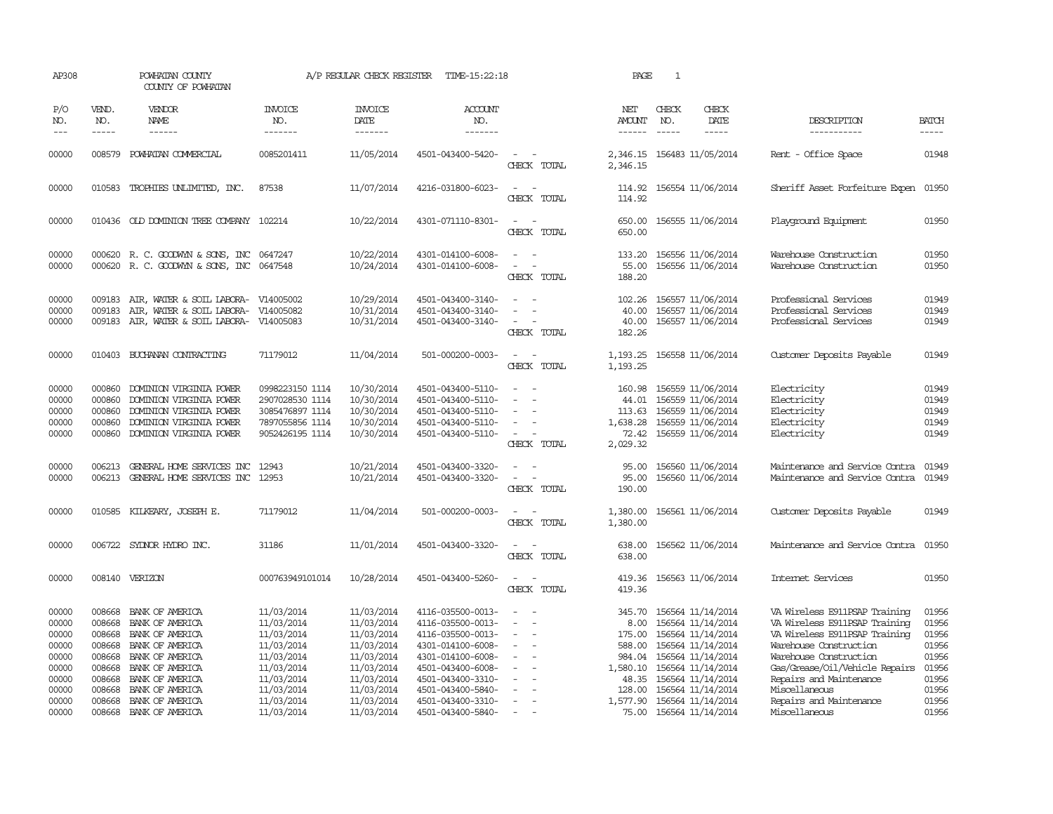AP308 POWHATAN COUNTY A/P REGULAR CHECK REGISTER TIME-15:22:18 PAGE 1

COUNTY OF POWHATAN

| P/O NO. | VEND. NO. | VENDOR NAME | INVOICE NO. | INVOICE DATE | ACCOUNT NO. | | NET AMOUNT | CHECK NO. | CHECK DATE | DESCRIPTION | BATCH |
|---|---|---|---|---|---|---|---|---|---|---|---|
| 00000 | 008579 | POWHATAN COMMERCIAL | 0085201411 | 11/05/2014 | 4501-043400-5420- | - - | 2,346.15 | 156483 | 11/05/2014 | Rent - Office Space | 01948 |
| | | | | | | CHECK TOTAL | 2,346.15 | | | | |
| 00000 | 010583 | TROPHIES UNLIMITED, INC. | 87538 | 11/07/2014 | 4216-031800-6023- | - - | 114.92 | 156554 | 11/06/2014 | Sheriff Asset Forfeiture Expen | 01950 |
| | | | | | | CHECK TOTAL | 114.92 | | | | |
| 00000 | 010436 | OLD DOMINION TREE COMPANY | 102214 | 10/22/2014 | 4301-071110-8301- | - - | 650.00 | 156555 | 11/06/2014 | Playground Equipment | 01950 |
| | | | | | | CHECK TOTAL | 650.00 | | | | |
| 00000 | 000620 | R. C. GOODWYN & SONS, INC | 0647247 | 10/22/2014 | 4301-014100-6008- | - - | 133.20 | 156556 | 11/06/2014 | Warehouse Construction | 01950 |
| 00000 | 000620 | R. C. GOODWYN & SONS, INC | 0647548 | 10/24/2014 | 4301-014100-6008- | - - | 55.00 | 156556 | 11/06/2014 | Warehouse Construction | 01950 |
| | | | | | | CHECK TOTAL | 188.20 | | | | |
| 00000 | 009183 | AIR, WATER & SOIL LABORA- | V14005002 | 10/29/2014 | 4501-043400-3140- | - - | 102.26 | 156557 | 11/06/2014 | Professional Services | 01949 |
| 00000 | 009183 | AIR, WATER & SOIL LABORA- | V14005082 | 10/31/2014 | 4501-043400-3140- | - - | 40.00 | 156557 | 11/06/2014 | Professional Services | 01949 |
| 00000 | 009183 | AIR, WATER & SOIL LABORA- | V14005083 | 10/31/2014 | 4501-043400-3140- | - - | 40.00 | 156557 | 11/06/2014 | Professional Services | 01949 |
| | | | | | | CHECK TOTAL | 182.26 | | | | |
| 00000 | 010403 | BUCHANAN CONTRACTING | 71179012 | 11/04/2014 | 501-000200-0003- | - - | 1,193.25 | 156558 | 11/06/2014 | Customer Deposits Payable | 01949 |
| | | | | | | CHECK TOTAL | 1,193.25 | | | | |
| 00000 | 000860 | DOMINION VIRGINIA POWER | 0998223150 1114 | 10/30/2014 | 4501-043400-5110- | - - | 160.98 | 156559 | 11/06/2014 | Electricity | 01949 |
| 00000 | 000860 | DOMINION VIRGINIA POWER | 2907028530 1114 | 10/30/2014 | 4501-043400-5110- | - - | 44.01 | 156559 | 11/06/2014 | Electricity | 01949 |
| 00000 | 000860 | DOMINION VIRGINIA POWER | 3085476897 1114 | 10/30/2014 | 4501-043400-5110- | - - | 113.63 | 156559 | 11/06/2014 | Electricity | 01949 |
| 00000 | 000860 | DOMINION VIRGINIA POWER | 7897055856 1114 | 10/30/2014 | 4501-043400-5110- | - - | 1,638.28 | 156559 | 11/06/2014 | Electricity | 01949 |
| 00000 | 000860 | DOMINION VIRGINIA POWER | 9052426195 1114 | 10/30/2014 | 4501-043400-5110- | - - | 72.42 | 156559 | 11/06/2014 | Electricity | 01949 |
| | | | | | | CHECK TOTAL | 2,029.32 | | | | |
| 00000 | 006213 | GENERAL HOME SERVICES INC | 12943 | 10/21/2014 | 4501-043400-3320- | - - | 95.00 | 156560 | 11/06/2014 | Maintenance and Service Contra | 01949 |
| 00000 | 006213 | GENERAL HOME SERVICES INC | 12953 | 10/21/2014 | 4501-043400-3320- | - - | 95.00 | 156560 | 11/06/2014 | Maintenance and Service Contra | 01949 |
| | | | | | | CHECK TOTAL | 190.00 | | | | |
| 00000 | 010585 | KILKEARY, JOSEPH E. | 71179012 | 11/04/2014 | 501-000200-0003- | - - | 1,380.00 | 156561 | 11/06/2014 | Customer Deposits Payable | 01949 |
| | | | | | | CHECK TOTAL | 1,380.00 | | | | |
| 00000 | 006722 | SYDNOR HYDRO INC. | 31186 | 11/01/2014 | 4501-043400-3320- | - - | 638.00 | 156562 | 11/06/2014 | Maintenance and Service Contra | 01950 |
| | | | | | | CHECK TOTAL | 638.00 | | | | |
| 00000 | 008140 | VERIZON | 000763949101014 | 10/28/2014 | 4501-043400-5260- | - - | 419.36 | 156563 | 11/06/2014 | Internet Services | 01950 |
| | | | | | | CHECK TOTAL | 419.36 | | | | |
| 00000 | 008668 | BANK OF AMERICA | 11/03/2014 | 11/03/2014 | 4116-035500-0013- | - - | 345.70 | 156564 | 11/14/2014 | VA Wireless E911PSAP Training | 01956 |
| 00000 | 008668 | BANK OF AMERICA | 11/03/2014 | 11/03/2014 | 4116-035500-0013- | - - | 8.00 | 156564 | 11/14/2014 | VA Wireless E911PSAP Training | 01956 |
| 00000 | 008668 | BANK OF AMERICA | 11/03/2014 | 11/03/2014 | 4116-035500-0013- | - - | 175.00 | 156564 | 11/14/2014 | VA Wireless E911PSAP Training | 01956 |
| 00000 | 008668 | BANK OF AMERICA | 11/03/2014 | 11/03/2014 | 4301-014100-6008- | - - | 588.00 | 156564 | 11/14/2014 | Warehouse Construction | 01956 |
| 00000 | 008668 | BANK OF AMERICA | 11/03/2014 | 11/03/2014 | 4301-014100-6008- | - - | 984.04 | 156564 | 11/14/2014 | Warehouse Construction | 01956 |
| 00000 | 008668 | BANK OF AMERICA | 11/03/2014 | 11/03/2014 | 4501-043400-6008- | - - | 1,580.10 | 156564 | 11/14/2014 | Gas/Grease/Oil/Vehicle Repairs | 01956 |
| 00000 | 008668 | BANK OF AMERICA | 11/03/2014 | 11/03/2014 | 4501-043400-3310- | - - | 48.35 | 156564 | 11/14/2014 | Repairs and Maintenance | 01956 |
| 00000 | 008668 | BANK OF AMERICA | 11/03/2014 | 11/03/2014 | 4501-043400-5840- | - - | 128.00 | 156564 | 11/14/2014 | Miscellaneous | 01956 |
| 00000 | 008668 | BANK OF AMERICA | 11/03/2014 | 11/03/2014 | 4501-043400-3310- | - - | 1,577.90 | 156564 | 11/14/2014 | Repairs and Maintenance | 01956 |
| 00000 | 008668 | BANK OF AMERICA | 11/03/2014 | 11/03/2014 | 4501-043400-5840- | - - | 75.00 | 156564 | 11/14/2014 | Miscellaneous | 01956 |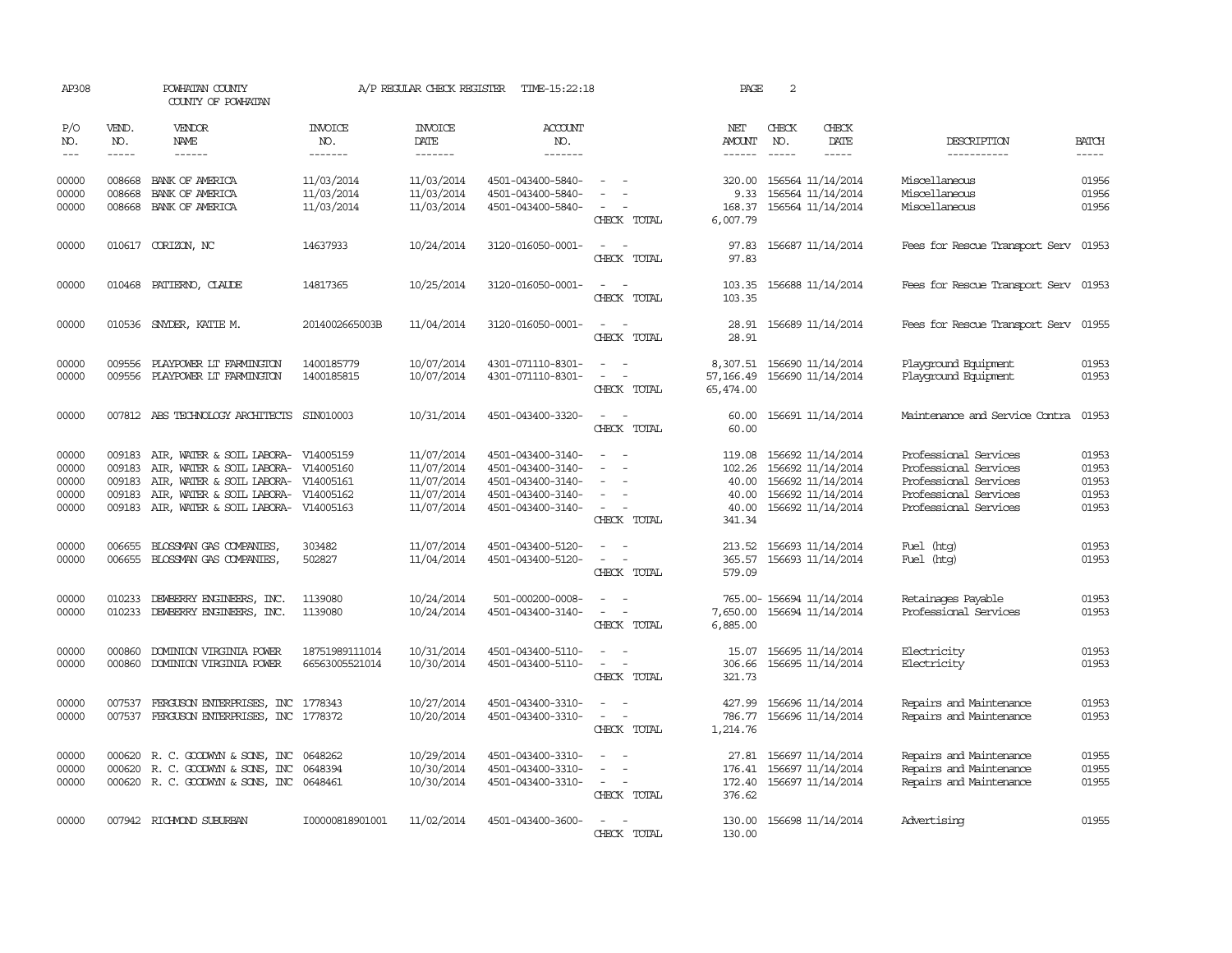AP308 POWHATAN COUNTY A/P REGULAR CHECK REGISTER TIME-15:22:18 PAGE 2

COUNTY OF POWHATAN

| P/O NO. | VEND. NO. | VENDOR NAME | INVOICE NO. | INVOICE DATE | ACCOUNT NO. | | NET AMOUNT | CHECK NO. | CHECK DATE | DESCRIPTION | BATCH |
|---|---|---|---|---|---|---|---|---|---|---|---|
| --- | ----- | ------ | ------- | ------- | ------- | | ------ | ----- | ----- | ----------- | ----- |
| 00000 | 008668 | BANK OF AMERICA | 11/03/2014 | 11/03/2014 | 4501-043400-5840- | - - | 320.00 | 156564 | 11/14/2014 | Miscellaneous | 01956 |
| 00000 | 008668 | BANK OF AMERICA | 11/03/2014 | 11/03/2014 | 4501-043400-5840- | - - | 9.33 | 156564 | 11/14/2014 | Miscellaneous | 01956 |
| 00000 | 008668 | BANK OF AMERICA | 11/03/2014 | 11/03/2014 | 4501-043400-5840- | - - | 168.37 | 156564 | 11/14/2014 | Miscellaneous | 01956 |
| | | | | | | CHECK TOTAL | 6,007.79 | | | | |
| 00000 | 010617 | CORIZON, NC | 14637933 | 10/24/2014 | 3120-016050-0001- | - - | 97.83 | 156687 | 11/14/2014 | Fees for Rescue Transport Serv | 01953 |
| | | | | | | CHECK TOTAL | 97.83 | | | | |
| 00000 | 010468 | PATIERNO, CLAUDE | 14817365 | 10/25/2014 | 3120-016050-0001- | - - | 103.35 | 156688 | 11/14/2014 | Fees for Rescue Transport Serv | 01953 |
| | | | | | | CHECK TOTAL | 103.35 | | | | |
| 00000 | 010536 | SNYDER, KATIE M. | 2014002665003B | 11/04/2014 | 3120-016050-0001- | - - | 28.91 | 156689 | 11/14/2014 | Fees for Rescue Transport Serv | 01955 |
| | | | | | | CHECK TOTAL | 28.91 | | | | |
| 00000 | 009556 | PLAYPOWER LT FARMINGTON | 1400185779 | 10/07/2014 | 4301-071110-8301- | - - | 8,307.51 | 156690 | 11/14/2014 | Playground Equipment | 01953 |
| 00000 | 009556 | PLAYPOWER LT FARMINGTON | 1400185815 | 10/07/2014 | 4301-071110-8301- | - - | 57,166.49 | 156690 | 11/14/2014 | Playground Equipment | 01953 |
| | | | | | | CHECK TOTAL | 65,474.00 | | | | |
| 00000 | 007812 | ABS TECHNOLOGY ARCHITECTS | SIN010003 | 10/31/2014 | 4501-043400-3320- | - - | 60.00 | 156691 | 11/14/2014 | Maintenance and Service Contra | 01953 |
| | | | | | | CHECK TOTAL | 60.00 | | | | |
| 00000 | 009183 | AIR, WATER & SOIL LABORA- | V14005159 | 11/07/2014 | 4501-043400-3140- | - - | 119.08 | 156692 | 11/14/2014 | Professional Services | 01953 |
| 00000 | 009183 | AIR, WATER & SOIL LABORA- | V14005160 | 11/07/2014 | 4501-043400-3140- | - - | 102.26 | 156692 | 11/14/2014 | Professional Services | 01953 |
| 00000 | 009183 | AIR, WATER & SOIL LABORA- | V14005161 | 11/07/2014 | 4501-043400-3140- | - - | 40.00 | 156692 | 11/14/2014 | Professional Services | 01953 |
| 00000 | 009183 | AIR, WATER & SOIL LABORA- | V14005162 | 11/07/2014 | 4501-043400-3140- | - - | 40.00 | 156692 | 11/14/2014 | Professional Services | 01953 |
| 00000 | 009183 | AIR, WATER & SOIL LABORA- | V14005163 | 11/07/2014 | 4501-043400-3140- | - - | 40.00 | 156692 | 11/14/2014 | Professional Services | 01953 |
| | | | | | | CHECK TOTAL | 341.34 | | | | |
| 00000 | 006655 | BLOSSMAN GAS COMPANIES, | 303482 | 11/07/2014 | 4501-043400-5120- | - - | 213.52 | 156693 | 11/14/2014 | Fuel (htg) | 01953 |
| 00000 | 006655 | BLOSSMAN GAS COMPANIES, | 502827 | 11/04/2014 | 4501-043400-5120- | - - | 365.57 | 156693 | 11/14/2014 | Fuel (htg) | 01953 |
| | | | | | | CHECK TOTAL | 579.09 | | | | |
| 00000 | 010233 | DEWBERRY ENGINEERS, INC. | 1139080 | 10/24/2014 | 501-000200-0008- | - - | 765.00- | 156694 | 11/14/2014 | Retainages Payable | 01953 |
| 00000 | 010233 | DEWBERRY ENGINEERS, INC. | 1139080 | 10/24/2014 | 4501-043400-3140- | - - | 7,650.00 | 156694 | 11/14/2014 | Professional Services | 01953 |
| | | | | | | CHECK TOTAL | 6,885.00 | | | | |
| 00000 | 000860 | DOMINION VIRGINIA POWER | 18751989111014 | 10/31/2014 | 4501-043400-5110- | - - | 15.07 | 156695 | 11/14/2014 | Electricity | 01953 |
| 00000 | 000860 | DOMINION VIRGINIA POWER | 66563005521014 | 10/30/2014 | 4501-043400-5110- | - - | 306.66 | 156695 | 11/14/2014 | Electricity | 01953 |
| | | | | | | CHECK TOTAL | 321.73 | | | | |
| 00000 | 007537 | FERGUSON ENTERPRISES, INC | 1778343 | 10/27/2014 | 4501-043400-3310- | - - | 427.99 | 156696 | 11/14/2014 | Repairs and Maintenance | 01953 |
| 00000 | 007537 | FERGUSON ENTERPRISES, INC | 1778372 | 10/20/2014 | 4501-043400-3310- | - - | 786.77 | 156696 | 11/14/2014 | Repairs and Maintenance | 01953 |
| | | | | | | CHECK TOTAL | 1,214.76 | | | | |
| 00000 | 000620 | R. C. GOODWYN & SONS, INC | 0648262 | 10/29/2014 | 4501-043400-3310- | - - | 27.81 | 156697 | 11/14/2014 | Repairs and Maintenance | 01955 |
| 00000 | 000620 | R. C. GOODWYN & SONS, INC | 0648394 | 10/30/2014 | 4501-043400-3310- | - - | 176.41 | 156697 | 11/14/2014 | Repairs and Maintenance | 01955 |
| 00000 | 000620 | R. C. GOODWYN & SONS, INC | 0648461 | 10/30/2014 | 4501-043400-3310- | - - | 172.40 | 156697 | 11/14/2014 | Repairs and Maintenance | 01955 |
| | | | | | | CHECK TOTAL | 376.62 | | | | |
| 00000 | 007942 | RICHMOND SUBURBAN | I00000818901001 | 11/02/2014 | 4501-043400-3600- | - - | 130.00 | 156698 | 11/14/2014 | Advertising | 01955 |
| | | | | | | CHECK TOTAL | 130.00 | | | | |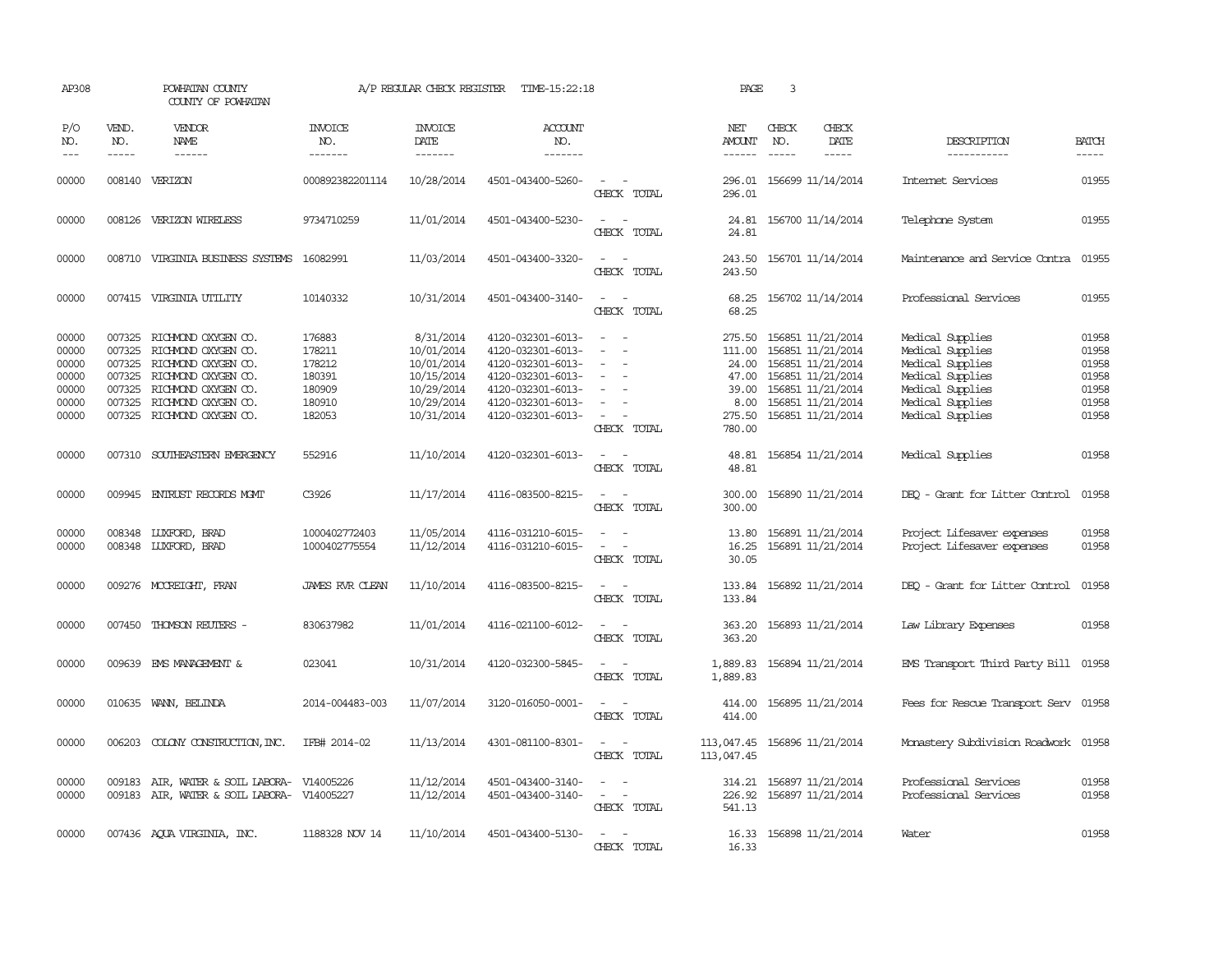AP308 POWHATAN COUNTY A/P REGULAR CHECK REGISTER TIME-15:22:18 PAGE 3

COUNTY OF POWHATAN

| P/O NO. | VEND. NO. | VENDOR NAME | INVOICE NO. | INVOICE DATE | ACCOUNT NO. | | NET AMOUNT | CHECK NO. | CHECK DATE | DESCRIPTION | BATCH |
|---|---|---|---|---|---|---|---|---|---|---|---|
| 00000 | 008140 | VERIZON | 000892382201114 | 10/28/2014 | 4501-043400-5260- | - - | 296.01 | 156699 | 11/14/2014 | Internet Services | 01955 |
| | | | | | | CHECK TOTAL | 296.01 | | | | |
| 00000 | 008126 | VERIZON WIRELESS | 9734710259 | 11/01/2014 | 4501-043400-5230- | - - | 24.81 | 156700 | 11/14/2014 | Telephone System | 01955 |
| | | | | | | CHECK TOTAL | 24.81 | | | | |
| 00000 | 008710 | VIRGINIA BUSINESS SYSTEMS | 16082991 | 11/03/2014 | 4501-043400-3320- | - - | 243.50 | 156701 | 11/14/2014 | Maintenance and Service Contra | 01955 |
| | | | | | | CHECK TOTAL | 243.50 | | | | |
| 00000 | 007415 | VIRGINIA UTILITY | 10140332 | 10/31/2014 | 4501-043400-3140- | - - | 68.25 | 156702 | 11/14/2014 | Professional Services | 01955 |
| | | | | | | CHECK TOTAL | 68.25 | | | | |
| 00000 | 007325 | RICHMOND OXYGEN CO. | 176883 | 8/31/2014 | 4120-032301-6013- | - - | 275.50 | 156851 | 11/21/2014 | Medical Supplies | 01958 |
| 00000 | 007325 | RICHMOND OXYGEN CO. | 178211 | 10/01/2014 | 4120-032301-6013- | - - | 111.00 | 156851 | 11/21/2014 | Medical Supplies | 01958 |
| 00000 | 007325 | RICHMOND OXYGEN CO. | 178212 | 10/01/2014 | 4120-032301-6013- | - - | 24.00 | 156851 | 11/21/2014 | Medical Supplies | 01958 |
| 00000 | 007325 | RICHMOND OXYGEN CO. | 180391 | 10/15/2014 | 4120-032301-6013- | - - | 47.00 | 156851 | 11/21/2014 | Medical Supplies | 01958 |
| 00000 | 007325 | RICHMOND OXYGEN CO. | 180909 | 10/29/2014 | 4120-032301-6013- | - - | 39.00 | 156851 | 11/21/2014 | Medical Supplies | 01958 |
| 00000 | 007325 | RICHMOND OXYGEN CO. | 180910 | 10/29/2014 | 4120-032301-6013- | - - | 8.00 | 156851 | 11/21/2014 | Medical Supplies | 01958 |
| 00000 | 007325 | RICHMOND OXYGEN CO. | 182053 | 10/31/2014 | 4120-032301-6013- | - - | 275.50 | 156851 | 11/21/2014 | Medical Supplies | 01958 |
| | | | | | | CHECK TOTAL | 780.00 | | | | |
| 00000 | 007310 | SOUTHEASTERN EMERGENCY | 552916 | 11/10/2014 | 4120-032301-6013- | - - | 48.81 | 156854 | 11/21/2014 | Medical Supplies | 01958 |
| | | | | | | CHECK TOTAL | 48.81 | | | | |
| 00000 | 009945 | ENTRUST RECORDS MGMT | C3926 | 11/17/2014 | 4116-083500-8215- | - - | 300.00 | 156890 | 11/21/2014 | DEQ - Grant for Litter Control | 01958 |
| | | | | | | CHECK TOTAL | 300.00 | | | | |
| 00000 | 008348 | LUXFORD, BRAD | 1000402772403 | 11/05/2014 | 4116-031210-6015- | - - | 13.80 | 156891 | 11/21/2014 | Project Lifesaver expenses | 01958 |
| 00000 | 008348 | LUXFORD, BRAD | 1000402775554 | 11/12/2014 | 4116-031210-6015- | - - | 16.25 | 156891 | 11/21/2014 | Project Lifesaver expenses | 01958 |
| | | | | | | CHECK TOTAL | 30.05 | | | | |
| 00000 | 009276 | MCCREIGHT, FRAN | JAMES RVR CLEAN | 11/10/2014 | 4116-083500-8215- | - - | 133.84 | 156892 | 11/21/2014 | DEQ - Grant for Litter Control | 01958 |
| | | | | | | CHECK TOTAL | 133.84 | | | | |
| 00000 | 007450 | THOMSON REUTERS - | 830637982 | 11/01/2014 | 4116-021100-6012- | - - | 363.20 | 156893 | 11/21/2014 | Law Library Expenses | 01958 |
| | | | | | | CHECK TOTAL | 363.20 | | | | |
| 00000 | 009639 | EMS MANAGEMENT & | 023041 | 10/31/2014 | 4120-032300-5845- | - - | 1,889.83 | 156894 | 11/21/2014 | EMS Transport Third Party Bill | 01958 |
| | | | | | | CHECK TOTAL | 1,889.83 | | | | |
| 00000 | 010635 | WANN, BELINDA | 2014-004483-003 | 11/07/2014 | 3120-016050-0001- | - - | 414.00 | 156895 | 11/21/2014 | Fees for Rescue Transport Serv | 01958 |
| | | | | | | CHECK TOTAL | 414.00 | | | | |
| 00000 | 006203 | COLONY CONSTRUCTION,INC. | IFB# 2014-02 | 11/13/2014 | 4301-081100-8301- | - - | 113,047.45 | 156896 | 11/21/2014 | Monastery Subdivision Roadwork | 01958 |
| | | | | | | CHECK TOTAL | 113,047.45 | | | | |
| 00000 | 009183 | AIR, WATER & SOIL LABORA- | V14005226 | 11/12/2014 | 4501-043400-3140- | - - | 314.21 | 156897 | 11/21/2014 | Professional Services | 01958 |
| 00000 | 009183 | AIR, WATER & SOIL LABORA- | V14005227 | 11/12/2014 | 4501-043400-3140- | - - | 226.92 | 156897 | 11/21/2014 | Professional Services | 01958 |
| | | | | | | CHECK TOTAL | 541.13 | | | | |
| 00000 | 007436 | AQUA VIRGINIA, INC. | 1188328 NOV 14 | 11/10/2014 | 4501-043400-5130- | - - | 16.33 | 156898 | 11/21/2014 | Water | 01958 |
| | | | | | | CHECK TOTAL | 16.33 | | | | |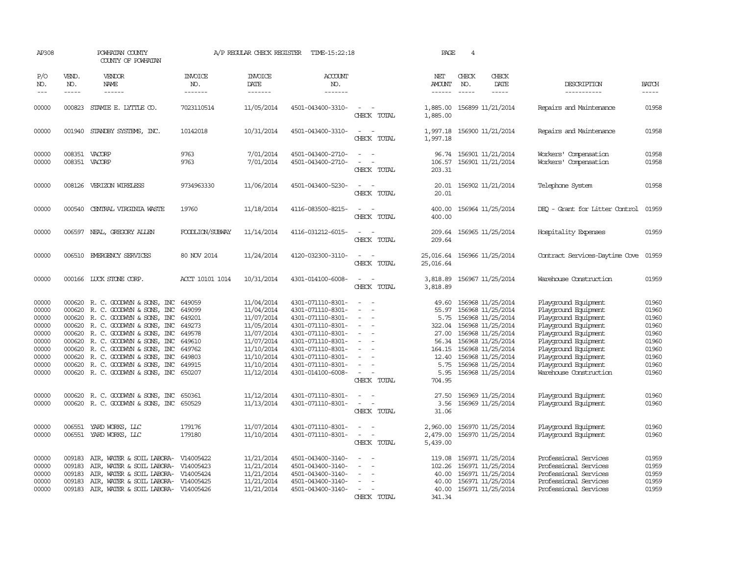AP308 POWHATAN COUNTY A/P REGULAR CHECK REGISTER TIME-15:22:18 PAGE 4

COUNTY OF POWHATAN

| P/O NO. | VEND. NO. | VENDOR NAME | INVOICE NO. | INVOICE DATE | ACCOUNT NO. | | NET AMOUNT | CHECK NO. | CHECK DATE | DESCRIPTION | BATCH |
|---|---|---|---|---|---|---|---|---|---|---|---|
| 00000 | 000823 | STAMIE E. LYTTLE CO. | 7023110514 | 11/05/2014 | 4501-043400-3310- | - - | 1,885.00 | 156899 | 11/21/2014 | Repairs and Maintenance | 01958 |
| | | | | | | CHECK TOTAL | 1,885.00 | | | | |
| 00000 | 001940 | STANDBY SYSTEMS, INC. | 10142018 | 10/31/2014 | 4501-043400-3310- | - - | 1,997.18 | 156900 | 11/21/2014 | Repairs and Maintenance | 01958 |
| | | | | | | CHECK TOTAL | 1,997.18 | | | | |
| 00000 | 008351 | VACORP | 9763 | 7/01/2014 | 4501-043400-2710- | - - | 96.74 | 156901 | 11/21/2014 | Workers' Compensation | 01958 |
| 00000 | 008351 | VACORP | 9763 | 7/01/2014 | 4501-043400-2710- | - - | 106.57 | 156901 | 11/21/2014 | Workers' Compensation | 01958 |
| | | | | | | CHECK TOTAL | 203.31 | | | | |
| 00000 | 008126 | VERIZON WIRELESS | 9734963330 | 11/06/2014 | 4501-043400-5230- | - - | 20.01 | 156902 | 11/21/2014 | Telephone System | 01958 |
| | | | | | | CHECK TOTAL | 20.01 | | | | |
| 00000 | 000540 | CENTRAL VIRGINIA WASTE | 19760 | 11/18/2014 | 4116-083500-8215- | - - | 400.00 | 156964 | 11/25/2014 | DEQ - Grant for Litter Control | 01959 |
| | | | | | | CHECK TOTAL | 400.00 | | | | |
| 00000 | 006597 | NEAL, GREGORY ALLEN | FOODLION/SUBWAY | 11/14/2014 | 4116-031212-6015- | - - | 209.64 | 156965 | 11/25/2014 | Hospitality Expenses | 01959 |
| | | | | | | CHECK TOTAL | 209.64 | | | | |
| 00000 | 006510 | EMERGENCY SERVICES | 80 NOV 2014 | 11/24/2014 | 4120-032300-3110- | - - | 25,016.64 | 156966 | 11/25/2014 | Contract Services-Daytime Cove | 01959 |
| | | | | | | CHECK TOTAL | 25,016.64 | | | | |
| 00000 | 000166 | LUCK STONE CORP. | ACCT 10101 1014 | 10/31/2014 | 4301-014100-6008- | - - | 3,818.89 | 156967 | 11/25/2014 | Warehouse Construction | 01959 |
| | | | | | | CHECK TOTAL | 3,818.89 | | | | |
| 00000 | 000620 | R. C. GOODWYN & SONS, INC | 649059 | 11/04/2014 | 4301-071110-8301- | - - | 49.60 | 156968 | 11/25/2014 | Playground Equipment | 01960 |
| 00000 | 000620 | R. C. GOODWYN & SONS, INC | 649099 | 11/04/2014 | 4301-071110-8301- | - - | 55.97 | 156968 | 11/25/2014 | Playground Equipment | 01960 |
| 00000 | 000620 | R. C. GOODWYN & SONS, INC | 649201 | 11/07/2014 | 4301-071110-8301- | - - | 5.75 | 156968 | 11/25/2014 | Playground Equipment | 01960 |
| 00000 | 000620 | R. C. GOODWYN & SONS, INC | 649273 | 11/05/2014 | 4301-071110-8301- | - - | 322.04 | 156968 | 11/25/2014 | Playground Equipment | 01960 |
| 00000 | 000620 | R. C. GOODWYN & SONS, INC | 649578 | 11/07/2014 | 4301-071110-8301- | - - | 27.00 | 156968 | 11/25/2014 | Playground Equipment | 01960 |
| 00000 | 000620 | R. C. GOODWYN & SONS, INC | 649610 | 11/07/2014 | 4301-071110-8301- | - - | 56.34 | 156968 | 11/25/2014 | Playground Equipment | 01960 |
| 00000 | 000620 | R. C. GOODWYN & SONS, INC | 649762 | 11/10/2014 | 4301-071110-8301- | - - | 164.15 | 156968 | 11/25/2014 | Playground Equipment | 01960 |
| 00000 | 000620 | R. C. GOODWYN & SONS, INC | 649803 | 11/10/2014 | 4301-071110-8301- | - - | 12.40 | 156968 | 11/25/2014 | Playground Equipment | 01960 |
| 00000 | 000620 | R. C. GOODWYN & SONS, INC | 649915 | 11/10/2014 | 4301-071110-8301- | - - | 5.75 | 156968 | 11/25/2014 | Playground Equipment | 01960 |
| 00000 | 000620 | R. C. GOODWYN & SONS, INC | 650207 | 11/12/2014 | 4301-014100-6008- | - - | 5.95 | 156968 | 11/25/2014 | Warehouse Construction | 01960 |
| | | | | | | CHECK TOTAL | 704.95 | | | | |
| 00000 | 000620 | R. C. GOODWYN & SONS, INC | 650361 | 11/12/2014 | 4301-071110-8301- | - - | 27.50 | 156969 | 11/25/2014 | Playground Equipment | 01960 |
| 00000 | 000620 | R. C. GOODWYN & SONS, INC | 650529 | 11/13/2014 | 4301-071110-8301- | - - | 3.56 | 156969 | 11/25/2014 | Playground Equipment | 01960 |
| | | | | | | CHECK TOTAL | 31.06 | | | | |
| 00000 | 006551 | YARD WORKS, LLC | 179176 | 11/07/2014 | 4301-071110-8301- | - - | 2,960.00 | 156970 | 11/25/2014 | Playground Equipment | 01960 |
| 00000 | 006551 | YARD WORKS, LLC | 179180 | 11/10/2014 | 4301-071110-8301- | - - | 2,479.00 | 156970 | 11/25/2014 | Playground Equipment | 01960 |
| | | | | | | CHECK TOTAL | 5,439.00 | | | | |
| 00000 | 009183 | AIR, WATER & SOIL LABORA- | V14005422 | 11/21/2014 | 4501-043400-3140- | - - | 119.08 | 156971 | 11/25/2014 | Professional Services | 01959 |
| 00000 | 009183 | AIR, WATER & SOIL LABORA- | V14005423 | 11/21/2014 | 4501-043400-3140- | - - | 102.26 | 156971 | 11/25/2014 | Professional Services | 01959 |
| 00000 | 009183 | AIR, WATER & SOIL LABORA- | V14005424 | 11/21/2014 | 4501-043400-3140- | - - | 40.00 | 156971 | 11/25/2014 | Professional Services | 01959 |
| 00000 | 009183 | AIR, WATER & SOIL LABORA- | V14005425 | 11/21/2014 | 4501-043400-3140- | - - | 40.00 | 156971 | 11/25/2014 | Professional Services | 01959 |
| 00000 | 009183 | AIR, WATER & SOIL LABORA- | V14005426 | 11/21/2014 | 4501-043400-3140- | - - | 40.00 | 156971 | 11/25/2014 | Professional Services | 01959 |
| | | | | | | CHECK TOTAL | 341.34 | | | | |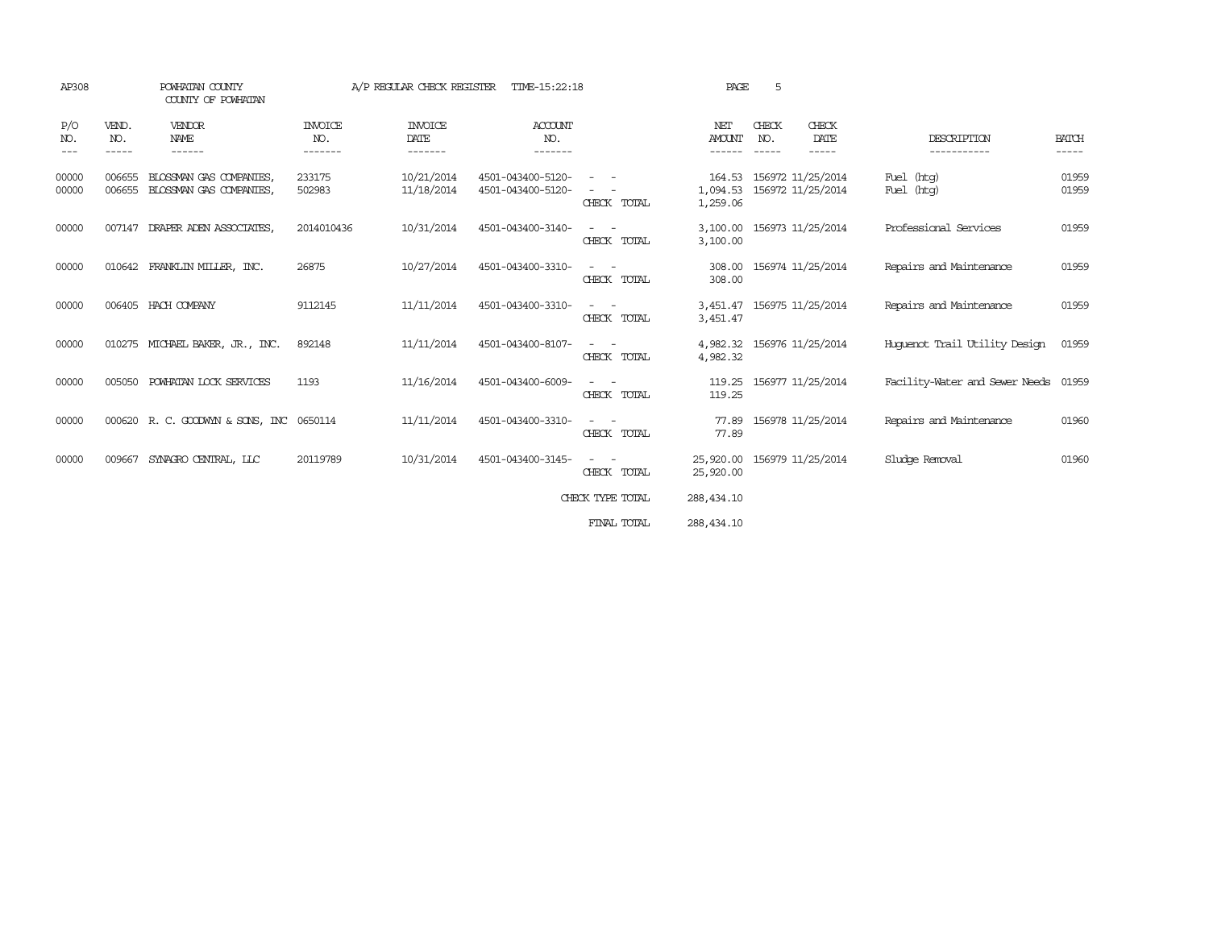AP308 POWHATAN COUNTY A/P REGULAR CHECK REGISTER TIME-15:22:18 PAGE 5

COUNTY OF POWHATAN

| P/O NO. | VEND. NO. | VENDOR NAME | INVOICE NO. | INVOICE DATE | ACCOUNT NO. | | NET AMOUNT | CHECK NO. | CHECK DATE | DESCRIPTION | BATCH |
|---|---|---|---|---|---|---|---|---|---|---|---|
| 00000 | 006655 | BLOSSMAN GAS COMPANIES, | 233175 | 10/21/2014 | 4501-043400-5120- | - - | 164.53 | 156972 | 11/25/2014 | Fuel (htg) | 01959 |
| 00000 | 006655 | BLOSSMAN GAS COMPANIES, | 502983 | 11/18/2014 | 4501-043400-5120- | - - | 1,094.53 | 156972 | 11/25/2014 | Fuel (htg) | 01959 |
| | | | | | | CHECK TOTAL | 1,259.06 | | | | |
| 00000 | 007147 | DRAPER ADEN ASSOCIATES, | 2014010436 | 10/31/2014 | 4501-043400-3140- | - - | 3,100.00 | 156973 | 11/25/2014 | Professional Services | 01959 |
| | | | | | | CHECK TOTAL | 3,100.00 | | | | |
| 00000 | 010642 | FRANKLIN MILLER, INC. | 26875 | 10/27/2014 | 4501-043400-3310- | - - | 308.00 | 156974 | 11/25/2014 | Repairs and Maintenance | 01959 |
| | | | | | | CHECK TOTAL | 308.00 | | | | |
| 00000 | 006405 | HACH COMPANY | 9112145 | 11/11/2014 | 4501-043400-3310- | - - | 3,451.47 | 156975 | 11/25/2014 | Repairs and Maintenance | 01959 |
| | | | | | | CHECK TOTAL | 3,451.47 | | | | |
| 00000 | 010275 | MICHAEL BAKER, JR., INC. | 892148 | 11/11/2014 | 4501-043400-8107- | - - | 4,982.32 | 156976 | 11/25/2014 | Huguenot Trail Utility Design | 01959 |
| | | | | | | CHECK TOTAL | 4,982.32 | | | | |
| 00000 | 005050 | POWHATAN LOCK SERVICES | 1193 | 11/16/2014 | 4501-043400-6009- | - - | 119.25 | 156977 | 11/25/2014 | Facility-Water and Sewer Needs | 01959 |
| | | | | | | CHECK TOTAL | 119.25 | | | | |
| 00000 | 000620 | R. C. GOODWYN & SONS, INC | 0650114 | 11/11/2014 | 4501-043400-3310- | - - | 77.89 | 156978 | 11/25/2014 | Repairs and Maintenance | 01960 |
| | | | | | | CHECK TOTAL | 77.89 | | | | |
| 00000 | 009667 | SYNAGRO CENTRAL, LLC | 20119789 | 10/31/2014 | 4501-043400-3145- | - - | 25,920.00 | 156979 | 11/25/2014 | Sludge Removal | 01960 |
| | | | | | | CHECK TOTAL | 25,920.00 | | | | |
| | | | | | | CHECK TYPE TOTAL | 288,434.10 | | | | |
| | | | | | | FINAL TOTAL | 288,434.10 | | | | |